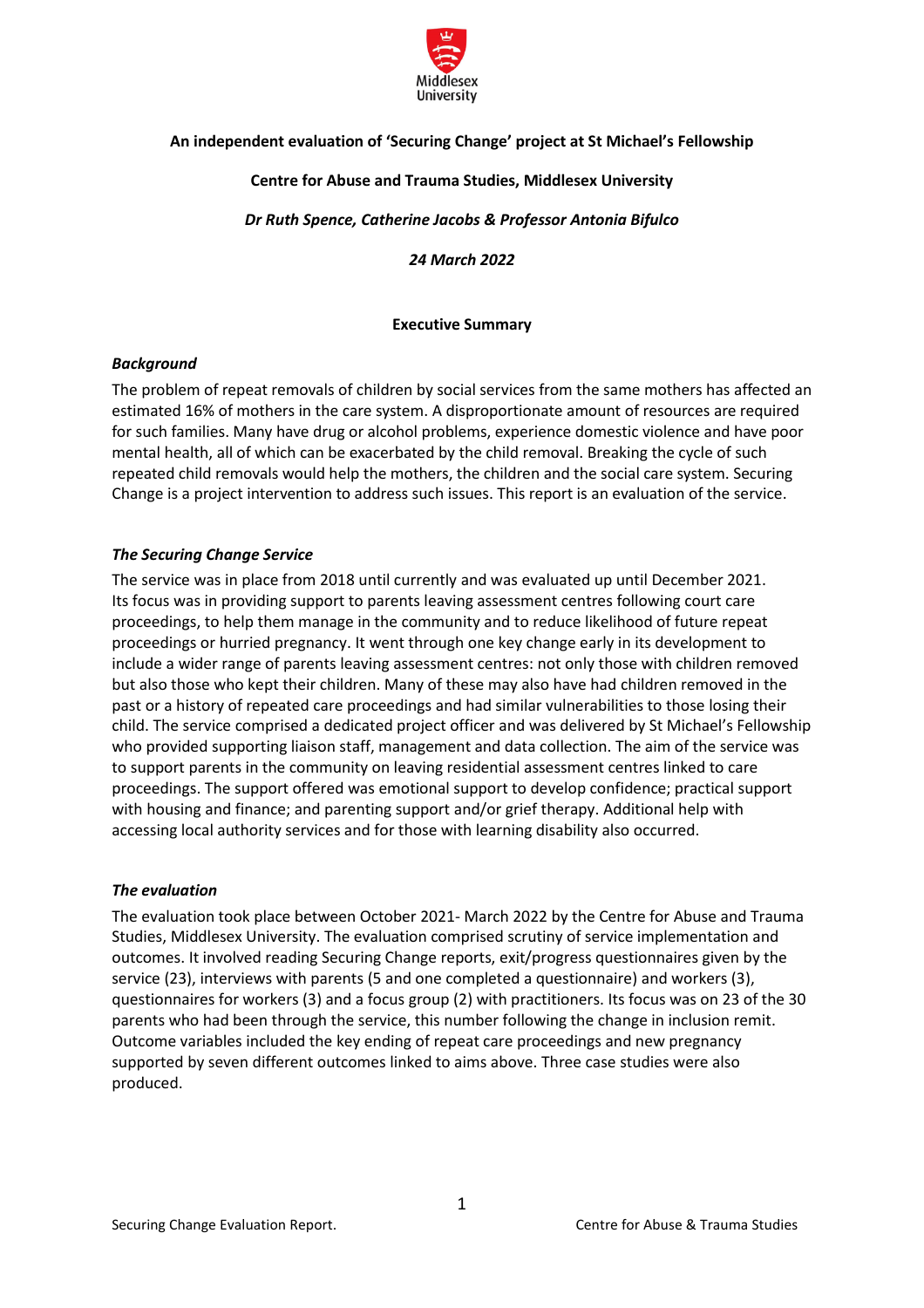**An independent evaluation of 'Securing Change' project at St Michael's Fellowship**

**Centre for Abuse and Trauma Studies, Middlesex University**

***Dr Ruth Spence, Catherine Jacobs & Professor Antonia Bifulco***

***24 March 2022***

## Executive Summary

### *Background*

The problem of repeat removals of children by social services from the same mothers has affected an estimated 16% of mothers in the care system. A disproportionate amount of resources are required for such families. Many have drug or alcohol problems, experience domestic violence and have poor mental health, all of which can be exacerbated by the child removal. Breaking the cycle of such repeated child removals would help the mothers, the children and the social care system. Securing Change is a project intervention to address such issues. This report is an evaluation of the service.

### *The Securing Change Service*

The service was in place from 2018 until currently and was evaluated up until December 2021. Its focus was in providing support to parents leaving assessment centres following court care proceedings, to help them manage in the community and to reduce likelihood of future repeat proceedings or hurried pregnancy. It went through one key change early in its development to include a wider range of parents leaving assessment centres: not only those with children removed but also those who kept their children. Many of these may also have had children removed in the past or a history of repeated care proceedings and had similar vulnerabilities to those losing their child. The service comprised a dedicated project officer and was delivered by St Michael's Fellowship who provided supporting liaison staff, management and data collection. The aim of the service was to support parents in the community on leaving residential assessment centres linked to care proceedings. The support offered was emotional support to develop confidence; practical support with housing and finance; and parenting support and/or grief therapy. Additional help with accessing local authority services and for those with learning disability also occurred.

### *The evaluation*

The evaluation took place between October 2021- March 2022 by the Centre for Abuse and Trauma Studies, Middlesex University. The evaluation comprised scrutiny of service implementation and outcomes. It involved reading Securing Change reports, exit/progress questionnaires given by the service (23), interviews with parents (5 and one completed a questionnaire) and workers (3), questionnaires for workers (3) and a focus group (2) with practitioners. Its focus was on 23 of the 30 parents who had been through the service, this number following the change in inclusion remit. Outcome variables included the key ending of repeat care proceedings and new pregnancy supported by seven different outcomes linked to aims above. Three case studies were also produced.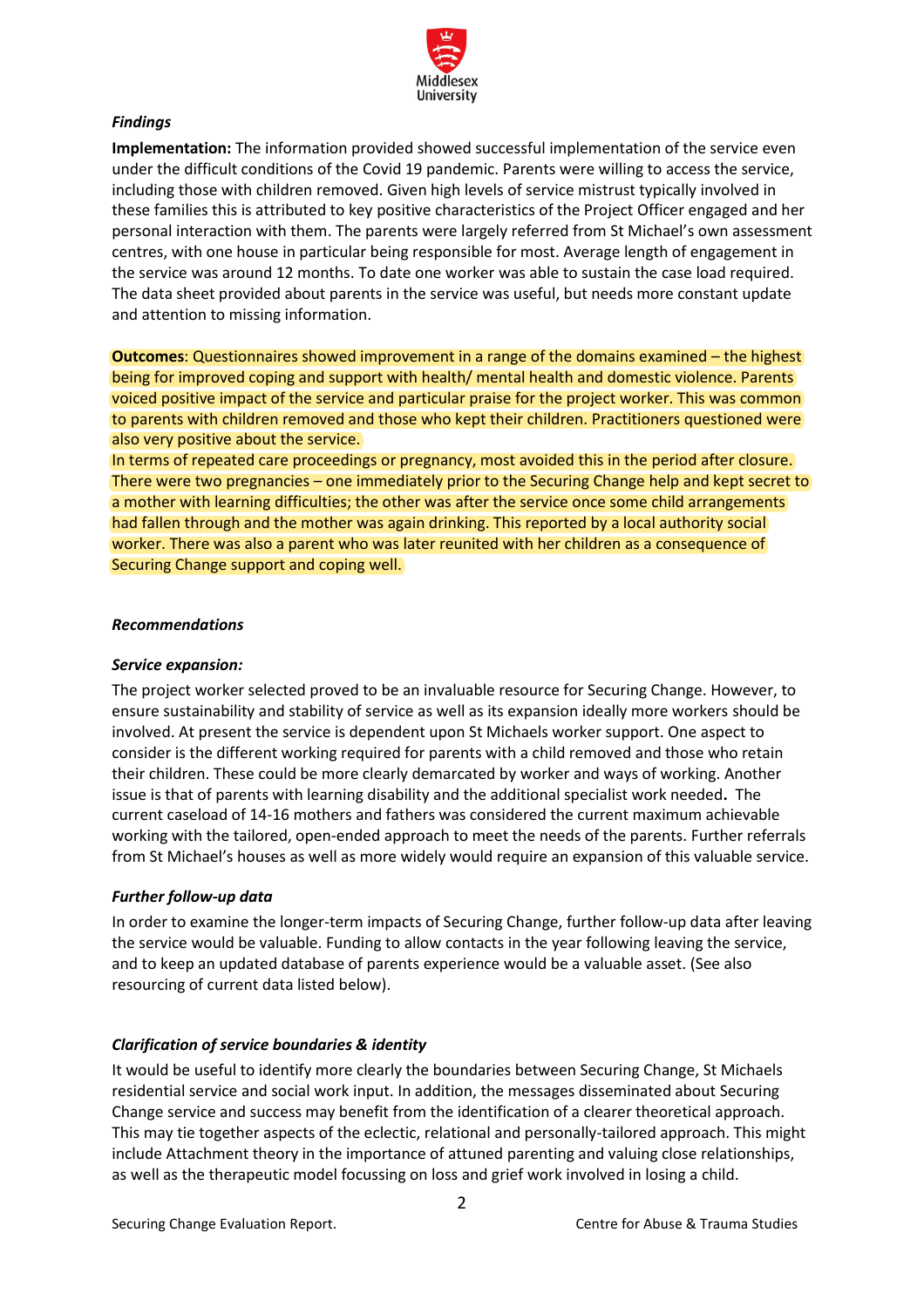*Findings*

**Implementation:** The information provided showed successful implementation of the service even under the difficult conditions of the Covid 19 pandemic. Parents were willing to access the service, including those with children removed. Given high levels of service mistrust typically involved in these families this is attributed to key positive characteristics of the Project Officer engaged and her personal interaction with them. The parents were largely referred from St Michael's own assessment centres, with one house in particular being responsible for most. Average length of engagement in the service was around 12 months. To date one worker was able to sustain the case load required. The data sheet provided about parents in the service was useful, but needs more constant update and attention to missing information.

**Outcomes**: Questionnaires showed improvement in a range of the domains examined – the highest being for improved coping and support with health/ mental health and domestic violence. Parents voiced positive impact of the service and particular praise for the project worker. This was common to parents with children removed and those who kept their children. Practitioners questioned were also very positive about the service.

In terms of repeated care proceedings or pregnancy, most avoided this in the period after closure. There were two pregnancies – one immediately prior to the Securing Change help and kept secret to a mother with learning difficulties; the other was after the service once some child arrangements had fallen through and the mother was again drinking. This reported by a local authority social worker. There was also a parent who was later reunited with her children as a consequence of Securing Change support and coping well.

*Recommendations*

*Service expansion:*

The project worker selected proved to be an invaluable resource for Securing Change. However, to ensure sustainability and stability of service as well as its expansion ideally more workers should be involved. At present the service is dependent upon St Michaels worker support. One aspect to consider is the different working required for parents with a child removed and those who retain their children. These could be more clearly demarcated by worker and ways of working. Another issue is that of parents with learning disability and the additional specialist work needed**.** The current caseload of 14-16 mothers and fathers was considered the current maximum achievable working with the tailored, open-ended approach to meet the needs of the parents. Further referrals from St Michael's houses as well as more widely would require an expansion of this valuable service.

*Further follow-up data*

In order to examine the longer-term impacts of Securing Change, further follow-up data after leaving the service would be valuable. Funding to allow contacts in the year following leaving the service, and to keep an updated database of parents experience would be a valuable asset. (See also resourcing of current data listed below).

*Clarification of service boundaries & identity*

It would be useful to identify more clearly the boundaries between Securing Change, St Michaels residential service and social work input. In addition, the messages disseminated about Securing Change service and success may benefit from the identification of a clearer theoretical approach. This may tie together aspects of the eclectic, relational and personally-tailored approach. This might include Attachment theory in the importance of attuned parenting and valuing close relationships, as well as the therapeutic model focussing on loss and grief work involved in losing a child.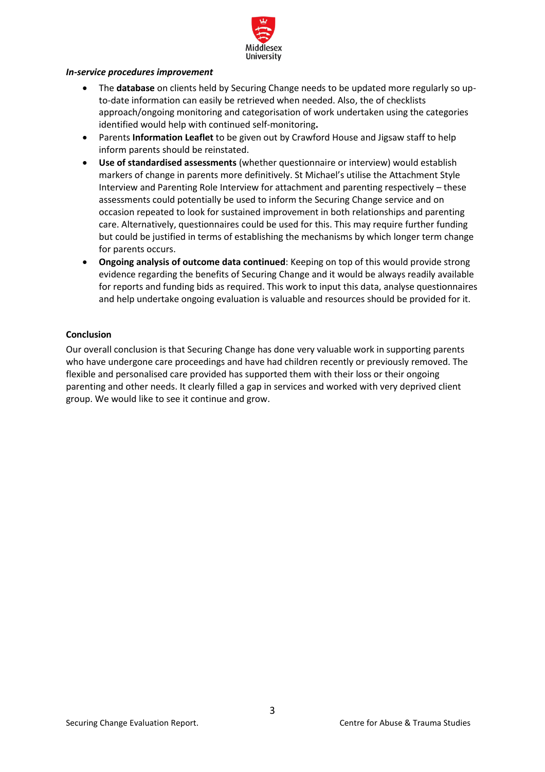***In-service procedures improvement***

- The **database** on clients held by Securing Change needs to be updated more regularly so up-to-date information can easily be retrieved when needed. Also, the of checklists approach/ongoing monitoring and categorisation of work undertaken using the categories identified would help with continued self-monitoring**.**
- Parents **Information Leaflet** to be given out by Crawford House and Jigsaw staff to help inform parents should be reinstated.
- **Use of standardised assessments** (whether questionnaire or interview) would establish markers of change in parents more definitively. St Michael's utilise the Attachment Style Interview and Parenting Role Interview for attachment and parenting respectively – these assessments could potentially be used to inform the Securing Change service and on occasion repeated to look for sustained improvement in both relationships and parenting care. Alternatively, questionnaires could be used for this. This may require further funding but could be justified in terms of establishing the mechanisms by which longer term change for parents occurs.
- **Ongoing analysis of outcome data continued**: Keeping on top of this would provide strong evidence regarding the benefits of Securing Change and it would be always readily available for reports and funding bids as required. This work to input this data, analyse questionnaires and help undertake ongoing evaluation is valuable and resources should be provided for it.

**Conclusion**

Our overall conclusion is that Securing Change has done very valuable work in supporting parents who have undergone care proceedings and have had children recently or previously removed. The flexible and personalised care provided has supported them with their loss or their ongoing parenting and other needs. It clearly filled a gap in services and worked with very deprived client group. We would like to see it continue and grow.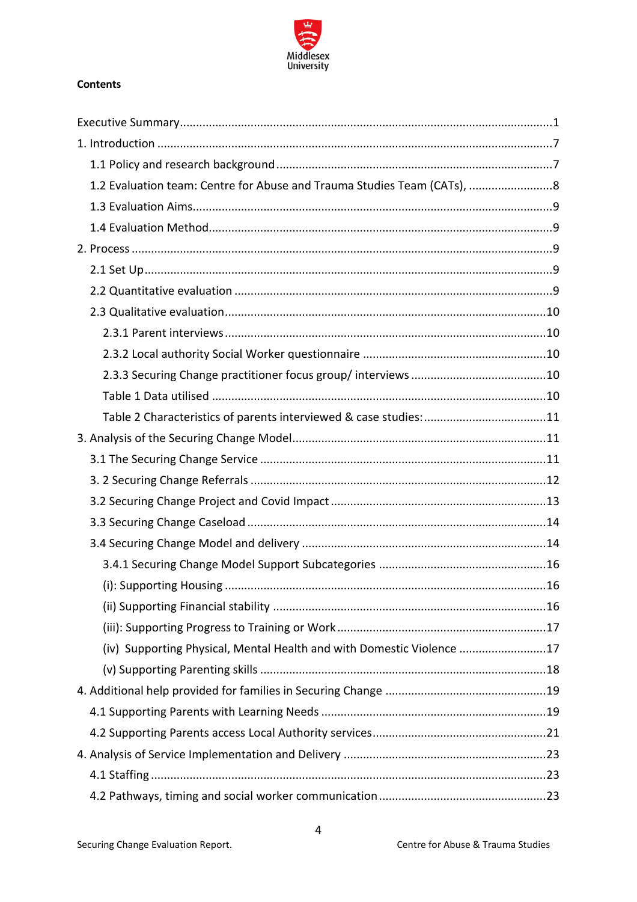**Contents**

Executive Summary ..... 1
1. Introduction ..... 7
  1.1 Policy and research background ..... 7
  1.2 Evaluation team: Centre for Abuse and Trauma Studies Team (CATs), ..... 8
  1.3 Evaluation Aims ..... 9
  1.4 Evaluation Method ..... 9
2. Process ..... 9
  2.1 Set Up ..... 9
  2.2 Quantitative evaluation ..... 9
  2.3 Qualitative evaluation ..... 10
    2.3.1 Parent interviews ..... 10
    2.3.2 Local authority Social Worker questionnaire ..... 10
    2.3.3 Securing Change practitioner focus group/ interviews ..... 10
    Table 1 Data utilised ..... 10
    Table 2 Characteristics of parents interviewed & case studies: ..... 11
3. Analysis of the Securing Change Model ..... 11
  3.1 The Securing Change Service ..... 11
  3. 2 Securing Change Referrals ..... 12
  3.2 Securing Change Project and Covid Impact ..... 13
  3.3 Securing Change Caseload ..... 14
  3.4 Securing Change Model and delivery ..... 14
    3.4.1 Securing Change Model Support Subcategories ..... 16
    (i): Supporting Housing ..... 16
    (ii) Supporting Financial stability ..... 16
    (iii): Supporting Progress to Training or Work ..... 17
    (iv) Supporting Physical, Mental Health and with Domestic Violence ..... 17
    (v) Supporting Parenting skills ..... 18
4. Additional help provided for families in Securing Change ..... 19
  4.1 Supporting Parents with Learning Needs ..... 19
  4.2 Supporting Parents access Local Authority services ..... 21
4. Analysis of Service Implementation and Delivery ..... 23
  4.1 Staffing ..... 23
  4.2 Pathways, timing and social worker communication ..... 23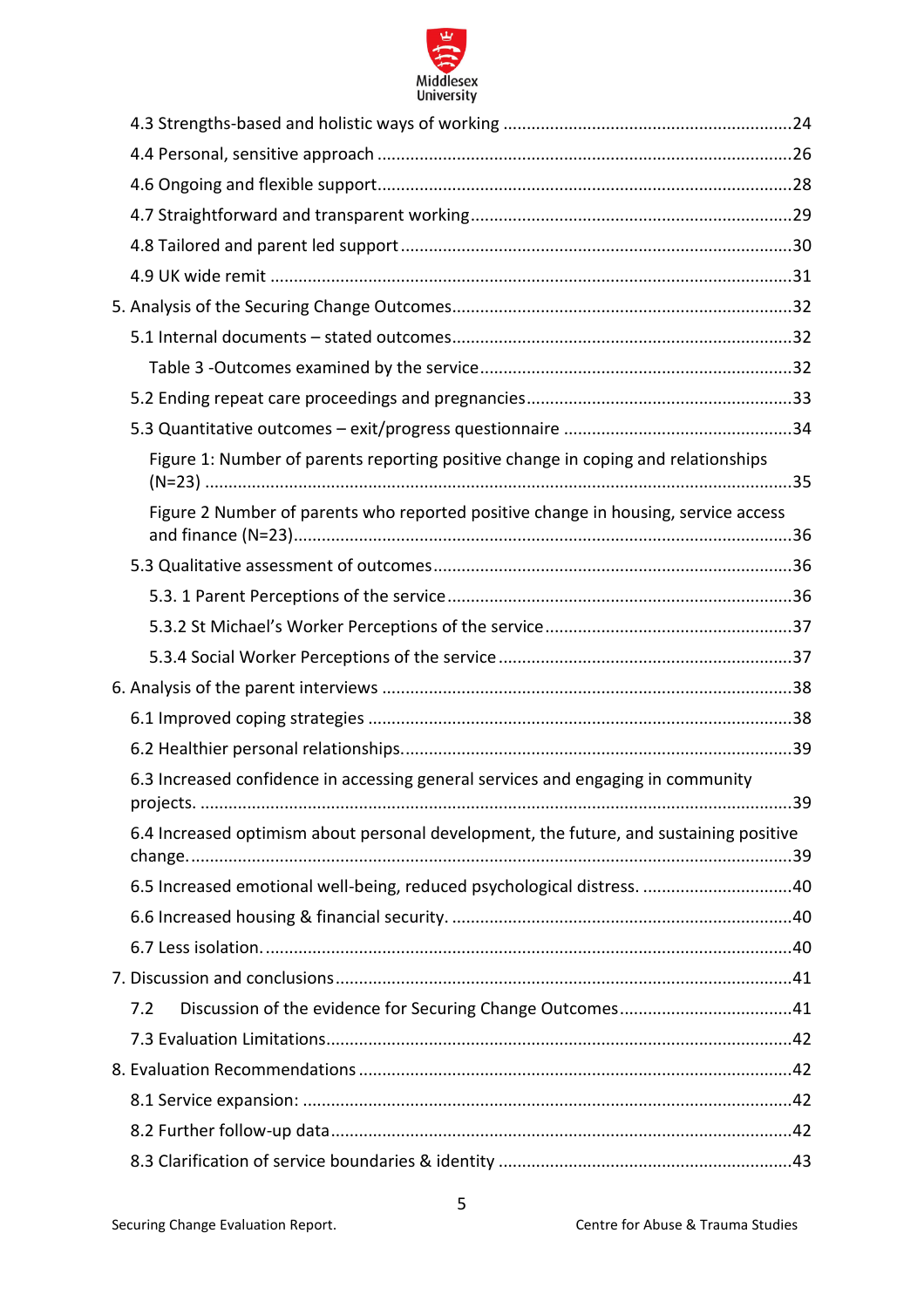4.3 Strengths-based and holistic ways of working ............................................................24

4.4 Personal, sensitive approach ........................................................................................26

4.6 Ongoing and flexible support........................................................................................28

4.7 Straightforward and transparent working....................................................................29

4.8 Tailored and parent led support ...................................................................................30

4.9 UK wide remit ...............................................................................................................31

5. Analysis of the Securing Change Outcomes........................................................................32

5.1 Internal documents – stated outcomes........................................................................32

Table 3 -Outcomes examined by the service..................................................................32

5.2 Ending repeat care proceedings and pregnancies.........................................................33

5.3 Quantitative outcomes – exit/progress questionnaire .................................................34

Figure 1: Number of parents reporting positive change in coping and relationships (N=23) ............................................................................................................................35

Figure 2 Number of parents who reported positive change in housing, service access and finance (N=23).........................................................................................................36

5.3 Qualitative assessment of outcomes............................................................................36

5.3. 1 Parent Perceptions of the service.........................................................................36

5.3.2 St Michael's Worker Perceptions of the service....................................................37

5.3.4 Social Worker Perceptions of the service ..............................................................37

6. Analysis of the parent interviews .......................................................................................38

6.1 Improved coping strategies ..........................................................................................38

6.2 Healthier personal relationships...................................................................................39

6.3 Increased confidence in accessing general services and engaging in community projects. ..............................................................................................................................39

6.4 Increased optimism about personal development, the future, and sustaining positive change...............................................................................................................................39

6.5 Increased emotional well-being, reduced psychological distress. ................................40

6.6 Increased housing & financial security. ........................................................................40

6.7 Less isolation. ................................................................................................................40

7. Discussion and conclusions.................................................................................................41

7.2 Discussion of the evidence for Securing Change Outcomes.....................................41

7.3 Evaluation Limitations...................................................................................................42

8. Evaluation Recommendations ............................................................................................42

8.1 Service expansion: ........................................................................................................42

8.2 Further follow-up data..................................................................................................42

8.3 Clarification of service boundaries & identity ..............................................................43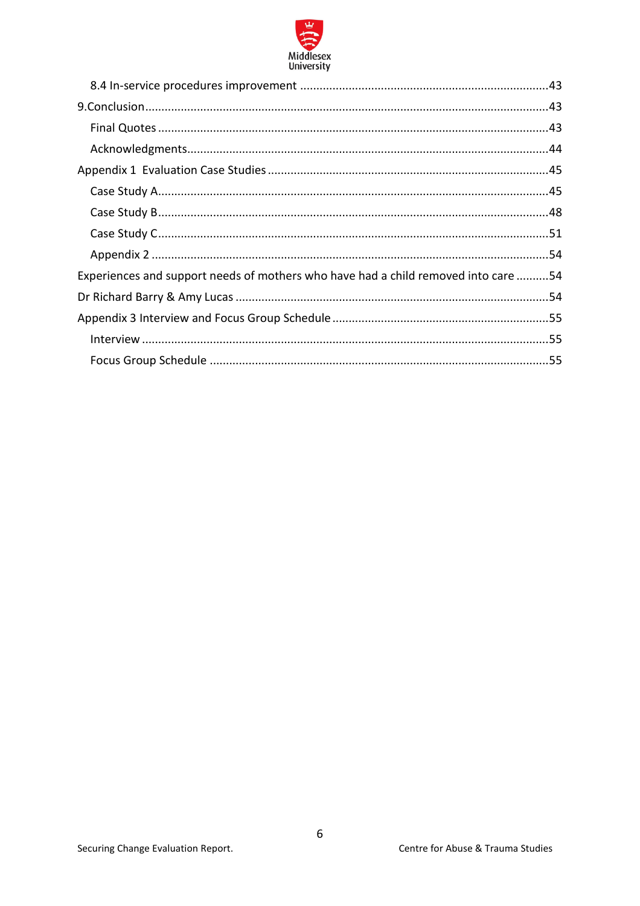8.4 In-service procedures improvement ........................................................................43

9.Conclusion..................................................................................................................43

Final Quotes ..............................................................................................................43

Acknowledgments.......................................................................................................44

Appendix 1 Evaluation Case Studies ...............................................................................45

Case Study A...............................................................................................................45

Case Study B...............................................................................................................48

Case Study C...............................................................................................................51

Appendix 2 ................................................................................................................54

Experiences and support needs of mothers who have had a child removed into care ..........54

Dr Richard Barry & Amy Lucas .......................................................................................54

Appendix 3 Interview and Focus Group Schedule ..............................................................55

Interview ...................................................................................................................55

Focus Group Schedule ...............................................................................................55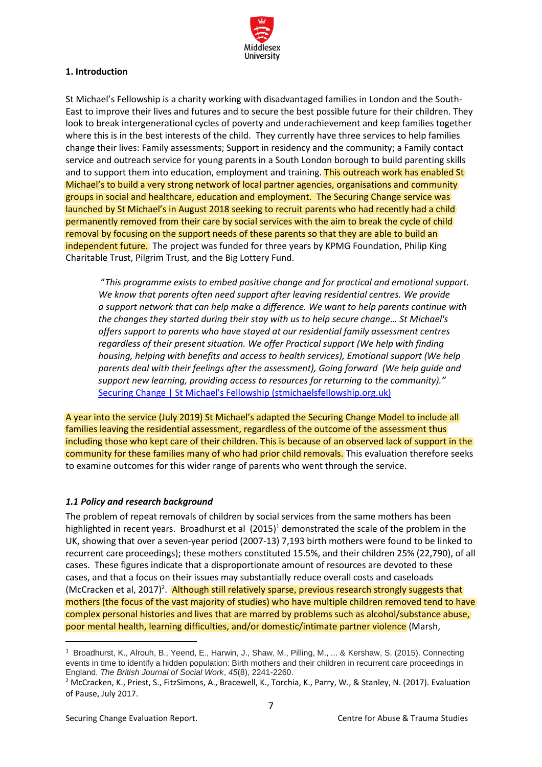**1. Introduction**

St Michael's Fellowship is a charity working with disadvantaged families in London and the South-East to improve their lives and futures and to secure the best possible future for their children. They look to break intergenerational cycles of poverty and underachievement and keep families together where this is in the best interests of the child. They currently have three services to help families change their lives: Family assessments; Support in residency and the community; a Family contact service and outreach service for young parents in a South London borough to build parenting skills and to support them into education, employment and training. This outreach work has enabled St Michael's to build a very strong network of local partner agencies, organisations and community groups in social and healthcare, education and employment. The Securing Change service was launched by St Michael's in August 2018 seeking to recruit parents who had recently had a child permanently removed from their care by social services with the aim to break the cycle of child removal by focusing on the support needs of these parents so that they are able to build an independent future. The project was funded for three years by KPMG Foundation, Philip King Charitable Trust, Pilgrim Trust, and the Big Lottery Fund.

> *"This programme exists to embed positive change and for practical and emotional support. We know that parents often need support after leaving residential centres. We provide a support network that can help make a difference. We want to help parents continue with the changes they started during their stay with us to help secure change… St Michael's offers support to parents who have stayed at our residential family assessment centres regardless of their present situation. We offer Practical support (We help with finding housing, helping with benefits and access to health services), Emotional support (We help parents deal with their feelings after the assessment), Going forward (We help guide and support new learning, providing access to resources for returning to the community)."*
> [Securing Change | St Michael's Fellowship (stmichaelsfellowship.org.uk)](stmichaelsfellowship.org.uk)

A year into the service (July 2019) St Michael's adapted the Securing Change Model to include all families leaving the residential assessment, regardless of the outcome of the assessment thus including those who kept care of their children. This is because of an observed lack of support in the community for these families many of who had prior child removals. This evaluation therefore seeks to examine outcomes for this wider range of parents who went through the service.

### *1.1 Policy and research background*

The problem of repeat removals of children by social services from the same mothers has been highlighted in recent years. Broadhurst et al (2015)[1] demonstrated the scale of the problem in the UK, showing that over a seven-year period (2007-13) 7,193 birth mothers were found to be linked to recurrent care proceedings); these mothers constituted 15.5%, and their children 25% (22,790), of all cases. These figures indicate that a disproportionate amount of resources are devoted to these cases, and that a focus on their issues may substantially reduce overall costs and caseloads (McCracken et al, 2017)[2]. Although still relatively sparse, previous research strongly suggests that mothers (the focus of the vast majority of studies) who have multiple children removed tend to have complex personal histories and lives that are marred by problems such as alcohol/substance abuse, poor mental health, learning difficulties, and/or domestic/intimate partner violence (Marsh,

---

[1] Broadhurst, K., Alrouh, B., Yeend, E., Harwin, J., Shaw, M., Pilling, M., ... & Kershaw, S. (2015). Connecting events in time to identify a hidden population: Birth mothers and their children in recurrent care proceedings in England. *The British Journal of Social Work*, *45*(8), 2241-2260.

[2] McCracken, K., Priest, S., FitzSimons, A., Bracewell, K., Torchia, K., Parry, W., & Stanley, N. (2017). Evaluation of Pause, July 2017.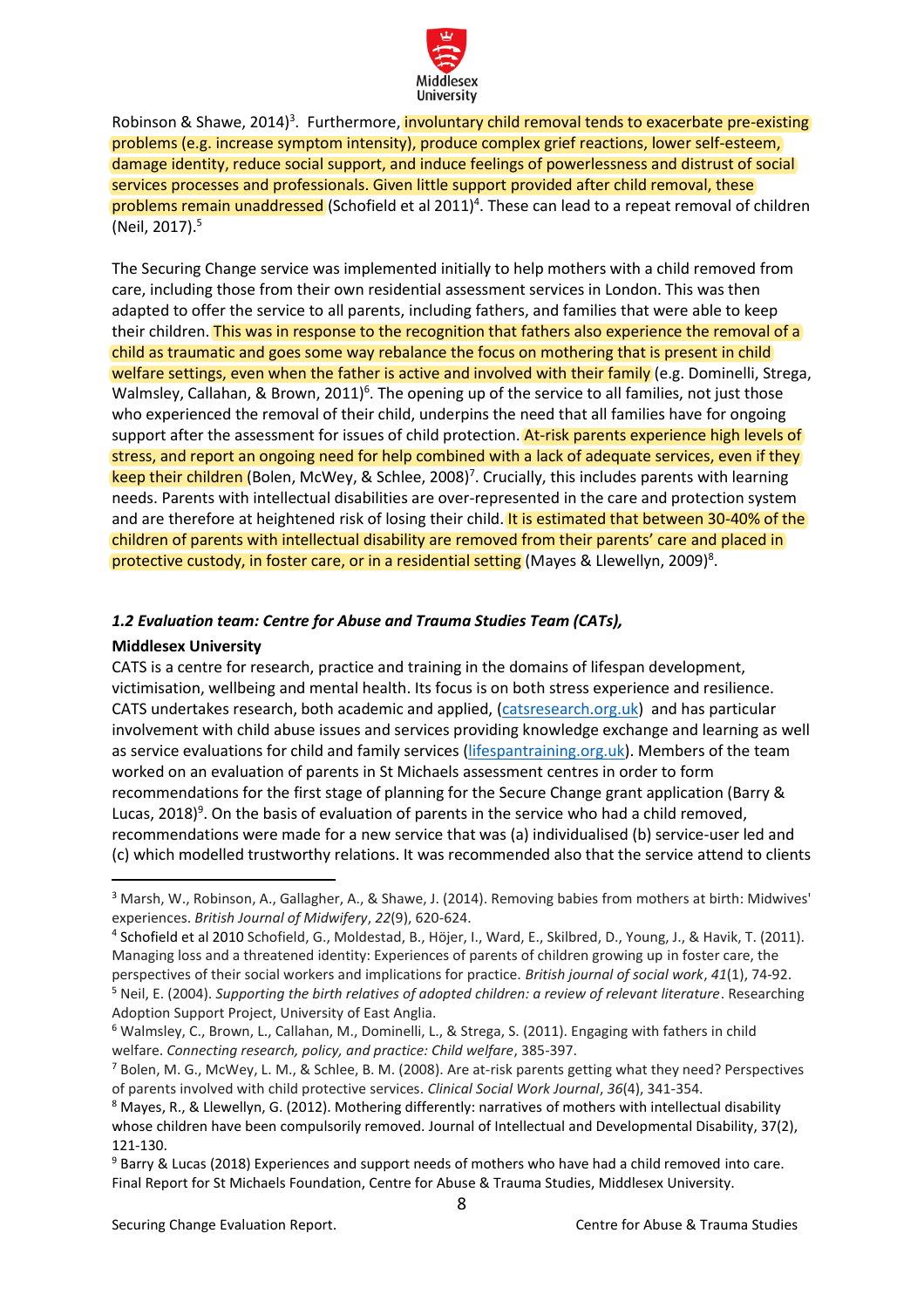Robinson & Shawe, 2014)[3]. Furthermore, involuntary child removal tends to exacerbate pre-existing problems (e.g. increase symptom intensity), produce complex grief reactions, lower self-esteem, damage identity, reduce social support, and induce feelings of powerlessness and distrust of social services processes and professionals. Given little support provided after child removal, these problems remain unaddressed (Schofield et al 2011)[4]. These can lead to a repeat removal of children (Neil, 2017).[5]

The Securing Change service was implemented initially to help mothers with a child removed from care, including those from their own residential assessment services in London. This was then adapted to offer the service to all parents, including fathers, and families that were able to keep their children. This was in response to the recognition that fathers also experience the removal of a child as traumatic and goes some way rebalance the focus on mothering that is present in child welfare settings, even when the father is active and involved with their family (e.g. Dominelli, Strega, Walmsley, Callahan, & Brown, 2011)[6]. The opening up of the service to all families, not just those who experienced the removal of their child, underpins the need that all families have for ongoing support after the assessment for issues of child protection. At-risk parents experience high levels of stress, and report an ongoing need for help combined with a lack of adequate services, even if they keep their children (Bolen, McWey, & Schlee, 2008)[7]. Crucially, this includes parents with learning needs. Parents with intellectual disabilities are over-represented in the care and protection system and are therefore at heightened risk of losing their child. It is estimated that between 30-40% of the children of parents with intellectual disability are removed from their parents' care and placed in protective custody, in foster care, or in a residential setting (Mayes & Llewellyn, 2009)[8].

### *1.2 Evaluation team: Centre for Abuse and Trauma Studies Team (CATs),*

**Middlesex University**

CATS is a centre for research, practice and training in the domains of lifespan development, victimisation, wellbeing and mental health. Its focus is on both stress experience and resilience. CATS undertakes research, both academic and applied, (catsresearch.org.uk) and has particular involvement with child abuse issues and services providing knowledge exchange and learning as well as service evaluations for child and family services (lifespantraining.org.uk). Members of the team worked on an evaluation of parents in St Michaels assessment centres in order to form recommendations for the first stage of planning for the Secure Change grant application (Barry & Lucas, 2018)[9]. On the basis of evaluation of parents in the service who had a child removed, recommendations were made for a new service that was (a) individualised (b) service-user led and (c) which modelled trustworthy relations. It was recommended also that the service attend to clients

---

[3] Marsh, W., Robinson, A., Gallagher, A., & Shawe, J. (2014). Removing babies from mothers at birth: Midwives' experiences. *British Journal of Midwifery*, *22*(9), 620-624.

[4] Schofield et al 2010 Schofield, G., Moldestad, B., Höjer, I., Ward, E., Skilbred, D., Young, J., & Havik, T. (2011). Managing loss and a threatened identity: Experiences of parents of children growing up in foster care, the perspectives of their social workers and implications for practice. *British journal of social work*, *41*(1), 74-92.

[5] Neil, E. (2004). *Supporting the birth relatives of adopted children: a review of relevant literature*. Researching Adoption Support Project, University of East Anglia.

[6] Walmsley, C., Brown, L., Callahan, M., Dominelli, L., & Strega, S. (2011). Engaging with fathers in child welfare. *Connecting research, policy, and practice: Child welfare*, 385-397.

[7] Bolen, M. G., McWey, L. M., & Schlee, B. M. (2008). Are at-risk parents getting what they need? Perspectives of parents involved with child protective services. *Clinical Social Work Journal*, *36*(4), 341-354.

[8] Mayes, R., & Llewellyn, G. (2012). Mothering differently: narratives of mothers with intellectual disability whose children have been compulsorily removed. Journal of Intellectual and Developmental Disability, 37(2), 121-130.

[9] Barry & Lucas (2018) Experiences and support needs of mothers who have had a child removed into care. Final Report for St Michaels Foundation, Centre for Abuse & Trauma Studies, Middlesex University.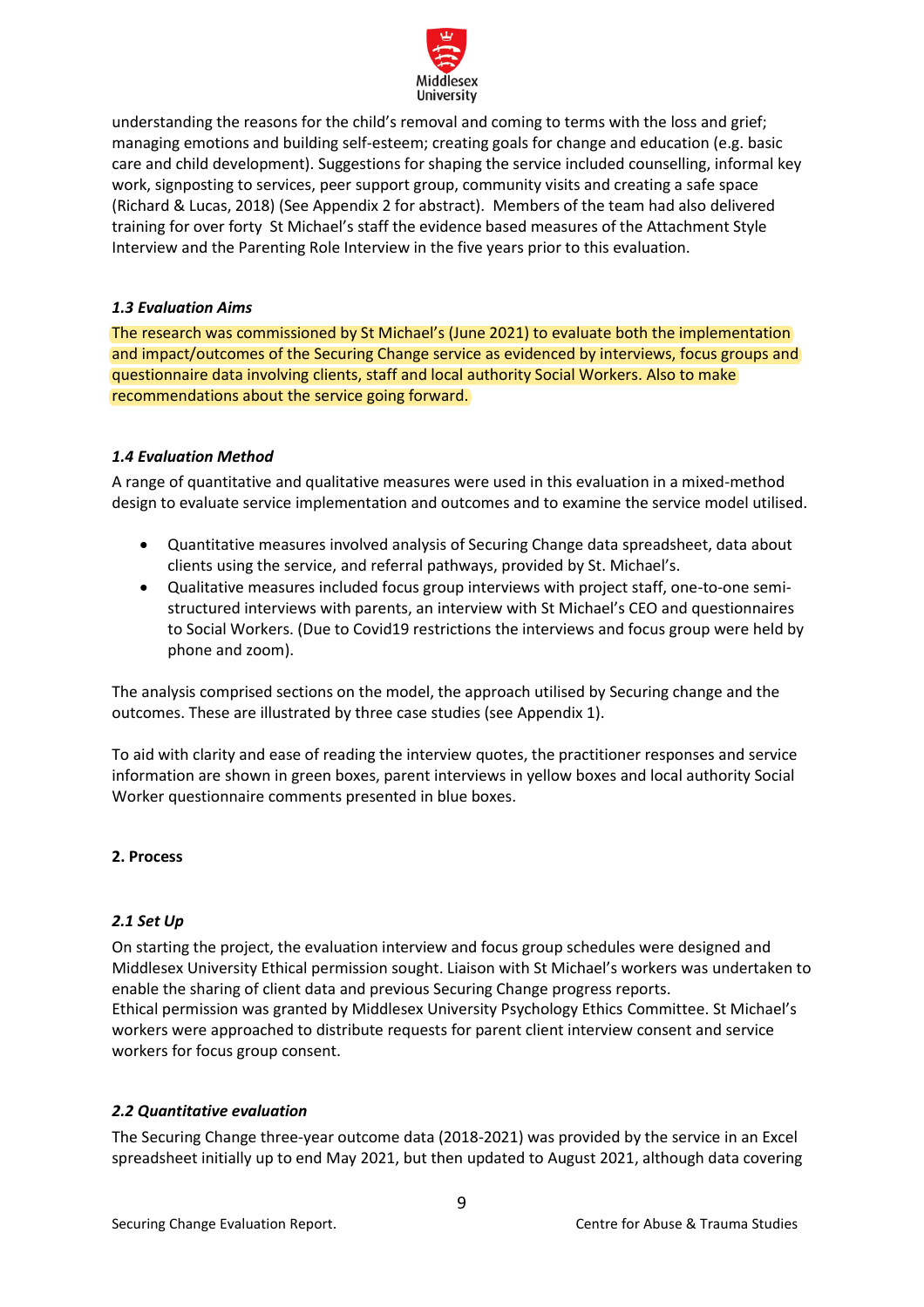understanding the reasons for the child's removal and coming to terms with the loss and grief; managing emotions and building self-esteem; creating goals for change and education (e.g. basic care and child development). Suggestions for shaping the service included counselling, informal key work, signposting to services, peer support group, community visits and creating a safe space (Richard & Lucas, 2018) (See Appendix 2 for abstract). Members of the team had also delivered training for over forty St Michael's staff the evidence based measures of the Attachment Style Interview and the Parenting Role Interview in the five years prior to this evaluation.

### *1.3 Evaluation Aims*

The research was commissioned by St Michael's (June 2021) to evaluate both the implementation and impact/outcomes of the Securing Change service as evidenced by interviews, focus groups and questionnaire data involving clients, staff and local authority Social Workers. Also to make recommendations about the service going forward.

### *1.4 Evaluation Method*

A range of quantitative and qualitative measures were used in this evaluation in a mixed-method design to evaluate service implementation and outcomes and to examine the service model utilised.

- Quantitative measures involved analysis of Securing Change data spreadsheet, data about clients using the service, and referral pathways, provided by St. Michael's.
- Qualitative measures included focus group interviews with project staff, one-to-one semi-structured interviews with parents, an interview with St Michael's CEO and questionnaires to Social Workers. (Due to Covid19 restrictions the interviews and focus group were held by phone and zoom).

The analysis comprised sections on the model, the approach utilised by Securing change and the outcomes. These are illustrated by three case studies (see Appendix 1).

To aid with clarity and ease of reading the interview quotes, the practitioner responses and service information are shown in green boxes, parent interviews in yellow boxes and local authority Social Worker questionnaire comments presented in blue boxes.

## 2. Process

### *2.1 Set Up*

On starting the project, the evaluation interview and focus group schedules were designed and Middlesex University Ethical permission sought. Liaison with St Michael's workers was undertaken to enable the sharing of client data and previous Securing Change progress reports.
Ethical permission was granted by Middlesex University Psychology Ethics Committee. St Michael's workers were approached to distribute requests for parent client interview consent and service workers for focus group consent.

### *2.2 Quantitative evaluation*

The Securing Change three-year outcome data (2018-2021) was provided by the service in an Excel spreadsheet initially up to end May 2021, but then updated to August 2021, although data covering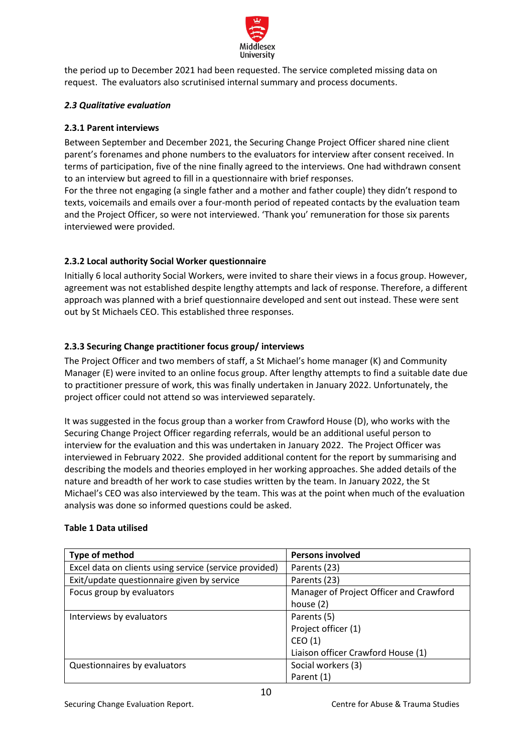the period up to December 2021 had been requested. The service completed missing data on request. The evaluators also scrutinised internal summary and process documents.

### *2.3 Qualitative evaluation*

#### 2.3.1 Parent interviews

Between September and December 2021, the Securing Change Project Officer shared nine client parent's forenames and phone numbers to the evaluators for interview after consent received. In terms of participation, five of the nine finally agreed to the interviews. One had withdrawn consent to an interview but agreed to fill in a questionnaire with brief responses.
For the three not engaging (a single father and a mother and father couple) they didn't respond to texts, voicemails and emails over a four-month period of repeated contacts by the evaluation team and the Project Officer, so were not interviewed. 'Thank you' remuneration for those six parents interviewed were provided.

#### 2.3.2 Local authority Social Worker questionnaire

Initially 6 local authority Social Workers, were invited to share their views in a focus group. However, agreement was not established despite lengthy attempts and lack of response. Therefore, a different approach was planned with a brief questionnaire developed and sent out instead. These were sent out by St Michaels CEO. This established three responses.

#### 2.3.3 Securing Change practitioner focus group/ interviews

The Project Officer and two members of staff, a St Michael's home manager (K) and Community Manager (E) were invited to an online focus group. After lengthy attempts to find a suitable date due to practitioner pressure of work, this was finally undertaken in January 2022. Unfortunately, the project officer could not attend so was interviewed separately.

It was suggested in the focus group than a worker from Crawford House (D), who works with the Securing Change Project Officer regarding referrals, would be an additional useful person to interview for the evaluation and this was undertaken in January 2022. The Project Officer was interviewed in February 2022. She provided additional content for the report by summarising and describing the models and theories employed in her working approaches. She added details of the nature and breadth of her work to case studies written by the team. In January 2022, the St Michael's CEO was also interviewed by the team. This was at the point when much of the evaluation analysis was done so informed questions could be asked.

**Table 1 Data utilised**

| Type of method | Persons involved |
|---|---|
| Excel data on clients using service (service provided) | Parents (23) |
| Exit/update questionnaire given by service | Parents (23) |
| Focus group by evaluators | Manager of Project Officer and Crawford house (2) |
| Interviews by evaluators | Parents (5)<br>Project officer (1)<br>CEO (1)<br>Liaison officer Crawford House (1) |
| Questionnaires by evaluators | Social workers (3)<br>Parent (1) |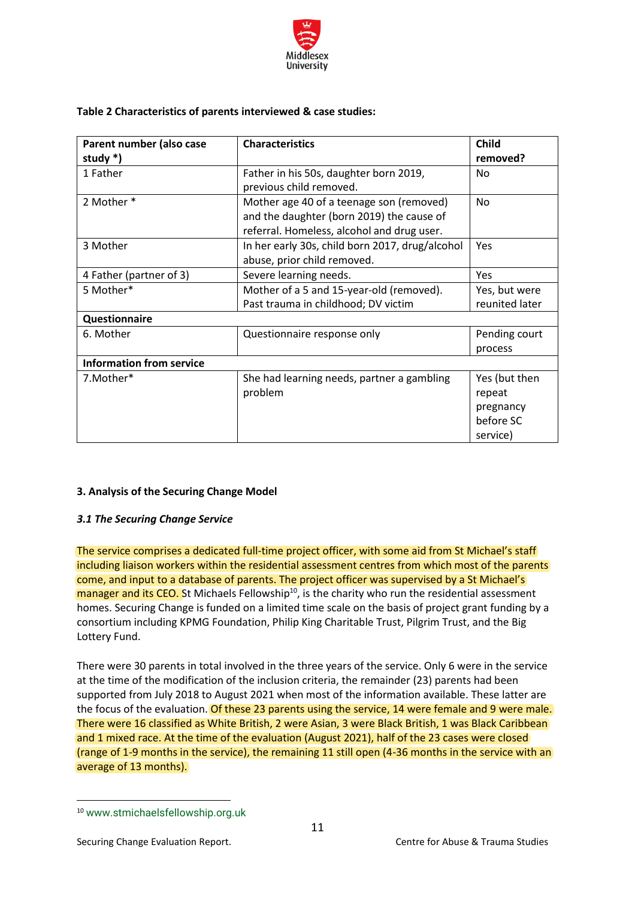**Table 2 Characteristics of parents interviewed & case studies:**

| Parent number (also case study *) | Characteristics | Child removed? |
|---|---|---|
| 1 Father | Father in his 50s, daughter born 2019, previous child removed. | No |
| 2 Mother * | Mother age 40 of a teenage son (removed) and the daughter (born 2019) the cause of referral. Homeless, alcohol and drug user. | No |
| 3 Mother | In her early 30s, child born 2017, drug/alcohol abuse, prior child removed. | Yes |
| 4 Father (partner of 3) | Severe learning needs. | Yes |
| 5 Mother* | Mother of a 5 and 15-year-old (removed). Past trauma in childhood; DV victim | Yes, but were reunited later |
| **Questionnaire** | | |
| 6. Mother | Questionnaire response only | Pending court process |
| **Information from service** | | |
| 7.Mother* | She had learning needs, partner a gambling problem | Yes (but then repeat pregnancy before SC service) |

**3. Analysis of the Securing Change Model**

***3.1 The Securing Change Service***

The service comprises a dedicated full-time project officer, with some aid from St Michael's staff including liaison workers within the residential assessment centres from which most of the parents come, and input to a database of parents. The project officer was supervised by a St Michael's manager and its CEO. St Michaels Fellowship[10], is the charity who run the residential assessment homes. Securing Change is funded on a limited time scale on the basis of project grant funding by a consortium including KPMG Foundation, Philip King Charitable Trust, Pilgrim Trust, and the Big Lottery Fund.

There were 30 parents in total involved in the three years of the service. Only 6 were in the service at the time of the modification of the inclusion criteria, the remainder (23) parents had been supported from July 2018 to August 2021 when most of the information available. These latter are the focus of the evaluation. Of these 23 parents using the service, 14 were female and 9 were male. There were 16 classified as White British, 2 were Asian, 3 were Black British, 1 was Black Caribbean and 1 mixed race. At the time of the evaluation (August 2021), half of the 23 cases were closed (range of 1-9 months in the service), the remaining 11 still open (4-36 months in the service with an average of 13 months).

[10] www.stmichaelsfellowship.org.uk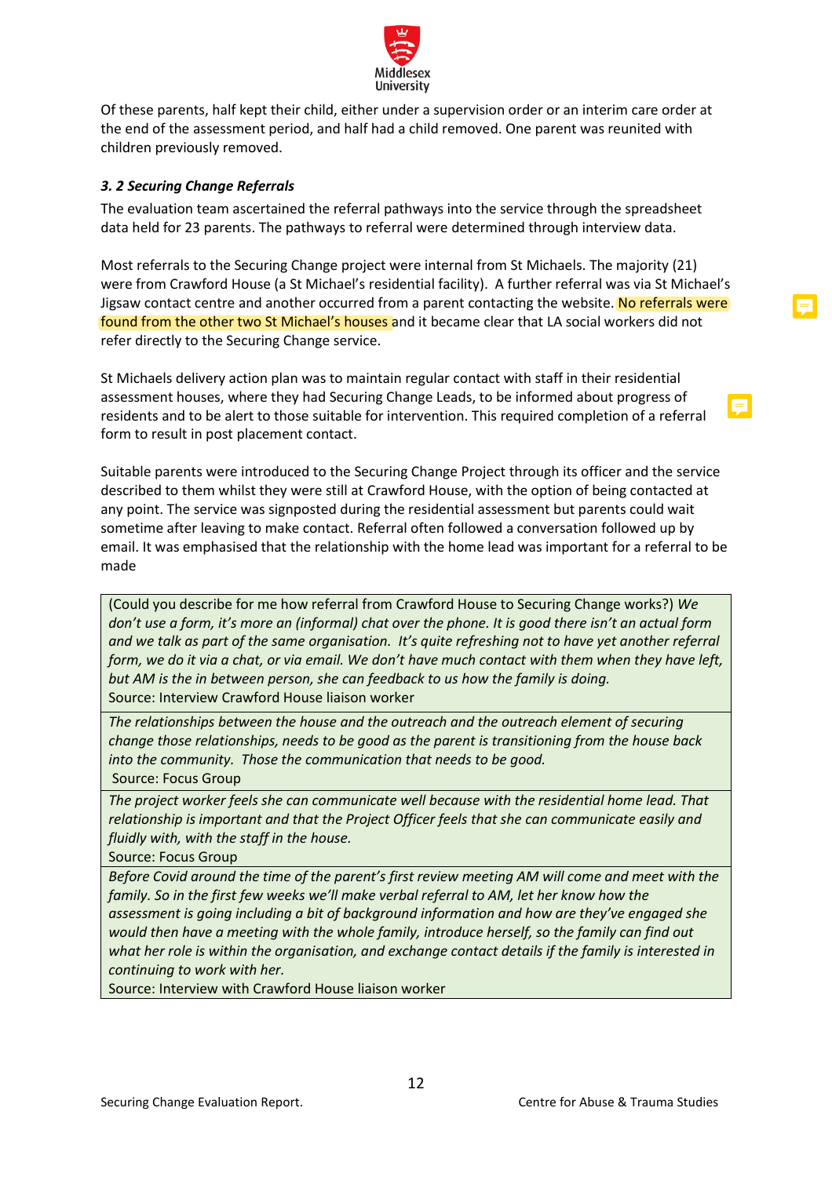Of these parents, half kept their child, either under a supervision order or an interim care order at the end of the assessment period, and half had a child removed. One parent was reunited with children previously removed.

### *3. 2 Securing Change Referrals*

The evaluation team ascertained the referral pathways into the service through the spreadsheet data held for 23 parents. The pathways to referral were determined through interview data.

Most referrals to the Securing Change project were internal from St Michaels. The majority (21) were from Crawford House (a St Michael's residential facility). A further referral was via St Michael's Jigsaw contact centre and another occurred from a parent contacting the website. No referrals were found from the other two St Michael's houses and it became clear that LA social workers did not refer directly to the Securing Change service.

St Michaels delivery action plan was to maintain regular contact with staff in their residential assessment houses, where they had Securing Change Leads, to be informed about progress of residents and to be alert to those suitable for intervention. This required completion of a referral form to result in post placement contact.

Suitable parents were introduced to the Securing Change Project through its officer and the service described to them whilst they were still at Crawford House, with the option of being contacted at any point. The service was signposted during the residential assessment but parents could wait sometime after leaving to make contact. Referral often followed a conversation followed up by email. It was emphasised that the relationship with the home lead was important for a referral to be made

| |
|---|
| (Could you describe for me how referral from Crawford House to Securing Change works?) *We don't use a form, it's more an (informal) chat over the phone. It is good there isn't an actual form and we talk as part of the same organisation. It's quite refreshing not to have yet another referral form, we do it via a chat, or via email. We don't have much contact with them when they have left, but AM is the in between person, she can feedback to us how the family is doing.*<br>Source: Interview Crawford House liaison worker |
| *The relationships between the house and the outreach and the outreach element of securing change those relationships, needs to be good as the parent is transitioning from the house back into the community. Those the communication that needs to be good.*<br>Source: Focus Group |
| *The project worker feels she can communicate well because with the residential home lead. That relationship is important and that the Project Officer feels that she can communicate easily and fluidly with, with the staff in the house.*<br>Source: Focus Group |
| *Before Covid around the time of the parent's first review meeting AM will come and meet with the family. So in the first few weeks we'll make verbal referral to AM, let her know how the assessment is going including a bit of background information and how are they've engaged she would then have a meeting with the whole family, introduce herself, so the family can find out what her role is within the organisation, and exchange contact details if the family is interested in continuing to work with her.*<br>Source: Interview with Crawford House liaison worker |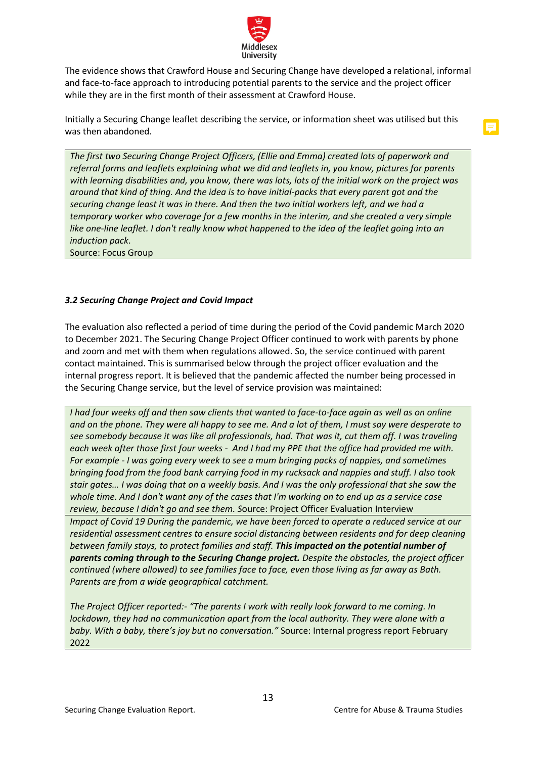The evidence shows that Crawford House and Securing Change have developed a relational, informal and face-to-face approach to introducing potential parents to the service and the project officer while they are in the first month of their assessment at Crawford House.

Initially a Securing Change leaflet describing the service, or information sheet was utilised but this was then abandoned.

> *The first two Securing Change Project Officers, (Ellie and Emma) created lots of paperwork and referral forms and leaflets explaining what we did and leaflets in, you know, pictures for parents with learning disabilities and, you know, there was lots, lots of the initial work on the project was around that kind of thing. And the idea is to have initial-packs that every parent got and the securing change least it was in there. And then the two initial workers left, and we had a temporary worker who coverage for a few months in the interim, and she created a very simple like one-line leaflet. I don't really know what happened to the idea of the leaflet going into an induction pack.*
> Source: Focus Group

### *3.2 Securing Change Project and Covid Impact*

The evaluation also reflected a period of time during the period of the Covid pandemic March 2020 to December 2021. The Securing Change Project Officer continued to work with parents by phone and zoom and met with them when regulations allowed. So, the service continued with parent contact maintained. This is summarised below through the project officer evaluation and the internal progress report. It is believed that the pandemic affected the number being processed in the Securing Change service, but the level of service provision was maintained:

> *I had four weeks off and then saw clients that wanted to face-to-face again as well as on online and on the phone. They were all happy to see me. And a lot of them, I must say were desperate to see somebody because it was like all professionals, had. That was it, cut them off. I was traveling each week after those first four weeks - And I had my PPE that the office had provided me with. For example - I was going every week to see a mum bringing packs of nappies, and sometimes bringing food from the food bank carrying food in my rucksack and nappies and stuff. I also took stair gates… I was doing that on a weekly basis. And I was the only professional that she saw the whole time. And I don't want any of the cases that I'm working on to end up as a service case review, because I didn't go and see them.* Source: Project Officer Evaluation Interview

> *Impact of Covid 19 During the pandemic, we have been forced to operate a reduced service at our residential assessment centres to ensure social distancing between residents and for deep cleaning between family stays, to protect families and staff.* ***This impacted on the potential number of parents coming through to the Securing Change project.*** *Despite the obstacles, the project officer continued (where allowed) to see families face to face, even those living as far away as Bath. Parents are from a wide geographical catchment.*
>
> *The Project Officer reported:- "The parents I work with really look forward to me coming. In lockdown, they had no communication apart from the local authority. They were alone with a baby. With a baby, there's joy but no conversation."* Source: Internal progress report February 2022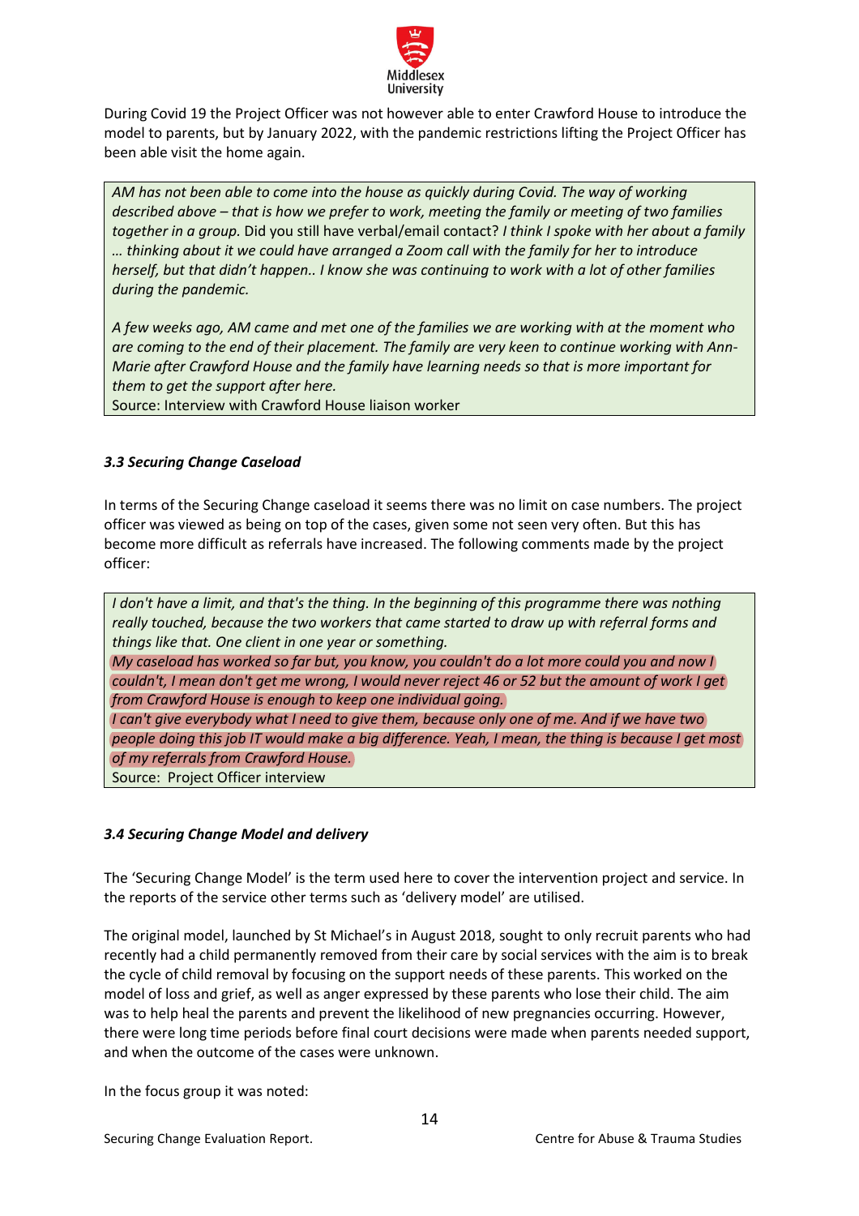During Covid 19 the Project Officer was not however able to enter Crawford House to introduce the model to parents, but by January 2022, with the pandemic restrictions lifting the Project Officer has been able visit the home again.

> *AM has not been able to come into the house as quickly during Covid. The way of working described above – that is how we prefer to work, meeting the family or meeting of two families together in a group.* Did you still have verbal/email contact? *I think I spoke with her about a family … thinking about it we could have arranged a Zoom call with the family for her to introduce herself, but that didn't happen.. I know she was continuing to work with a lot of other families during the pandemic.*
>
> *A few weeks ago, AM came and met one of the families we are working with at the moment who are coming to the end of their placement. The family are very keen to continue working with Ann-Marie after Crawford House and the family have learning needs so that is more important for them to get the support after here.*
> Source: Interview with Crawford House liaison worker

### *3.3 Securing Change Caseload*

In terms of the Securing Change caseload it seems there was no limit on case numbers. The project officer was viewed as being on top of the cases, given some not seen very often. But this has become more difficult as referrals have increased. The following comments made by the project officer:

> *I don't have a limit, and that's the thing. In the beginning of this programme there was nothing really touched, because the two workers that came started to draw up with referral forms and things like that. One client in one year or something.*
> *My caseload has worked so far but, you know, you couldn't do a lot more could you and now I couldn't, I mean don't get me wrong, I would never reject 46 or 52 but the amount of work I get from Crawford House is enough to keep one individual going.*
> *I can't give everybody what I need to give them, because only one of me. And if we have two people doing this job IT would make a big difference. Yeah, I mean, the thing is because I get most of my referrals from Crawford House.*
> Source: Project Officer interview

### *3.4 Securing Change Model and delivery*

The 'Securing Change Model' is the term used here to cover the intervention project and service. In the reports of the service other terms such as 'delivery model' are utilised.

The original model, launched by St Michael's in August 2018, sought to only recruit parents who had recently had a child permanently removed from their care by social services with the aim is to break the cycle of child removal by focusing on the support needs of these parents. This worked on the model of loss and grief, as well as anger expressed by these parents who lose their child. The aim was to help heal the parents and prevent the likelihood of new pregnancies occurring. However, there were long time periods before final court decisions were made when parents needed support, and when the outcome of the cases were unknown.

In the focus group it was noted: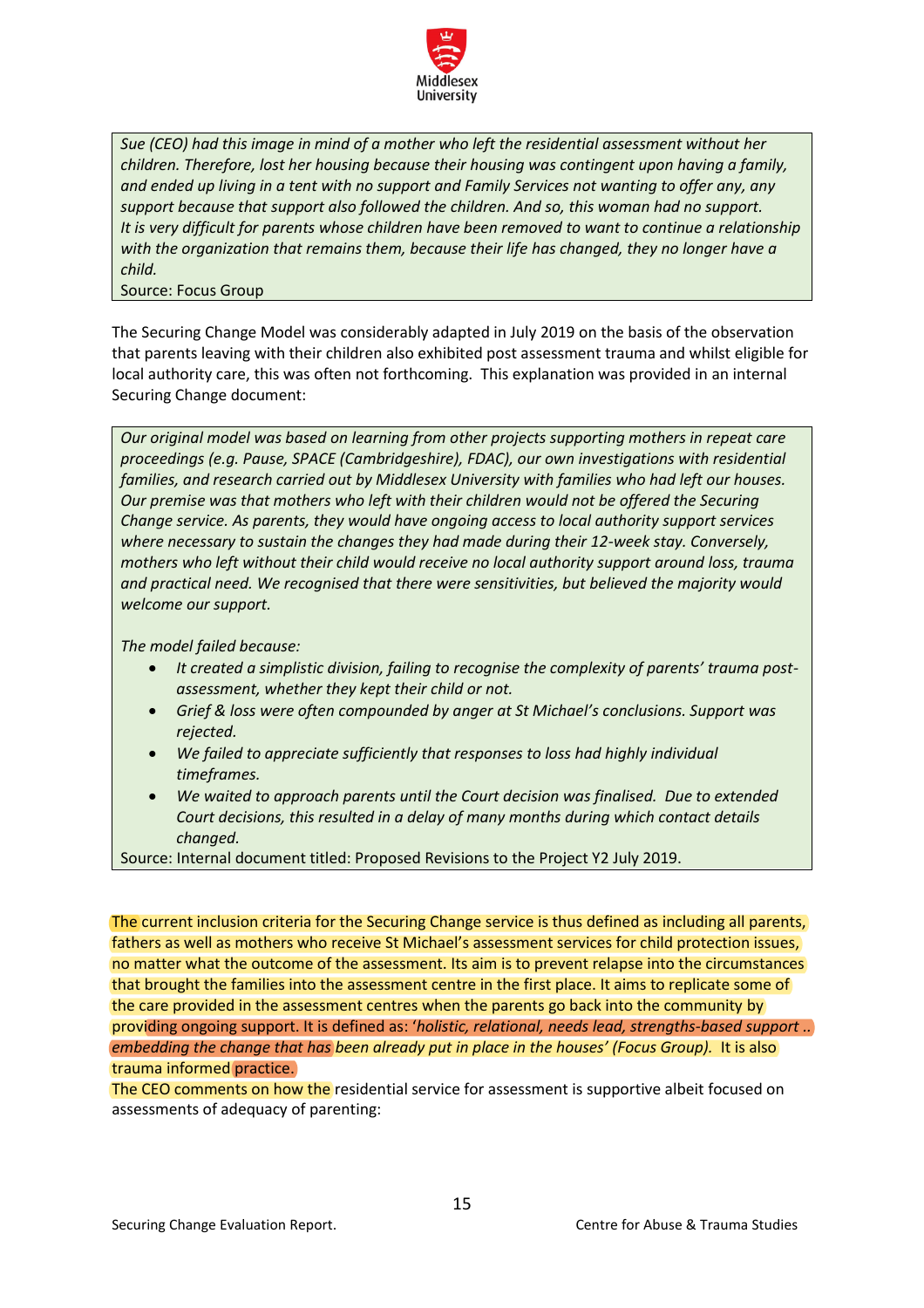*Sue (CEO) had this image in mind of a mother who left the residential assessment without her children. Therefore, lost her housing because their housing was contingent upon having a family, and ended up living in a tent with no support and Family Services not wanting to offer any, any support because that support also followed the children. And so, this woman had no support. It is very difficult for parents whose children have been removed to want to continue a relationship with the organization that remains them, because their life has changed, they no longer have a child.*

Source: Focus Group

The Securing Change Model was considerably adapted in July 2019 on the basis of the observation that parents leaving with their children also exhibited post assessment trauma and whilst eligible for local authority care, this was often not forthcoming. This explanation was provided in an internal Securing Change document:

*Our original model was based on learning from other projects supporting mothers in repeat care proceedings (e.g. Pause, SPACE (Cambridgeshire), FDAC), our own investigations with residential families, and research carried out by Middlesex University with families who had left our houses. Our premise was that mothers who left with their children would not be offered the Securing Change service. As parents, they would have ongoing access to local authority support services where necessary to sustain the changes they had made during their 12-week stay. Conversely, mothers who left without their child would receive no local authority support around loss, trauma and practical need. We recognised that there were sensitivities, but believed the majority would welcome our support.*

*The model failed because:*

- *It created a simplistic division, failing to recognise the complexity of parents' trauma post-assessment, whether they kept their child or not.*
- *Grief & loss were often compounded by anger at St Michael's conclusions. Support was rejected.*
- *We failed to appreciate sufficiently that responses to loss had highly individual timeframes.*
- *We waited to approach parents until the Court decision was finalised. Due to extended Court decisions, this resulted in a delay of many months during which contact details changed.*

Source: Internal document titled: Proposed Revisions to the Project Y2 July 2019.

The current inclusion criteria for the Securing Change service is thus defined as including all parents, fathers as well as mothers who receive St Michael's assessment services for child protection issues, no matter what the outcome of the assessment. Its aim is to prevent relapse into the circumstances that brought the families into the assessment centre in the first place. It aims to replicate some of the care provided in the assessment centres when the parents go back into the community by providing ongoing support. It is defined as: '*holistic, relational, needs lead, strengths-based support .. embedding the change that has been already put in place in the houses' (Focus Group).* It is also trauma informed practice.

The CEO comments on how the residential service for assessment is supportive albeit focused on assessments of adequacy of parenting: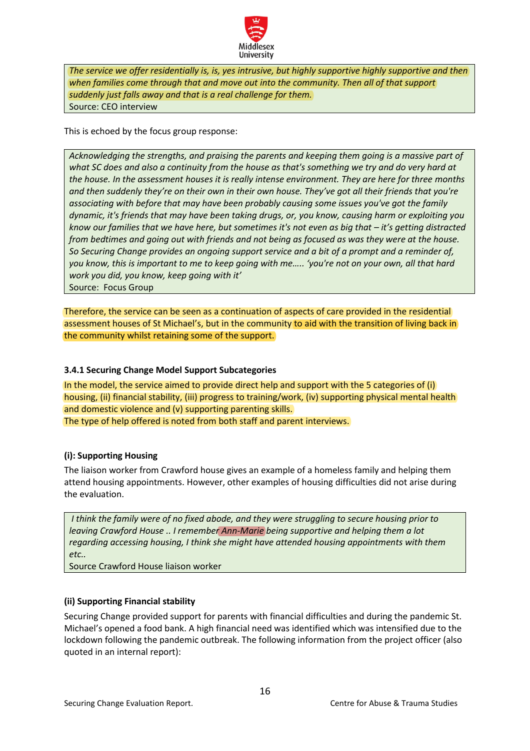> *The service we offer residentially is, is, yes intrusive, but highly supportive highly supportive and then when families come through that and move out into the community. Then all of that support suddenly just falls away and that is a real challenge for them.*
>
> Source: CEO interview

This is echoed by the focus group response:

> *Acknowledging the strengths, and praising the parents and keeping them going is a massive part of what SC does and also a continuity from the house as that's something we try and do very hard at the house. In the assessment houses it is really intense environment. They are here for three months and then suddenly they're on their own in their own house. They've got all their friends that you're associating with before that may have been probably causing some issues you've got the family dynamic, it's friends that may have been taking drugs, or, you know, causing harm or exploiting you know our families that we have here, but sometimes it's not even as big that – it's getting distracted from bedtimes and going out with friends and not being as focused as was they were at the house. So Securing Change provides an ongoing support service and a bit of a prompt and a reminder of, you know, this is important to me to keep going with me….. 'you're not on your own, all that hard work you did, you know, keep going with it'*
>
> Source: Focus Group

Therefore, the service can be seen as a continuation of aspects of care provided in the residential assessment houses of St Michael's, but in the community to aid with the transition of living back in the community whilst retaining some of the support.

### 3.4.1 Securing Change Model Support Subcategories

In the model, the service aimed to provide direct help and support with the 5 categories of (i) housing, (ii) financial stability, (iii) progress to training/work, (iv) supporting physical mental health and domestic violence and (v) supporting parenting skills.

The type of help offered is noted from both staff and parent interviews.

**(i): Supporting Housing**

The liaison worker from Crawford house gives an example of a homeless family and helping them attend housing appointments. However, other examples of housing difficulties did not arise during the evaluation.

> *I think the family were of no fixed abode, and they were struggling to secure housing prior to leaving Crawford House .. I remember Ann-Marie being supportive and helping them a lot regarding accessing housing, I think she might have attended housing appointments with them etc..*
>
> Source Crawford House liaison worker

**(ii) Supporting Financial stability**

Securing Change provided support for parents with financial difficulties and during the pandemic St. Michael's opened a food bank. A high financial need was identified which was intensified due to the lockdown following the pandemic outbreak. The following information from the project officer (also quoted in an internal report):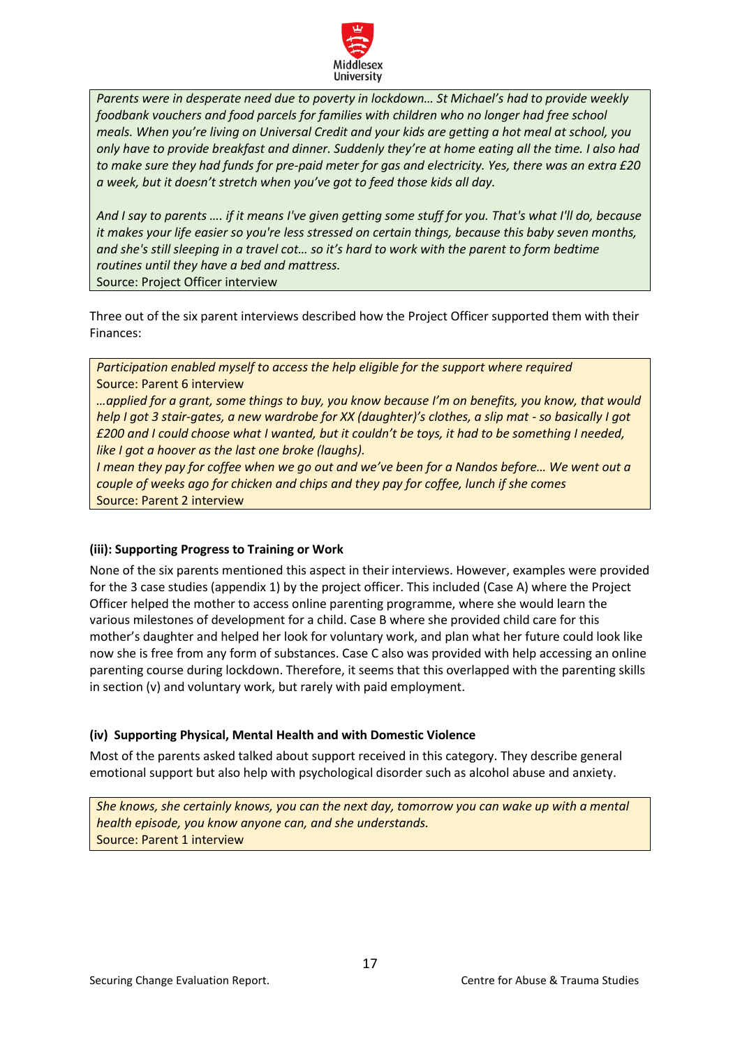*Parents were in desperate need due to poverty in lockdown… St Michael's had to provide weekly foodbank vouchers and food parcels for families with children who no longer had free school meals. When you're living on Universal Credit and your kids are getting a hot meal at school, you only have to provide breakfast and dinner. Suddenly they're at home eating all the time. I also had to make sure they had funds for pre-paid meter for gas and electricity. Yes, there was an extra £20 a week, but it doesn't stretch when you've got to feed those kids all day.*

*And I say to parents …. if it means I've given getting some stuff for you. That's what I'll do, because it makes your life easier so you're less stressed on certain things, because this baby seven months, and she's still sleeping in a travel cot… so it's hard to work with the parent to form bedtime routines until they have a bed and mattress.*

Source: Project Officer interview

Three out of the six parent interviews described how the Project Officer supported them with their Finances:

*Participation enabled myself to access the help eligible for the support where required*

Source: Parent 6 interview

*…applied for a grant, some things to buy, you know because I'm on benefits, you know, that would help I got 3 stair-gates, a new wardrobe for XX (daughter)'s clothes, a slip mat - so basically I got £200 and I could choose what I wanted, but it couldn't be toys, it had to be something I needed, like I got a hoover as the last one broke (laughs).*

*I mean they pay for coffee when we go out and we've been for a Nandos before… We went out a couple of weeks ago for chicken and chips and they pay for coffee, lunch if she comes*

Source: Parent 2 interview

#### (iii): Supporting Progress to Training or Work

None of the six parents mentioned this aspect in their interviews. However, examples were provided for the 3 case studies (appendix 1) by the project officer. This included (Case A) where the Project Officer helped the mother to access online parenting programme, where she would learn the various milestones of development for a child. Case B where she provided child care for this mother's daughter and helped her look for voluntary work, and plan what her future could look like now she is free from any form of substances. Case C also was provided with help accessing an online parenting course during lockdown. Therefore, it seems that this overlapped with the parenting skills in section (v) and voluntary work, but rarely with paid employment.

#### (iv) Supporting Physical, Mental Health and with Domestic Violence

Most of the parents asked talked about support received in this category. They describe general emotional support but also help with psychological disorder such as alcohol abuse and anxiety.

*She knows, she certainly knows, you can the next day, tomorrow you can wake up with a mental health episode, you know anyone can, and she understands.*

Source: Parent 1 interview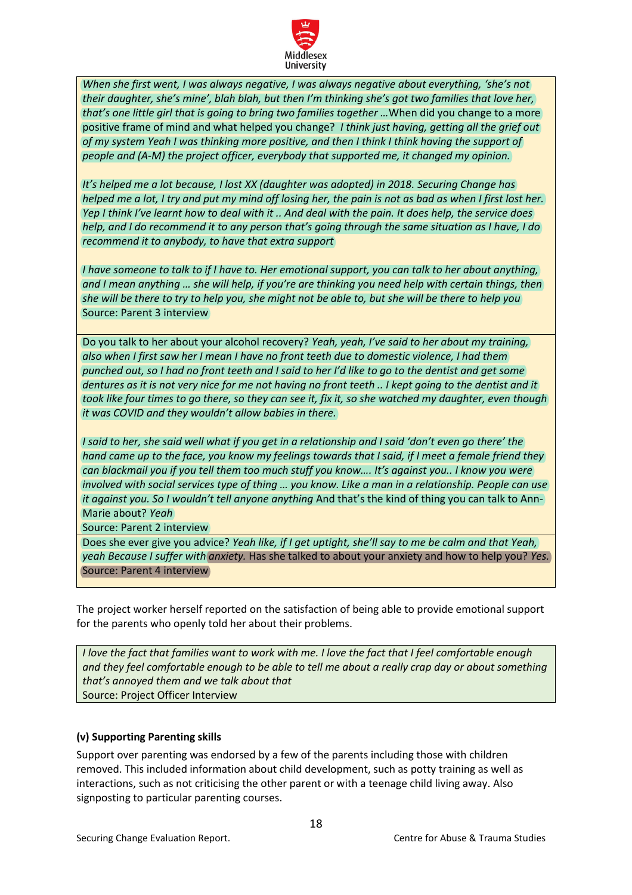> *When she first went, I was always negative, I was always negative about everything, 'she's not their daughter, she's mine', blah blah, but then I'm thinking she's got two families that love her, that's one little girl that is going to bring two families together …*When did you change to a more positive frame of mind and what helped you change? *I think just having, getting all the grief out of my system Yeah I was thinking more positive, and then I think I think having the support of people and (A-M) the project officer, everybody that supported me, it changed my opinion.*
>
> *It's helped me a lot because, I lost XX (daughter was adopted) in 2018. Securing Change has helped me a lot, I try and put my mind off losing her, the pain is not as bad as when I first lost her. Yep I think I've learnt how to deal with it .. And deal with the pain. It does help, the service does help, and I do recommend it to any person that's going through the same situation as I have, I do recommend it to anybody, to have that extra support*
>
> *I have someone to talk to if I have to. Her emotional support, you can talk to her about anything, and I mean anything … she will help, if you're are thinking you need help with certain things, then she will be there to try to help you, she might not be able to, but she will be there to help you*
>
> Source: Parent 3 interview

> Do you talk to her about your alcohol recovery? *Yeah, yeah, I've said to her about my training, also when I first saw her I mean I have no front teeth due to domestic violence, I had them punched out, so I had no front teeth and I said to her I'd like to go to the dentist and get some dentures as it is not very nice for me not having no front teeth .. I kept going to the dentist and it took like four times to go there, so they can see it, fix it, so she watched my daughter, even though it was COVID and they wouldn't allow babies in there.*
>
> *I said to her, she said well what if you get in a relationship and I said 'don't even go there' the hand came up to the face, you know my feelings towards that I said, if I meet a female friend they can blackmail you if you tell them too much stuff you know…. It's against you.. I know you were involved with social services type of thing … you know. Like a man in a relationship. People can use it against you. So I wouldn't tell anyone anything* And that's the kind of thing you can talk to Ann-Marie about? *Yeah*
>
> Source: Parent 2 interview

> Does she ever give you advice? *Yeah like, if I get uptight, she'll say to me be calm and that Yeah, yeah Because I suffer with anxiety.* Has she talked to about your anxiety and how to help you? *Yes.*
>
> Source: Parent 4 interview

The project worker herself reported on the satisfaction of being able to provide emotional support for the parents who openly told her about their problems.

> *I love the fact that families want to work with me. I love the fact that I feel comfortable enough and they feel comfortable enough to be able to tell me about a really crap day or about something that's annoyed them and we talk about that*
>
> Source: Project Officer Interview

### (v) Supporting Parenting skills

Support over parenting was endorsed by a few of the parents including those with children removed. This included information about child development, such as potty training as well as interactions, such as not criticising the other parent or with a teenage child living away. Also signposting to particular parenting courses.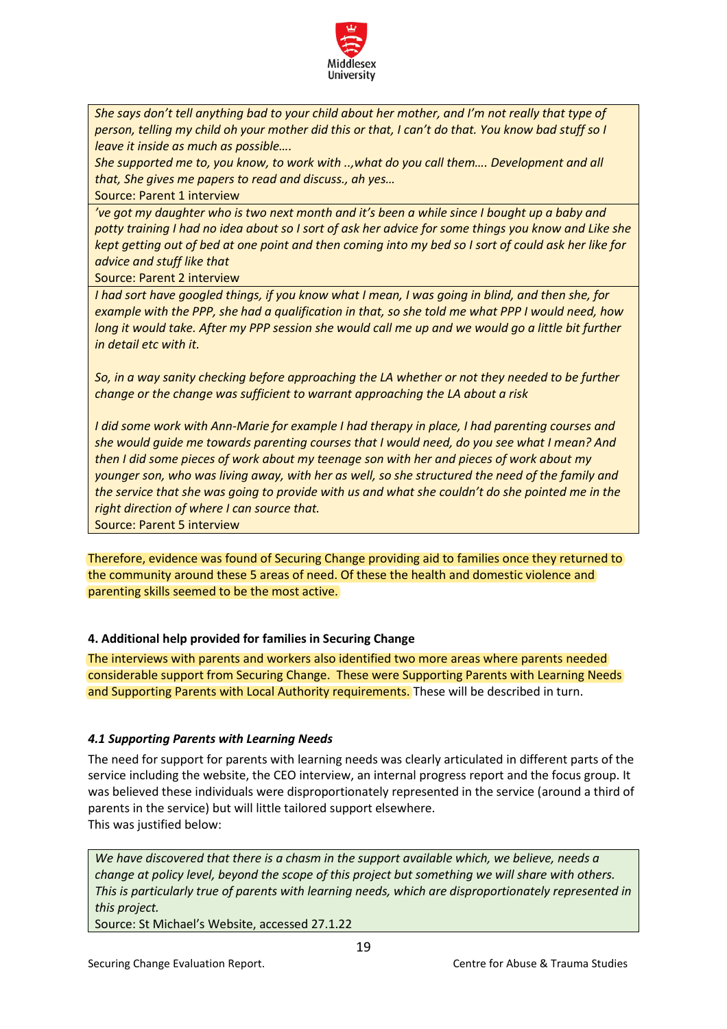*She says don't tell anything bad to your child about her mother, and I'm not really that type of person, telling my child oh your mother did this or that, I can't do that. You know bad stuff so I leave it inside as much as possible….*

*She supported me to, you know, to work with ..,what do you call them…. Development and all that, She gives me papers to read and discuss., ah yes…*

Source: Parent 1 interview

*'ve got my daughter who is two next month and it's been a while since I bought up a baby and potty training I had no idea about so I sort of ask her advice for some things you know and Like she kept getting out of bed at one point and then coming into my bed so I sort of could ask her like for advice and stuff like that*

Source: Parent 2 interview

*I had sort have googled things, if you know what I mean, I was going in blind, and then she, for example with the PPP, she had a qualification in that, so she told me what PPP I would need, how long it would take. After my PPP session she would call me up and we would go a little bit further in detail etc with it.*

*So, in a way sanity checking before approaching the LA whether or not they needed to be further change or the change was sufficient to warrant approaching the LA about a risk*

*I did some work with Ann-Marie for example I had therapy in place, I had parenting courses and she would guide me towards parenting courses that I would need, do you see what I mean? And then I did some pieces of work about my teenage son with her and pieces of work about my younger son, who was living away, with her as well, so she structured the need of the family and the service that she was going to provide with us and what she couldn't do she pointed me in the right direction of where I can source that.*

Source: Parent 5 interview

Therefore, evidence was found of Securing Change providing aid to families once they returned to the community around these 5 areas of need. Of these the health and domestic violence and parenting skills seemed to be the most active.

#### 4. Additional help provided for families in Securing Change

The interviews with parents and workers also identified two more areas where parents needed considerable support from Securing Change. These were Supporting Parents with Learning Needs and Supporting Parents with Local Authority requirements. These will be described in turn.

##### *4.1 Supporting Parents with Learning Needs*

The need for support for parents with learning needs was clearly articulated in different parts of the service including the website, the CEO interview, an internal progress report and the focus group. It was believed these individuals were disproportionately represented in the service (around a third of parents in the service) but will little tailored support elsewhere.

This was justified below:

*We have discovered that there is a chasm in the support available which, we believe, needs a change at policy level, beyond the scope of this project but something we will share with others. This is particularly true of parents with learning needs, which are disproportionately represented in this project.*

Source: St Michael's Website, accessed 27.1.22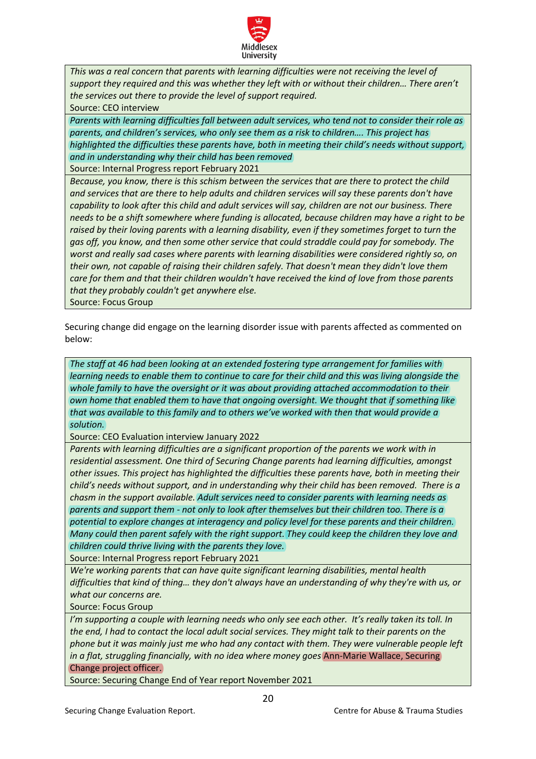| |
|---|
| *This was a real concern that parents with learning difficulties were not receiving the level of support they required and this was whether they left with or without their children… There aren't the services out there to provide the level of support required.*<br>Source: CEO interview |
| *Parents with learning difficulties fall between adult services, who tend not to consider their role as parents, and children's services, who only see them as a risk to children…. This project has highlighted the difficulties these parents have, both in meeting their child's needs without support, and in understanding why their child has been removed*<br>Source: Internal Progress report February 2021 |
| *Because, you know, there is this schism between the services that are there to protect the child and services that are there to help adults and children services will say these parents don't have capability to look after this child and adult services will say, children are not our business. There needs to be a shift somewhere where funding is allocated, because children may have a right to be raised by their loving parents with a learning disability, even if they sometimes forget to turn the gas off, you know, and then some other service that could straddle could pay for somebody. The worst and really sad cases where parents with learning disabilities were considered rightly so, on their own, not capable of raising their children safely. That doesn't mean they didn't love them care for them and that their children wouldn't have received the kind of love from those parents that they probably couldn't get anywhere else.*<br>Source: Focus Group |

Securing change did engage on the learning disorder issue with parents affected as commented on below:

| |
|---|
| *The staff at 46 had been looking at an extended fostering type arrangement for families with learning needs to enable them to continue to care for their child and this was living alongside the whole family to have the oversight or it was about providing attached accommodation to their own home that enabled them to have that ongoing oversight. We thought that if something like that was available to this family and to others we've worked with then that would provide a solution.*<br>Source: CEO Evaluation interview January 2022 |
| *Parents with learning difficulties are a significant proportion of the parents we work with in residential assessment. One third of Securing Change parents had learning difficulties, amongst other issues. This project has highlighted the difficulties these parents have, both in meeting their child's needs without support, and in understanding why their child has been removed. There is a chasm in the support available. Adult services need to consider parents with learning needs as parents and support them - not only to look after themselves but their children too. There is a potential to explore changes at interagency and policy level for these parents and their children. Many could then parent safely with the right support. They could keep the children they love and children could thrive living with the parents they love.*<br>Source: Internal Progress report February 2021 |
| *We're working parents that can have quite significant learning disabilities, mental health difficulties that kind of thing… they don't always have an understanding of why they're with us, or what our concerns are.*<br>Source: Focus Group |
| *I'm supporting a couple with learning needs who only see each other. It's really taken its toll. In the end, I had to contact the local adult social services. They might talk to their parents on the phone but it was mainly just me who had any contact with them. They were vulnerable people left in a flat, struggling financially, with no idea where money goes* Ann-Marie Wallace, Securing Change project officer.<br>Source: Securing Change End of Year report November 2021 |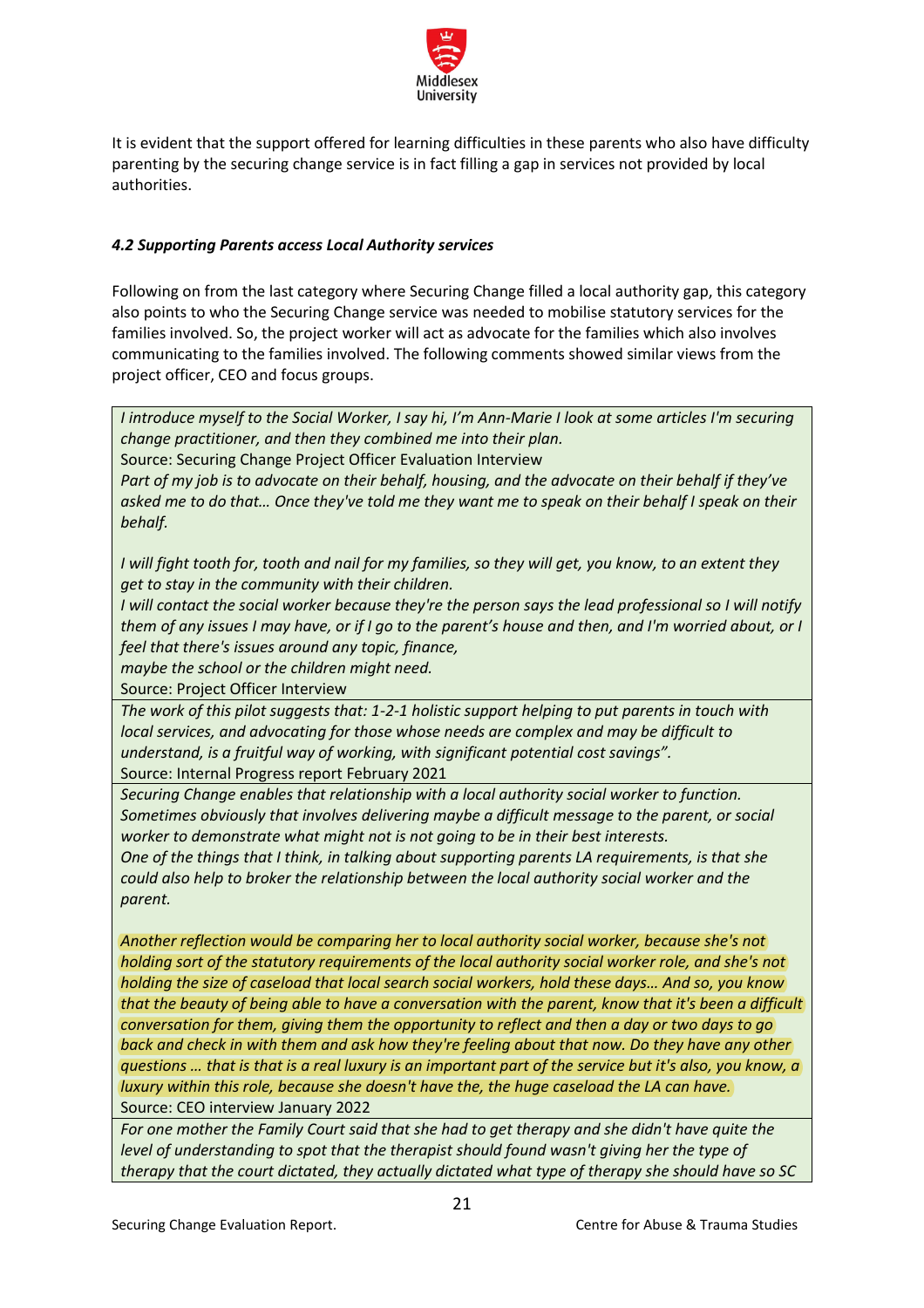It is evident that the support offered for learning difficulties in these parents who also have difficulty parenting by the securing change service is in fact filling a gap in services not provided by local authorities.

#### *4.2 Supporting Parents access Local Authority services*

Following on from the last category where Securing Change filled a local authority gap, this category also points to who the Securing Change service was needed to mobilise statutory services for the families involved. So, the project worker will act as advocate for the families which also involves communicating to the families involved. The following comments showed similar views from the project officer, CEO and focus groups.

| |
|---|
| *I introduce myself to the Social Worker, I say hi, I'm Ann-Marie I look at some articles I'm securing change practitioner, and then they combined me into their plan.*<br>Source: Securing Change Project Officer Evaluation Interview<br>*Part of my job is to advocate on their behalf, housing, and the advocate on their behalf if they've asked me to do that… Once they've told me they want me to speak on their behalf I speak on their behalf.*<br><br>*I will fight tooth for, tooth and nail for my families, so they will get, you know, to an extent they get to stay in the community with their children.*<br>*I will contact the social worker because they're the person says the lead professional so I will notify them of any issues I may have, or if I go to the parent's house and then, and I'm worried about, or I feel that there's issues around any topic, finance,*<br>*maybe the school or the children might need.*<br>Source: Project Officer Interview |
| *The work of this pilot suggests that: 1-2-1 holistic support helping to put parents in touch with local services, and advocating for those whose needs are complex and may be difficult to understand, is a fruitful way of working, with significant potential cost savings".*<br>Source: Internal Progress report February 2021 |
| *Securing Change enables that relationship with a local authority social worker to function. Sometimes obviously that involves delivering maybe a difficult message to the parent, or social worker to demonstrate what might not is not going to be in their best interests.*<br>*One of the things that I think, in talking about supporting parents LA requirements, is that she could also help to broker the relationship between the local authority social worker and the parent.*<br><br>*Another reflection would be comparing her to local authority social worker, because she's not holding sort of the statutory requirements of the local authority social worker role, and she's not holding the size of caseload that local search social workers, hold these days… And so, you know that the beauty of being able to have a conversation with the parent, know that it's been a difficult conversation for them, giving them the opportunity to reflect and then a day or two days to go back and check in with them and ask how they're feeling about that now. Do they have any other questions … that is that is a real luxury is an important part of the service but it's also, you know, a luxury within this role, because she doesn't have the, the huge caseload the LA can have.*<br>Source: CEO interview January 2022 |
| *For one mother the Family Court said that she had to get therapy and she didn't have quite the level of understanding to spot that the therapist should found wasn't giving her the type of therapy that the court dictated, they actually dictated what type of therapy she should have so SC* |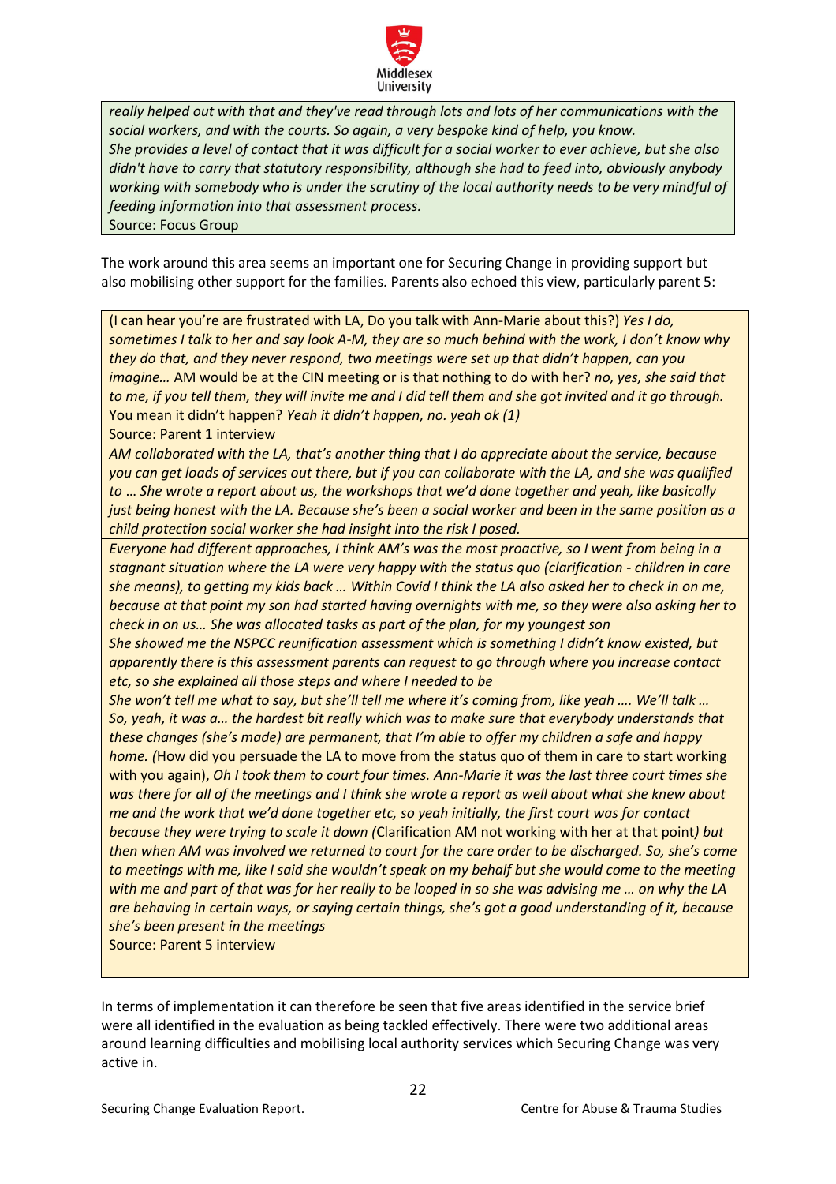*really helped out with that and they've read through lots and lots of her communications with the social workers, and with the courts. So again, a very bespoke kind of help, you know.*
*She provides a level of contact that it was difficult for a social worker to ever achieve, but she also didn't have to carry that statutory responsibility, although she had to feed into, obviously anybody working with somebody who is under the scrutiny of the local authority needs to be very mindful of feeding information into that assessment process.*
Source: Focus Group

The work around this area seems an important one for Securing Change in providing support but also mobilising other support for the families. Parents also echoed this view, particularly parent 5:

(I can hear you're are frustrated with LA, Do you talk with Ann-Marie about this?) *Yes I do, sometimes I talk to her and say look A-M, they are so much behind with the work, I don't know why they do that, and they never respond, two meetings were set up that didn't happen, can you imagine…* AM would be at the CIN meeting or is that nothing to do with her? *no, yes, she said that to me, if you tell them, they will invite me and I did tell them and she got invited and it go through.* You mean it didn't happen? *Yeah it didn't happen, no. yeah ok (1)*
Source: Parent 1 interview

*AM collaborated with the LA, that's another thing that I do appreciate about the service, because you can get loads of services out there, but if you can collaborate with the LA, and she was qualified to … She wrote a report about us, the workshops that we'd done together and yeah, like basically just being honest with the LA. Because she's been a social worker and been in the same position as a child protection social worker she had insight into the risk I posed.*

*Everyone had different approaches, I think AM's was the most proactive, so I went from being in a stagnant situation where the LA were very happy with the status quo (clarification - children in care she means), to getting my kids back … Within Covid I think the LA also asked her to check in on me, because at that point my son had started having overnights with me, so they were also asking her to check in on us… She was allocated tasks as part of the plan, for my youngest son*
*She showed me the NSPCC reunification assessment which is something I didn't know existed, but apparently there is this assessment parents can request to go through where you increase contact etc, so she explained all those steps and where I needed to be*
*She won't tell me what to say, but she'll tell me where it's coming from, like yeah …. We'll talk … So, yeah, it was a… the hardest bit really which was to make sure that everybody understands that these changes (she's made) are permanent, that I'm able to offer my children a safe and happy home. (*How did you persuade the LA to move from the status quo of them in care to start working with you again), *Oh I took them to court four times. Ann-Marie it was the last three court times she was there for all of the meetings and I think she wrote a report as well about what she knew about me and the work that we'd done together etc, so yeah initially, the first court was for contact because they were trying to scale it down (*Clarification AM not working with her at that point*) but then when AM was involved we returned to court for the care order to be discharged. So, she's come to meetings with me, like I said she wouldn't speak on my behalf but she would come to the meeting with me and part of that was for her really to be looped in so she was advising me … on why the LA are behaving in certain ways, or saying certain things, she's got a good understanding of it, because she's been present in the meetings*
Source: Parent 5 interview

In terms of implementation it can therefore be seen that five areas identified in the service brief were all identified in the evaluation as being tackled effectively. There were two additional areas around learning difficulties and mobilising local authority services which Securing Change was very active in.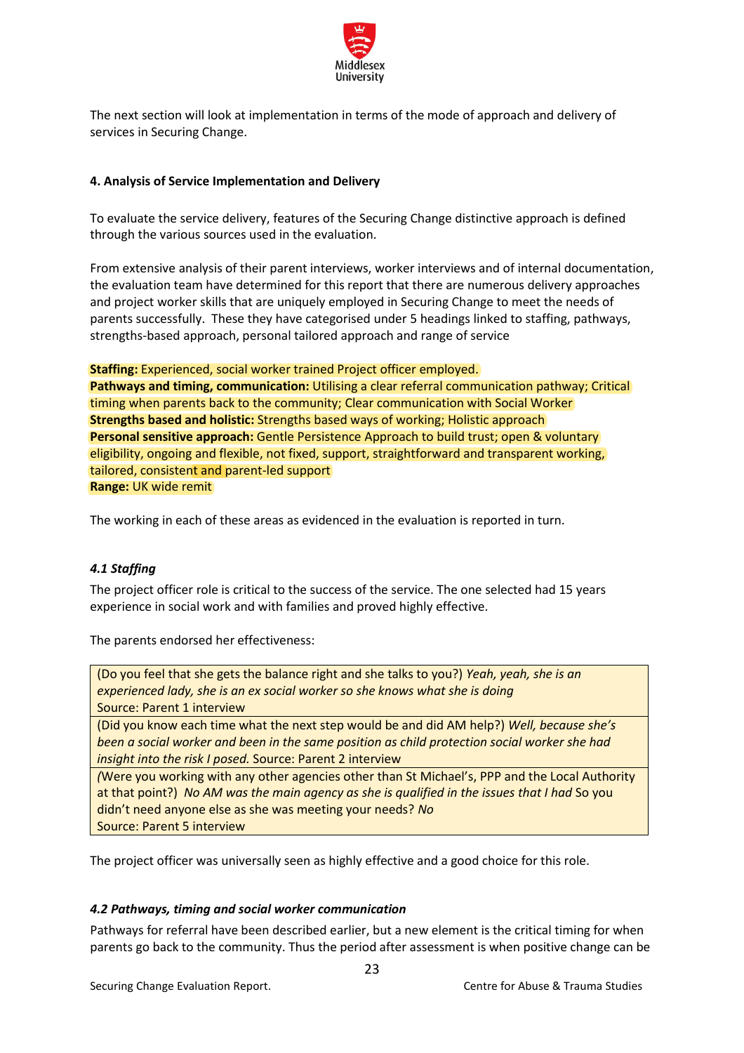The next section will look at implementation in terms of the mode of approach and delivery of services in Securing Change.

## 4. Analysis of Service Implementation and Delivery

To evaluate the service delivery, features of the Securing Change distinctive approach is defined through the various sources used in the evaluation.

From extensive analysis of their parent interviews, worker interviews and of internal documentation, the evaluation team have determined for this report that there are numerous delivery approaches and project worker skills that are uniquely employed in Securing Change to meet the needs of parents successfully. These they have categorised under 5 headings linked to staffing, pathways, strengths-based approach, personal tailored approach and range of service

**Staffing:** Experienced, social worker trained Project officer employed.
**Pathways and timing, communication:** Utilising a clear referral communication pathway; Critical timing when parents back to the community; Clear communication with Social Worker
**Strengths based and holistic:** Strengths based ways of working; Holistic approach
**Personal sensitive approach:** Gentle Persistence Approach to build trust; open & voluntary eligibility, ongoing and flexible, not fixed, support, straightforward and transparent working, tailored, consistent and parent-led support
**Range:** UK wide remit

The working in each of these areas as evidenced in the evaluation is reported in turn.

### *4.1 Staffing*

The project officer role is critical to the success of the service. The one selected had 15 years experience in social work and with families and proved highly effective.

The parents endorsed her effectiveness:

| |
|---|
| (Do you feel that she gets the balance right and she talks to you?) *Yeah, yeah, she is an experienced lady, she is an ex social worker so she knows what she is doing* Source: Parent 1 interview |
| (Did you know each time what the next step would be and did AM help?) *Well, because she's been a social worker and been in the same position as child protection social worker she had insight into the risk I posed.* Source: Parent 2 interview |
| (Were you working with any other agencies other than St Michael's, PPP and the Local Authority at that point?) *No AM was the main agency as she is qualified in the issues that I had* So you didn't need anyone else as she was meeting your needs? *No* Source: Parent 5 interview |

The project officer was universally seen as highly effective and a good choice for this role.

### *4.2 Pathways, timing and social worker communication*

Pathways for referral have been described earlier, but a new element is the critical timing for when parents go back to the community. Thus the period after assessment is when positive change can be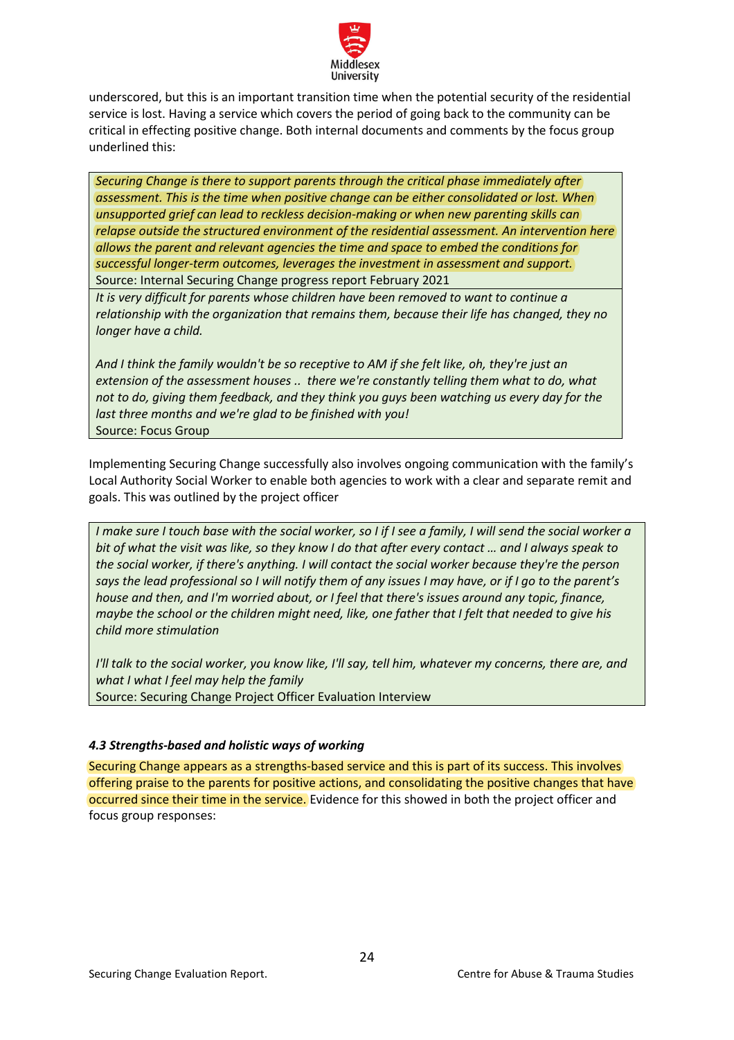underscored, but this is an important transition time when the potential security of the residential service is lost. Having a service which covers the period of going back to the community can be critical in effecting positive change. Both internal documents and comments by the focus group underlined this:

> *Securing Change is there to support parents through the critical phase immediately after assessment. This is the time when positive change can be either consolidated or lost. When unsupported grief can lead to reckless decision-making or when new parenting skills can relapse outside the structured environment of the residential assessment. An intervention here allows the parent and relevant agencies the time and space to embed the conditions for successful longer-term outcomes, leverages the investment in assessment and support.*
> Source: Internal Securing Change progress report February 2021
>
> *It is very difficult for parents whose children have been removed to want to continue a relationship with the organization that remains them, because their life has changed, they no longer have a child.*
>
> *And I think the family wouldn't be so receptive to AM if she felt like, oh, they're just an extension of the assessment houses .. there we're constantly telling them what to do, what not to do, giving them feedback, and they think you guys been watching us every day for the last three months and we're glad to be finished with you!*
> Source: Focus Group

Implementing Securing Change successfully also involves ongoing communication with the family's Local Authority Social Worker to enable both agencies to work with a clear and separate remit and goals. This was outlined by the project officer

> *I make sure I touch base with the social worker, so I if I see a family, I will send the social worker a bit of what the visit was like, so they know I do that after every contact … and I always speak to the social worker, if there's anything. I will contact the social worker because they're the person says the lead professional so I will notify them of any issues I may have, or if I go to the parent's house and then, and I'm worried about, or I feel that there's issues around any topic, finance, maybe the school or the children might need, like, one father that I felt that needed to give his child more stimulation*
>
> *I'll talk to the social worker, you know like, I'll say, tell him, whatever my concerns, there are, and what I what I feel may help the family*
> Source: Securing Change Project Officer Evaluation Interview

#### *4.3 Strengths-based and holistic ways of working*

Securing Change appears as a strengths-based service and this is part of its success. This involves offering praise to the parents for positive actions, and consolidating the positive changes that have occurred since their time in the service. Evidence for this showed in both the project officer and focus group responses: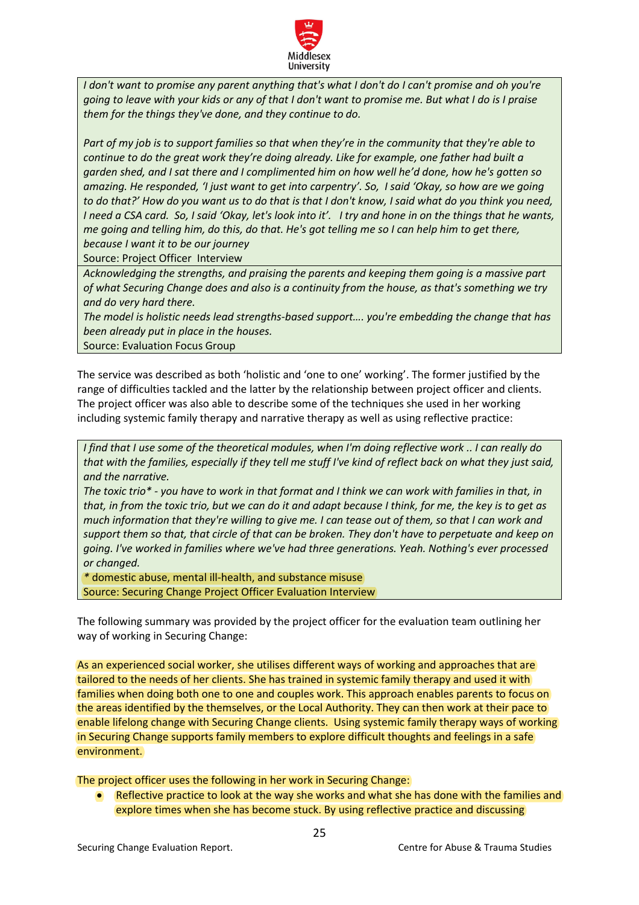*I don't want to promise any parent anything that's what I don't do I can't promise and oh you're going to leave with your kids or any of that I don't want to promise me. But what I do is I praise them for the things they've done, and they continue to do.*

*Part of my job is to support families so that when they're in the community that they're able to continue to do the great work they're doing already. Like for example, one father had built a garden shed, and I sat there and I complimented him on how well he'd done, how he's gotten so amazing. He responded, 'I just want to get into carpentry'. So, I said 'Okay, so how are we going to do that?' How do you want us to do that is that I don't know, I said what do you think you need, I need a CSA card. So, I said 'Okay, let's look into it'. I try and hone in on the things that he wants, me going and telling him, do this, do that. He's got telling me so I can help him to get there, because I want it to be our journey*

Source: Project Officer Interview

*Acknowledging the strengths, and praising the parents and keeping them going is a massive part of what Securing Change does and also is a continuity from the house, as that's something we try and do very hard there.*

*The model is holistic needs lead strengths-based support…. you're embedding the change that has been already put in place in the houses.*

Source: Evaluation Focus Group

The service was described as both 'holistic and 'one to one' working'. The former justified by the range of difficulties tackled and the latter by the relationship between project officer and clients. The project officer was also able to describe some of the techniques she used in her working including systemic family therapy and narrative therapy as well as using reflective practice:

*I find that I use some of the theoretical modules, when I'm doing reflective work .. I can really do that with the families, especially if they tell me stuff I've kind of reflect back on what they just said, and the narrative.*

*The toxic trio* - you have to work in that format and I think we can work with families in that, in that, in from the toxic trio, but we can do it and adapt because I think, for me, the key is to get as much information that they're willing to give me. I can tease out of them, so that I can work and support them so that, that circle of that can be broken. They don't have to perpetuate and keep on going. I've worked in families where we've had three generations. Yeah. Nothing's ever processed or changed.*

* domestic abuse, mental ill-health, and substance misuse

Source: Securing Change Project Officer Evaluation Interview

The following summary was provided by the project officer for the evaluation team outlining her way of working in Securing Change:

As an experienced social worker, she utilises different ways of working and approaches that are tailored to the needs of her clients. She has trained in systemic family therapy and used it with families when doing both one to one and couples work. This approach enables parents to focus on the areas identified by the themselves, or the Local Authority. They can then work at their pace to enable lifelong change with Securing Change clients. Using systemic family therapy ways of working in Securing Change supports family members to explore difficult thoughts and feelings in a safe environment.

The project officer uses the following in her work in Securing Change:

- Reflective practice to look at the way she works and what she has done with the families and explore times when she has become stuck. By using reflective practice and discussing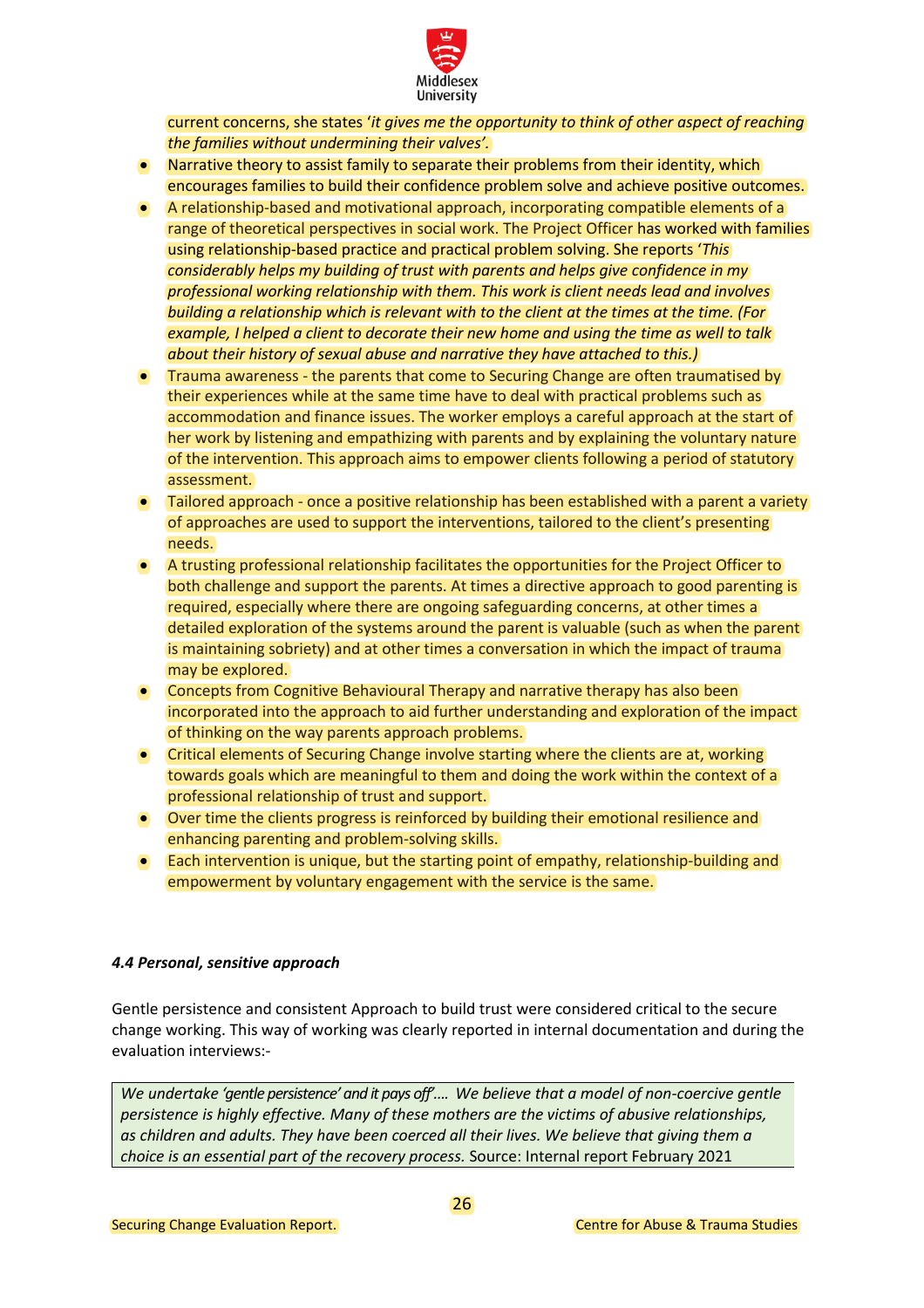current concerns, she states '*it gives me the opportunity to think of other aspect of reaching the families without undermining their valves'*.

- Narrative theory to assist family to separate their problems from their identity, which encourages families to build their confidence problem solve and achieve positive outcomes.
- A relationship-based and motivational approach, incorporating compatible elements of a range of theoretical perspectives in social work. The Project Officer has worked with families using relationship-based practice and practical problem solving. She reports '*This considerably helps my building of trust with parents and helps give confidence in my professional working relationship with them. This work is client needs lead and involves building a relationship which is relevant with to the client at the times at the time. (For example, I helped a client to decorate their new home and using the time as well to talk about their history of sexual abuse and narrative they have attached to this.)*
- Trauma awareness - the parents that come to Securing Change are often traumatised by their experiences while at the same time have to deal with practical problems such as accommodation and finance issues. The worker employs a careful approach at the start of her work by listening and empathizing with parents and by explaining the voluntary nature of the intervention. This approach aims to empower clients following a period of statutory assessment.
- Tailored approach - once a positive relationship has been established with a parent a variety of approaches are used to support the interventions, tailored to the client's presenting needs.
- A trusting professional relationship facilitates the opportunities for the Project Officer to both challenge and support the parents. At times a directive approach to good parenting is required, especially where there are ongoing safeguarding concerns, at other times a detailed exploration of the systems around the parent is valuable (such as when the parent is maintaining sobriety) and at other times a conversation in which the impact of trauma may be explored.
- Concepts from Cognitive Behavioural Therapy and narrative therapy has also been incorporated into the approach to aid further understanding and exploration of the impact of thinking on the way parents approach problems.
- Critical elements of Securing Change involve starting where the clients are at, working towards goals which are meaningful to them and doing the work within the context of a professional relationship of trust and support.
- Over time the clients progress is reinforced by building their emotional resilience and enhancing parenting and problem-solving skills.
- Each intervention is unique, but the starting point of empathy, relationship-building and empowerment by voluntary engagement with the service is the same.

#### *4.4 Personal, sensitive approach*

Gentle persistence and consistent Approach to build trust were considered critical to the secure change working. This way of working was clearly reported in internal documentation and during the evaluation interviews:-

> *We undertake 'gentle persistence' and it pays off'.... We believe that a model of non-coercive gentle persistence is highly effective. Many of these mothers are the victims of abusive relationships, as children and adults. They have been coerced all their lives. We believe that giving them a choice is an essential part of the recovery process.* Source: Internal report February 2021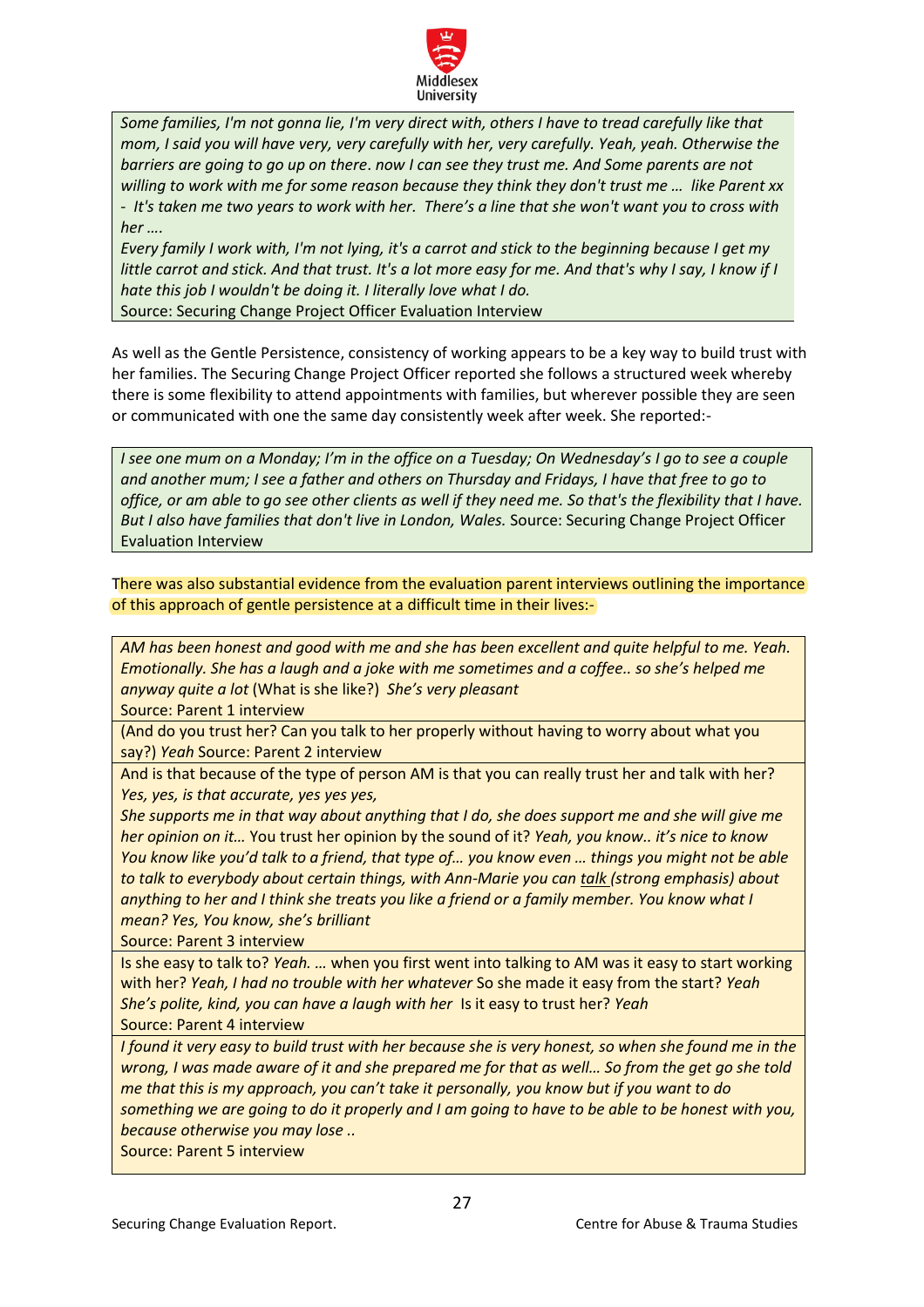> *Some families, I'm not gonna lie, I'm very direct with, others I have to tread carefully like that mom, I said you will have very, very carefully with her, very carefully. Yeah, yeah. Otherwise the barriers are going to go up on there. now I can see they trust me. And Some parents are not willing to work with me for some reason because they think they don't trust me … like Parent xx - It's taken me two years to work with her. There's a line that she won't want you to cross with her ….*
> *Every family I work with, I'm not lying, it's a carrot and stick to the beginning because I get my little carrot and stick. And that trust. It's a lot more easy for me. And that's why I say, I know if I hate this job I wouldn't be doing it. I literally love what I do.*
> Source: Securing Change Project Officer Evaluation Interview

As well as the Gentle Persistence, consistency of working appears to be a key way to build trust with her families. The Securing Change Project Officer reported she follows a structured week whereby there is some flexibility to attend appointments with families, but wherever possible they are seen or communicated with one the same day consistently week after week. She reported:-

> *I see one mum on a Monday; I'm in the office on a Tuesday; On Wednesday's I go to see a couple and another mum; I see a father and others on Thursday and Fridays, I have that free to go to office, or am able to go see other clients as well if they need me. So that's the flexibility that I have. But I also have families that don't live in London, Wales.* Source: Securing Change Project Officer Evaluation Interview

There was also substantial evidence from the evaluation parent interviews outlining the importance of this approach of gentle persistence at a difficult time in their lives:-

> *AM has been honest and good with me and she has been excellent and quite helpful to me. Yeah. Emotionally. She has a laugh and a joke with me sometimes and a coffee.. so she's helped me anyway quite a lot* (What is she like?) *She's very pleasant*
> Source: Parent 1 interview

> (And do you trust her? Can you talk to her properly without having to worry about what you say?) *Yeah* Source: Parent 2 interview

> And is that because of the type of person AM is that you can really trust her and talk with her? *Yes, yes, is that accurate, yes yes yes,*
> *She supports me in that way about anything that I do, she does support me and she will give me her opinion on it…* You trust her opinion by the sound of it? *Yeah, you know.. it's nice to know You know like you'd talk to a friend, that type of… you know even … things you might not be able to talk to everybody about certain things, with Ann-Marie you can talk (strong emphasis) about anything to her and I think she treats you like a friend or a family member. You know what I mean? Yes, You know, she's brilliant*
> Source: Parent 3 interview

> Is she easy to talk to? *Yeah. …* when you first went into talking to AM was it easy to start working with her? *Yeah, I had no trouble with her whatever* So she made it easy from the start? *Yeah She's polite, kind, you can have a laugh with her* Is it easy to trust her? *Yeah*
> Source: Parent 4 interview

> *I found it very easy to build trust with her because she is very honest, so when she found me in the wrong, I was made aware of it and she prepared me for that as well… So from the get go she told me that this is my approach, you can't take it personally, you know but if you want to do something we are going to do it properly and I am going to have to be able to be honest with you, because otherwise you may lose ..*
> Source: Parent 5 interview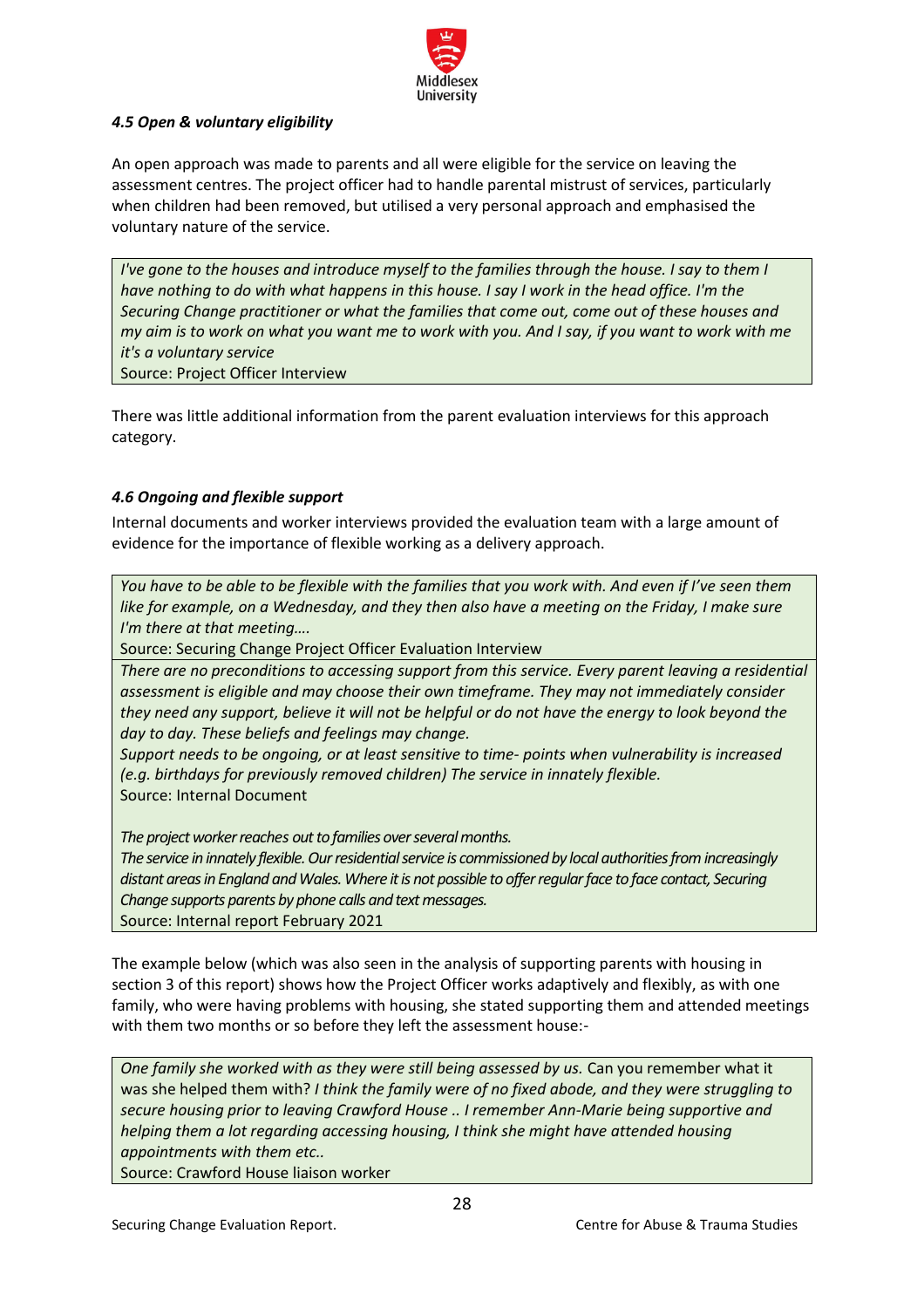#### *4.5 Open & voluntary eligibility*

An open approach was made to parents and all were eligible for the service on leaving the assessment centres. The project officer had to handle parental mistrust of services, particularly when children had been removed, but utilised a very personal approach and emphasised the voluntary nature of the service.

> *I've gone to the houses and introduce myself to the families through the house. I say to them I have nothing to do with what happens in this house. I say I work in the head office. I'm the Securing Change practitioner or what the families that come out, come out of these houses and my aim is to work on what you want me to work with you. And I say, if you want to work with me it's a voluntary service*
> Source: Project Officer Interview

There was little additional information from the parent evaluation interviews for this approach category.

#### *4.6 Ongoing and flexible support*

Internal documents and worker interviews provided the evaluation team with a large amount of evidence for the importance of flexible working as a delivery approach.

> *You have to be able to be flexible with the families that you work with. And even if I've seen them like for example, on a Wednesday, and they then also have a meeting on the Friday, I make sure I'm there at that meeting….*
> Source: Securing Change Project Officer Evaluation Interview

> *There are no preconditions to accessing support from this service. Every parent leaving a residential assessment is eligible and may choose their own timeframe. They may not immediately consider they need any support, believe it will not be helpful or do not have the energy to look beyond the day to day. These beliefs and feelings may change.*
> *Support needs to be ongoing, or at least sensitive to time- points when vulnerability is increased (e.g. birthdays for previously removed children) The service in innately flexible.*
> Source: Internal Document
>
> *The project worker reaches out to families over several months.*
> *The service in innately flexible. Our residential service is commissioned by local authorities from increasingly distant areas in England and Wales. Where it is not possible to offer regular face to face contact, Securing Change supports parents by phone calls and text messages.*
> Source: Internal report February 2021

The example below (which was also seen in the analysis of supporting parents with housing in section 3 of this report) shows how the Project Officer works adaptively and flexibly, as with one family, who were having problems with housing, she stated supporting them and attended meetings with them two months or so before they left the assessment house:-

> *One family she worked with as they were still being assessed by us.* Can you remember what it was she helped them with? *I think the family were of no fixed abode, and they were struggling to secure housing prior to leaving Crawford House .. I remember Ann-Marie being supportive and helping them a lot regarding accessing housing, I think she might have attended housing appointments with them etc..*
> Source: Crawford House liaison worker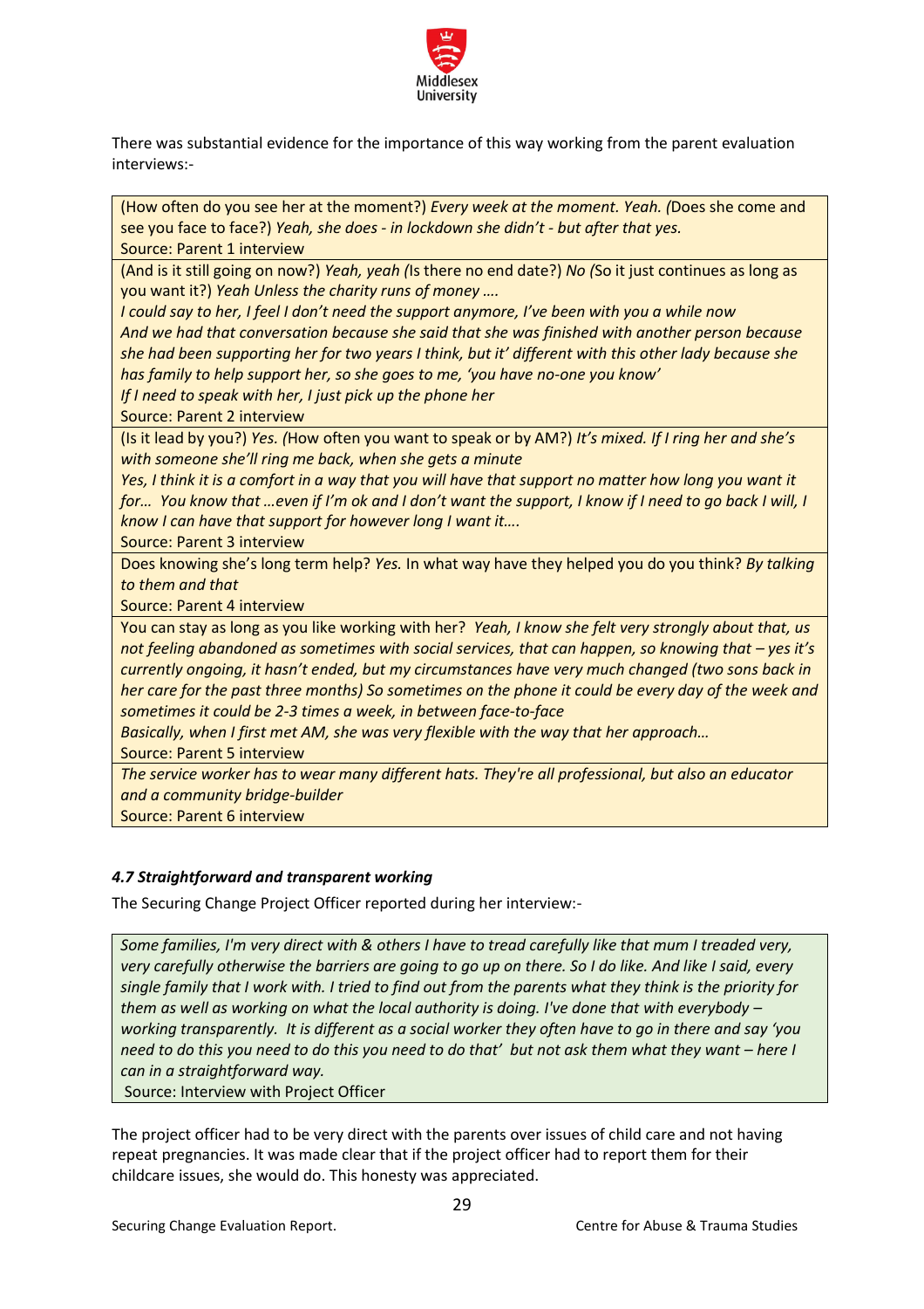There was substantial evidence for the importance of this way working from the parent evaluation interviews:-

> (How often do you see her at the moment?) *Every week at the moment. Yeah. (*Does she come and see you face to face?) *Yeah, she does - in lockdown she didn't - but after that yes.*
> Source: Parent 1 interview

> (And is it still going on now?) *Yeah, yeah (*Is there no end date?) *No (*So it just continues as long as you want it?) *Yeah Unless the charity runs of money ….*
> *I could say to her, I feel I don't need the support anymore, I've been with you a while now*
> *And we had that conversation because she said that she was finished with another person because she had been supporting her for two years I think, but it' different with this other lady because she has family to help support her, so she goes to me, 'you have no-one you know'*
> *If I need to speak with her, I just pick up the phone her*
> Source: Parent 2 interview

> (Is it lead by you?) *Yes. (*How often you want to speak or by AM?) *It's mixed. If I ring her and she's with someone she'll ring me back, when she gets a minute*
> *Yes, I think it is a comfort in a way that you will have that support no matter how long you want it for… You know that …even if I'm ok and I don't want the support, I know if I need to go back I will, I know I can have that support for however long I want it….*
> Source: Parent 3 interview

> Does knowing she's long term help? *Yes.* In what way have they helped you do you think? *By talking to them and that*
> Source: Parent 4 interview

> You can stay as long as you like working with her? *Yeah, I know she felt very strongly about that, us not feeling abandoned as sometimes with social services, that can happen, so knowing that – yes it's currently ongoing, it hasn't ended, but my circumstances have very much changed (two sons back in her care for the past three months) So sometimes on the phone it could be every day of the week and sometimes it could be 2-3 times a week, in between face-to-face*
> *Basically, when I first met AM, she was very flexible with the way that her approach…*
> Source: Parent 5 interview

> *The service worker has to wear many different hats. They're all professional, but also an educator and a community bridge-builder*
> Source: Parent 6 interview

#### *4.7 Straightforward and transparent working*

The Securing Change Project Officer reported during her interview:-

> *Some families, I'm very direct with & others I have to tread carefully like that mum I treaded very, very carefully otherwise the barriers are going to go up on there. So I do like. And like I said, every single family that I work with. I tried to find out from the parents what they think is the priority for them as well as working on what the local authority is doing. I've done that with everybody – working transparently. It is different as a social worker they often have to go in there and say 'you need to do this you need to do this you need to do that' but not ask them what they want – here I can in a straightforward way.*
> Source: Interview with Project Officer

The project officer had to be very direct with the parents over issues of child care and not having repeat pregnancies. It was made clear that if the project officer had to report them for their childcare issues, she would do. This honesty was appreciated.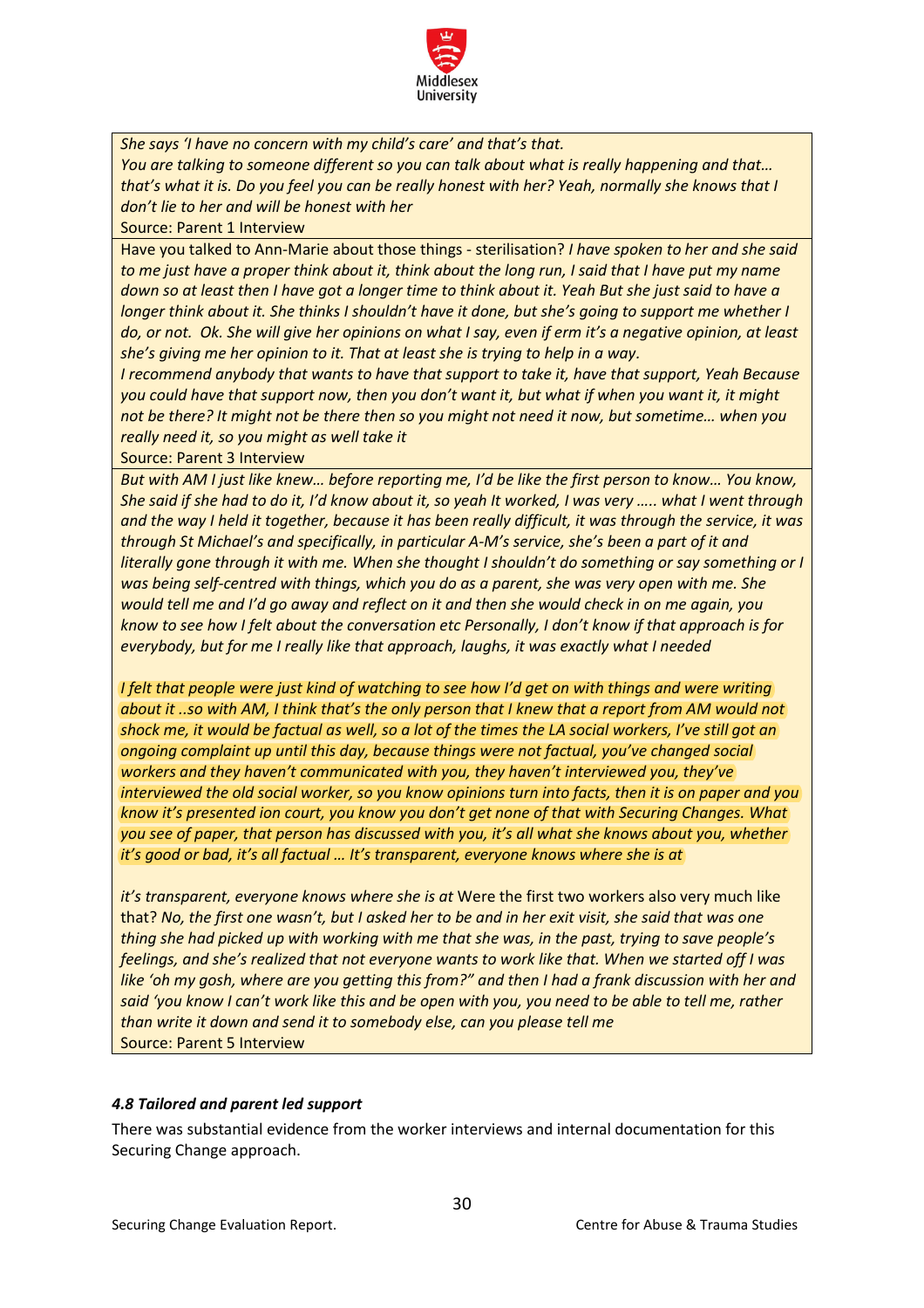*She says 'I have no concern with my child's care' and that's that.*
*You are talking to someone different so you can talk about what is really happening and that… that's what it is. Do you feel you can be really honest with her? Yeah, normally she knows that I don't lie to her and will be honest with her*
Source: Parent 1 Interview

Have you talked to Ann-Marie about those things - sterilisation? *I have spoken to her and she said to me just have a proper think about it, think about the long run, I said that I have put my name down so at least then I have got a longer time to think about it. Yeah But she just said to have a longer think about it. She thinks I shouldn't have it done, but she's going to support me whether I do, or not. Ok. She will give her opinions on what I say, even if erm it's a negative opinion, at least she's giving me her opinion to it. That at least she is trying to help in a way.*
*I recommend anybody that wants to have that support to take it, have that support, Yeah Because you could have that support now, then you don't want it, but what if when you want it, it might not be there? It might not be there then so you might not need it now, but sometime… when you really need it, so you might as well take it*
Source: Parent 3 Interview

*But with AM I just like knew… before reporting me, I'd be like the first person to know… You know, She said if she had to do it, I'd know about it, so yeah It worked, I was very ….. what I went through and the way I held it together, because it has been really difficult, it was through the service, it was through St Michael's and specifically, in particular A-M's service, she's been a part of it and literally gone through it with me. When she thought I shouldn't do something or say something or I was being self-centred with things, which you do as a parent, she was very open with me. She would tell me and I'd go away and reflect on it and then she would check in on me again, you know to see how I felt about the conversation etc Personally, I don't know if that approach is for everybody, but for me I really like that approach, laughs, it was exactly what I needed*

*I felt that people were just kind of watching to see how I'd get on with things and were writing about it ..so with AM, I think that's the only person that I knew that a report from AM would not shock me, it would be factual as well, so a lot of the times the LA social workers, I've still got an ongoing complaint up until this day, because things were not factual, you've changed social workers and they haven't communicated with you, they haven't interviewed you, they've interviewed the old social worker, so you know opinions turn into facts, then it is on paper and you know it's presented ion court, you know you don't get none of that with Securing Changes. What you see of paper, that person has discussed with you, it's all what she knows about you, whether it's good or bad, it's all factual … It's transparent, everyone knows where she is at*

*it's transparent, everyone knows where she is at* Were the first two workers also very much like that? *No, the first one wasn't, but I asked her to be and in her exit visit, she said that was one thing she had picked up with working with me that she was, in the past, trying to save people's feelings, and she's realized that not everyone wants to work like that. When we started off I was like 'oh my gosh, where are you getting this from?" and then I had a frank discussion with her and said 'you know I can't work like this and be open with you, you need to be able to tell me, rather than write it down and send it to somebody else, can you please tell me*
Source: Parent 5 Interview

#### *4.8 Tailored and parent led support*

There was substantial evidence from the worker interviews and internal documentation for this Securing Change approach.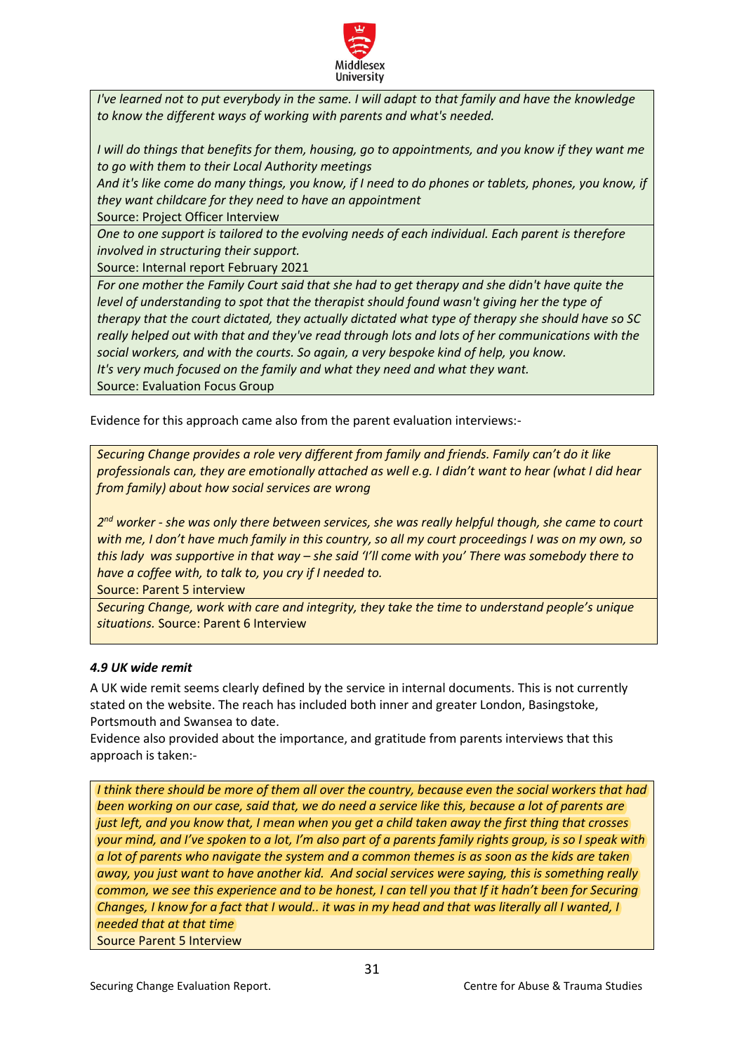*I've learned not to put everybody in the same. I will adapt to that family and have the knowledge to know the different ways of working with parents and what's needed.*

*I will do things that benefits for them, housing, go to appointments, and you know if they want me to go with them to their Local Authority meetings*
*And it's like come do many things, you know, if I need to do phones or tablets, phones, you know, if they want childcare for they need to have an appointment*
Source: Project Officer Interview

*One to one support is tailored to the evolving needs of each individual. Each parent is therefore involved in structuring their support.*
Source: Internal report February 2021

*For one mother the Family Court said that she had to get therapy and she didn't have quite the level of understanding to spot that the therapist should found wasn't giving her the type of therapy that the court dictated, they actually dictated what type of therapy she should have so SC really helped out with that and they've read through lots and lots of her communications with the social workers, and with the courts. So again, a very bespoke kind of help, you know.*
*It's very much focused on the family and what they need and what they want.*
Source: Evaluation Focus Group

Evidence for this approach came also from the parent evaluation interviews:-

*Securing Change provides a role very different from family and friends. Family can't do it like professionals can, they are emotionally attached as well e.g. I didn't want to hear (what I did hear from family) about how social services are wrong*

*2nd worker - she was only there between services, she was really helpful though, she came to court with me, I don't have much family in this country, so all my court proceedings I was on my own, so this lady was supportive in that way – she said 'I'll come with you' There was somebody there to have a coffee with, to talk to, you cry if I needed to.*
Source: Parent 5 interview

*Securing Change, work with care and integrity, they take the time to understand people's unique situations.* Source: Parent 6 Interview

### *4.9 UK wide remit*

A UK wide remit seems clearly defined by the service in internal documents. This is not currently stated on the website. The reach has included both inner and greater London, Basingstoke, Portsmouth and Swansea to date.
Evidence also provided about the importance, and gratitude from parents interviews that this approach is taken:-

*I think there should be more of them all over the country, because even the social workers that had been working on our case, said that, we do need a service like this, because a lot of parents are just left, and you know that, I mean when you get a child taken away the first thing that crosses your mind, and I've spoken to a lot, I'm also part of a parents family rights group, is so I speak with a lot of parents who navigate the system and a common themes is as soon as the kids are taken away, you just want to have another kid. And social services were saying, this is something really common, we see this experience and to be honest, I can tell you that If it hadn't been for Securing Changes, I know for a fact that I would.. it was in my head and that was literally all I wanted, I needed that at that time*
Source Parent 5 Interview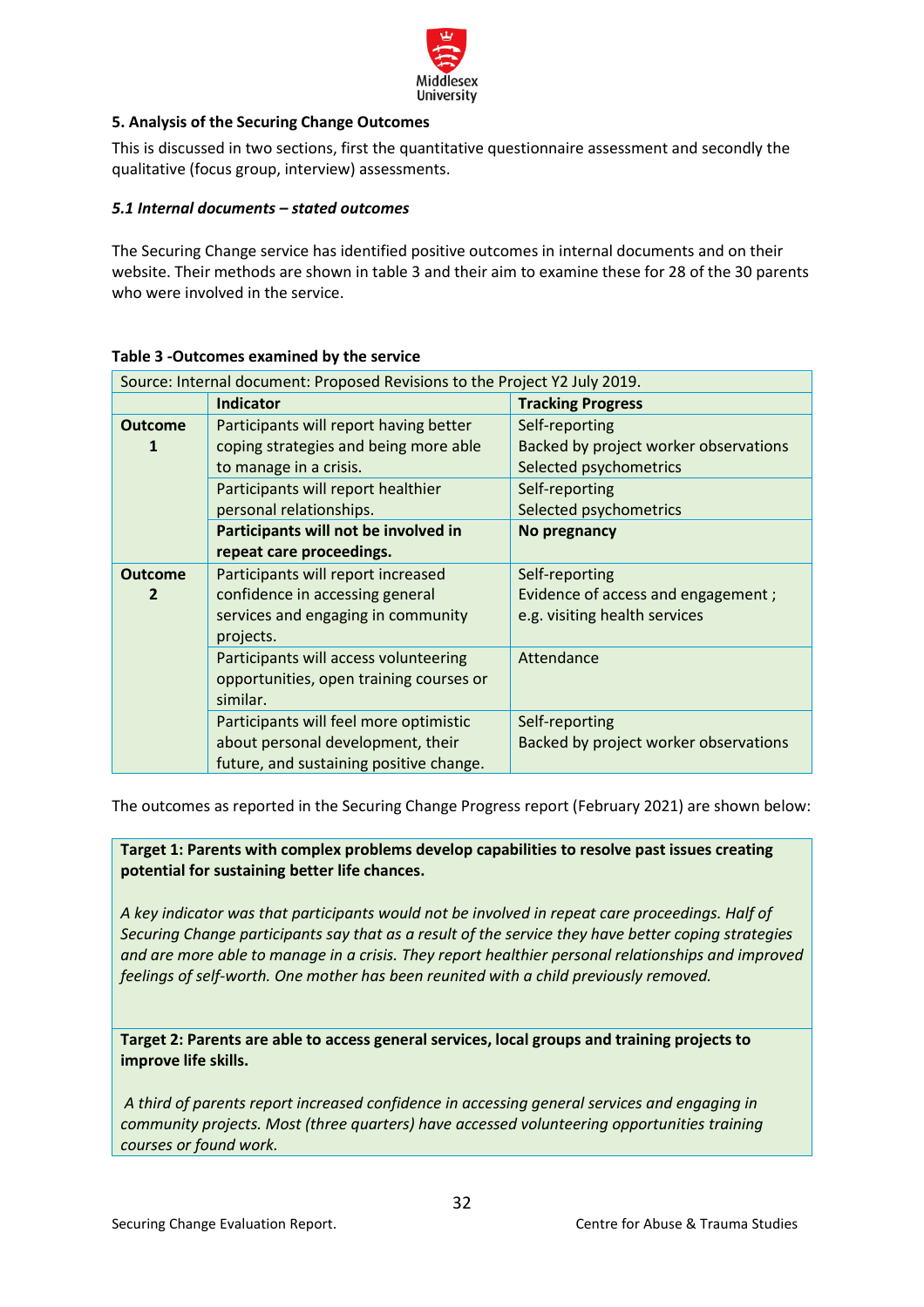### 5. Analysis of the Securing Change Outcomes

This is discussed in two sections, first the quantitative questionnaire assessment and secondly the qualitative (focus group, interview) assessments.

#### *5.1 Internal documents – stated outcomes*

The Securing Change service has identified positive outcomes in internal documents and on their website. Their methods are shown in table 3 and their aim to examine these for 28 of the 30 parents who were involved in the service.

**Table 3 -Outcomes examined by the service**

| Source: Internal document: Proposed Revisions to the Project Y2 July 2019. | | |
|---|---|---|
| | **Indicator** | **Tracking Progress** |
| **Outcome 1** | Participants will report having better coping strategies and being more able to manage in a crisis. | Self-reporting<br>Backed by project worker observations<br>Selected psychometrics |
| | Participants will report healthier personal relationships. | Self-reporting<br>Selected psychometrics |
| | **Participants will not be involved in repeat care proceedings.** | **No pregnancy** |
| **Outcome 2** | Participants will report increased confidence in accessing general services and engaging in community projects. | Self-reporting<br>Evidence of access and engagement ; e.g. visiting health services |
| | Participants will access volunteering opportunities, open training courses or similar. | Attendance |
| | Participants will feel more optimistic about personal development, their future, and sustaining positive change. | Self-reporting<br>Backed by project worker observations |

The outcomes as reported in the Securing Change Progress report (February 2021) are shown below:

**Target 1: Parents with complex problems develop capabilities to resolve past issues creating potential for sustaining better life chances.**

*A key indicator was that participants would not be involved in repeat care proceedings. Half of Securing Change participants say that as a result of the service they have better coping strategies and are more able to manage in a crisis. They report healthier personal relationships and improved feelings of self-worth. One mother has been reunited with a child previously removed.*

**Target 2: Parents are able to access general services, local groups and training projects to improve life skills.**

*A third of parents report increased confidence in accessing general services and engaging in community projects. Most (three quarters) have accessed volunteering opportunities training courses or found work.*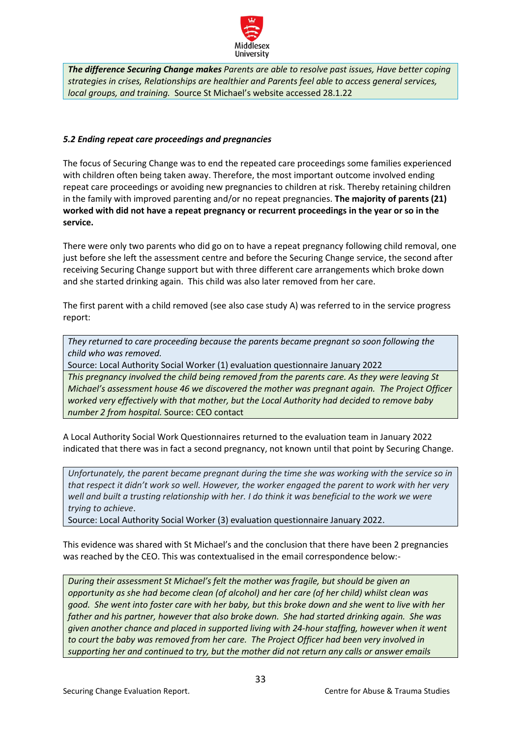*The difference Securing Change makes* *Parents are able to resolve past issues, Have better coping strategies in crises, Relationships are healthier and Parents feel able to access general services, local groups, and training.* Source St Michael's website accessed 28.1.22

### *5.2 Ending repeat care proceedings and pregnancies*

The focus of Securing Change was to end the repeated care proceedings some families experienced with children often being taken away. Therefore, the most important outcome involved ending repeat care proceedings or avoiding new pregnancies to children at risk. Thereby retaining children in the family with improved parenting and/or no repeat pregnancies. **The majority of parents (21) worked with did not have a repeat pregnancy or recurrent proceedings in the year or so in the service.**

There were only two parents who did go on to have a repeat pregnancy following child removal, one just before she left the assessment centre and before the Securing Change service, the second after receiving Securing Change support but with three different care arrangements which broke down and she started drinking again. This child was also later removed from her care.

The first parent with a child removed (see also case study A) was referred to in the service progress report:

*They returned to care proceeding because the parents became pregnant so soon following the child who was removed.*
Source: Local Authority Social Worker (1) evaluation questionnaire January 2022

*This pregnancy involved the child being removed from the parents care. As they were leaving St Michael's assessment house 46 we discovered the mother was pregnant again. The Project Officer worked very effectively with that mother, but the Local Authority had decided to remove baby number 2 from hospital.* Source: CEO contact

A Local Authority Social Work Questionnaires returned to the evaluation team in January 2022 indicated that there was in fact a second pregnancy, not known until that point by Securing Change.

*Unfortunately, the parent became pregnant during the time she was working with the service so in that respect it didn't work so well. However, the worker engaged the parent to work with her very well and built a trusting relationship with her. I do think it was beneficial to the work we were trying to achieve.*
Source: Local Authority Social Worker (3) evaluation questionnaire January 2022.

This evidence was shared with St Michael's and the conclusion that there have been 2 pregnancies was reached by the CEO. This was contextualised in the email correspondence below:-

*During their assessment St Michael's felt the mother was fragile, but should be given an opportunity as she had become clean (of alcohol) and her care (of her child) whilst clean was good. She went into foster care with her baby, but this broke down and she went to live with her father and his partner, however that also broke down. She had started drinking again. She was given another chance and placed in supported living with 24-hour staffing, however when it went to court the baby was removed from her care. The Project Officer had been very involved in supporting her and continued to try, but the mother did not return any calls or answer emails*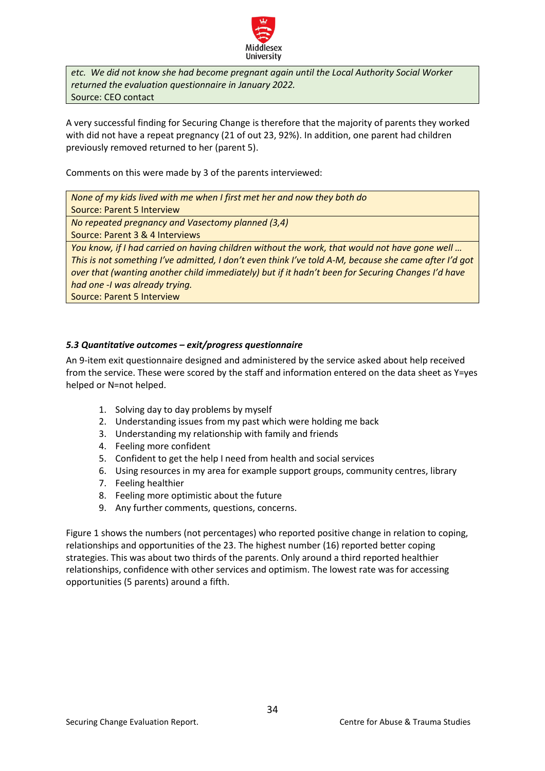*etc. We did not know she had become pregnant again until the Local Authority Social Worker returned the evaluation questionnaire in January 2022.*
Source: CEO contact

A very successful finding for Securing Change is therefore that the majority of parents they worked with did not have a repeat pregnancy (21 of out 23, 92%). In addition, one parent had children previously removed returned to her (parent 5).

Comments on this were made by 3 of the parents interviewed:

*None of my kids lived with me when I first met her and now they both do*
Source: Parent 5 Interview

*No repeated pregnancy and Vasectomy planned (3,4)*
Source: Parent 3 & 4 Interviews

*You know, if I had carried on having children without the work, that would not have gone well … This is not something I've admitted, I don't even think I've told A-M, because she came after I'd got over that (wanting another child immediately) but if it hadn't been for Securing Changes I'd have had one -I was already trying.*
Source: Parent 5 Interview

### *5.3 Quantitative outcomes – exit/progress questionnaire*

An 9-item exit questionnaire designed and administered by the service asked about help received from the service. These were scored by the staff and information entered on the data sheet as Y=yes helped or N=not helped.

1. Solving day to day problems by myself
2. Understanding issues from my past which were holding me back
3. Understanding my relationship with family and friends
4. Feeling more confident
5. Confident to get the help I need from health and social services
6. Using resources in my area for example support groups, community centres, library
7. Feeling healthier
8. Feeling more optimistic about the future
9. Any further comments, questions, concerns.

Figure 1 shows the numbers (not percentages) who reported positive change in relation to coping, relationships and opportunities of the 23. The highest number (16) reported better coping strategies. This was about two thirds of the parents. Only around a third reported healthier relationships, confidence with other services and optimism. The lowest rate was for accessing opportunities (5 parents) around a fifth.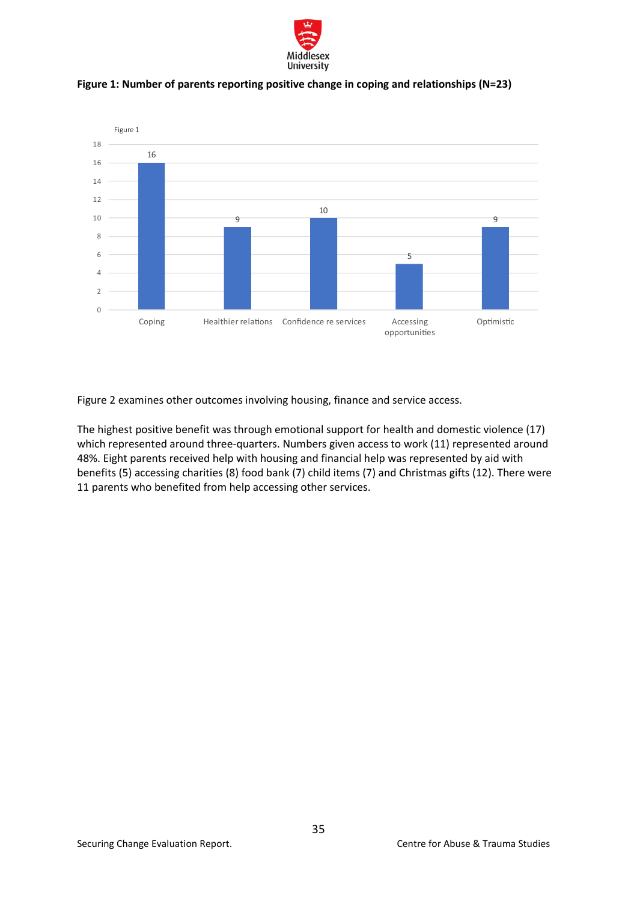**Figure 1: Number of parents reporting positive change in coping and relationships (N=23)**

| Outcome | Number of parents |
|---|---|
| Coping | 16 |
| Healthier relations | 9 |
| Confidence re services | 10 |
| Accessing opportunities | 5 |
| Optimistic | 9 |

Figure 2 examines other outcomes involving housing, finance and service access.

The highest positive benefit was through emotional support for health and domestic violence (17) which represented around three-quarters. Numbers given access to work (11) represented around 48%. Eight parents received help with housing and financial help was represented by aid with benefits (5) accessing charities (8) food bank (7) child items (7) and Christmas gifts (12). There were 11 parents who benefited from help accessing other services.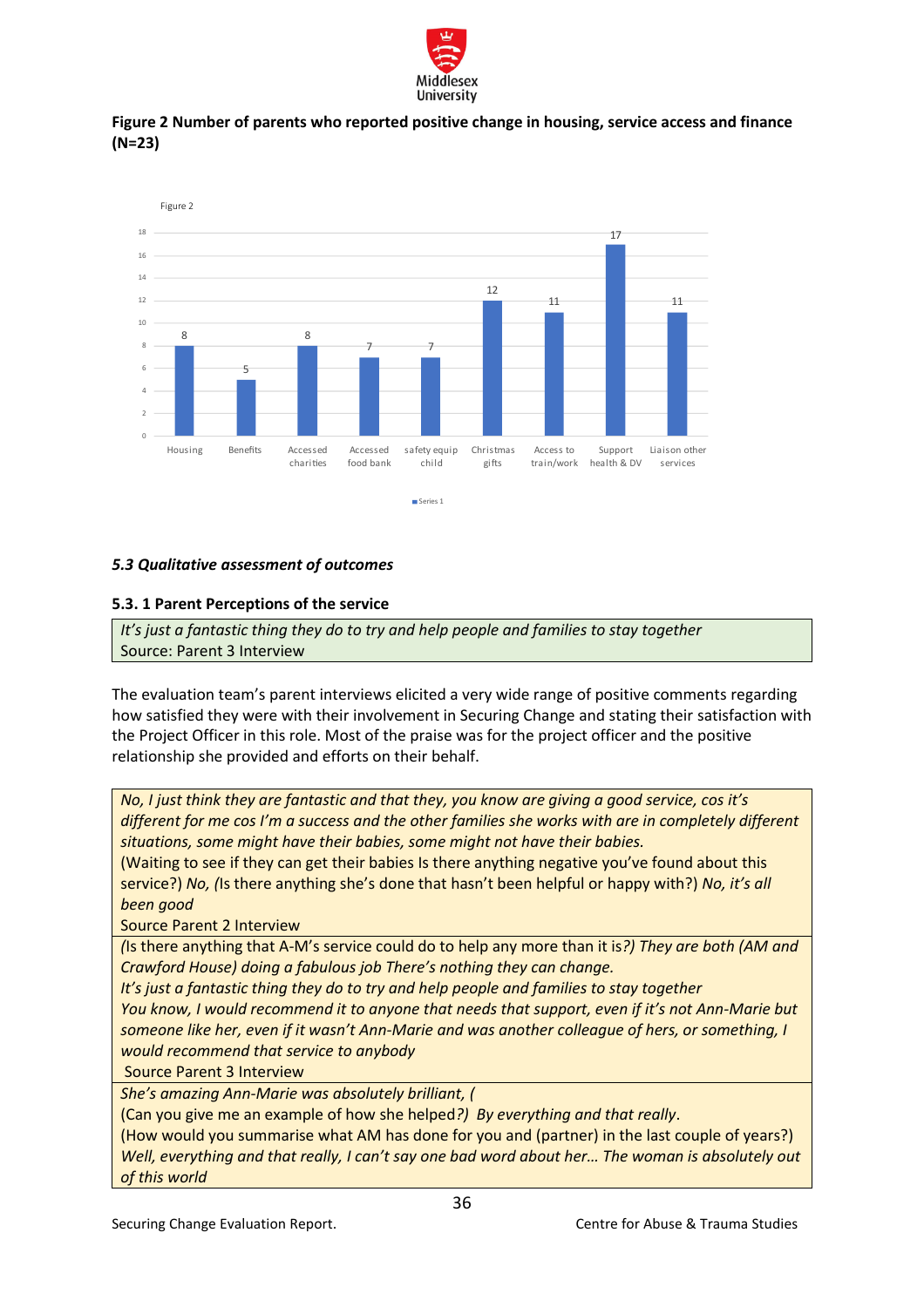**Figure 2 Number of parents who reported positive change in housing, service access and finance (N=23)**

Figure 2

| Housing | Benefits | Accessed charities | Accessed food bank | safety equip child | Christmas gifts | Access to train/work | Support health & DV | Liaison other services |
|---|---|---|---|---|---|---|---|---|
| 8 | 5 | 8 | 7 | 7 | 12 | 11 | 17 | 11 |

Series 1

### *5.3 Qualitative assessment of outcomes*

#### 5.3. 1 Parent Perceptions of the service

> *It's just a fantastic thing they do to try and help people and families to stay together*
> Source: Parent 3 Interview

The evaluation team's parent interviews elicited a very wide range of positive comments regarding how satisfied they were with their involvement in Securing Change and stating their satisfaction with the Project Officer in this role. Most of the praise was for the project officer and the positive relationship she provided and efforts on their behalf.

> *No, I just think they are fantastic and that they, you know are giving a good service, cos it's different for me cos I'm a success and the other families she works with are in completely different situations, some might have their babies, some might not have their babies.*
> (Waiting to see if they can get their babies Is there anything negative you've found about this service?) *No, (*Is there anything she's done that hasn't been helpful or happy with?) *No, it's all been good*
> Source Parent 2 Interview

> *(*Is there anything that A-M's service could do to help any more than it is*?) They are both (AM and Crawford House) doing a fabulous job There's nothing they can change.*
> *It's just a fantastic thing they do to try and help people and families to stay together*
> *You know, I would recommend it to anyone that needs that support, even if it's not Ann-Marie but someone like her, even if it wasn't Ann-Marie and was another colleague of hers, or something, I would recommend that service to anybody*
> Source Parent 3 Interview

> *She's amazing Ann-Marie was absolutely brilliant, (*
> (Can you give me an example of how she helped*?) By everything and that really*.
> (How would you summarise what AM has done for you and (partner) in the last couple of years?) *Well, everything and that really, I can't say one bad word about her… The woman is absolutely out of this world*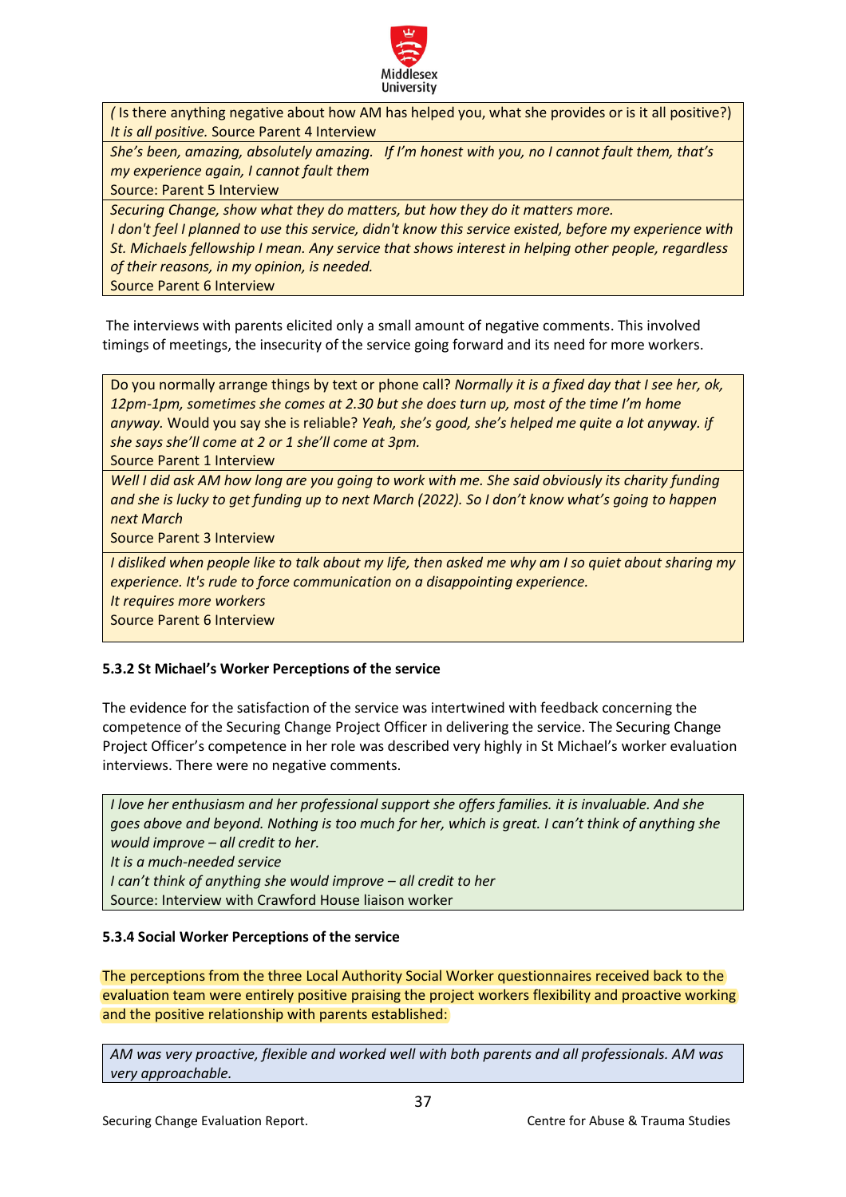( Is there anything negative about how AM has helped you, what she provides or is it all positive?) *It is all positive.* Source Parent 4 Interview

*She's been, amazing, absolutely amazing. If I'm honest with you, no I cannot fault them, that's my experience again, I cannot fault them*
Source: Parent 5 Interview

*Securing Change, show what they do matters, but how they do it matters more.*
*I don't feel I planned to use this service, didn't know this service existed, before my experience with St. Michaels fellowship I mean. Any service that shows interest in helping other people, regardless of their reasons, in my opinion, is needed.*
Source Parent 6 Interview

The interviews with parents elicited only a small amount of negative comments. This involved timings of meetings, the insecurity of the service going forward and its need for more workers.

Do you normally arrange things by text or phone call? *Normally it is a fixed day that I see her, ok, 12pm-1pm, sometimes she comes at 2.30 but she does turn up, most of the time I'm home anyway.* Would you say she is reliable? *Yeah, she's good, she's helped me quite a lot anyway. if she says she'll come at 2 or 1 she'll come at 3pm.*
Source Parent 1 Interview

*Well I did ask AM how long are you going to work with me. She said obviously its charity funding and she is lucky to get funding up to next March (2022). So I don't know what's going to happen next March*
Source Parent 3 Interview

*I disliked when people like to talk about my life, then asked me why am I so quiet about sharing my experience. It's rude to force communication on a disappointing experience.*
*It requires more workers*
Source Parent 6 Interview

### 5.3.2 St Michael's Worker Perceptions of the service

The evidence for the satisfaction of the service was intertwined with feedback concerning the competence of the Securing Change Project Officer in delivering the service. The Securing Change Project Officer's competence in her role was described very highly in St Michael's worker evaluation interviews. There were no negative comments.

*I love her enthusiasm and her professional support she offers families. it is invaluable. And she goes above and beyond. Nothing is too much for her, which is great. I can't think of anything she would improve – all credit to her.*
*It is a much-needed service*
*I can't think of anything she would improve – all credit to her*
Source: Interview with Crawford House liaison worker

### 5.3.4 Social Worker Perceptions of the service

The perceptions from the three Local Authority Social Worker questionnaires received back to the evaluation team were entirely positive praising the project workers flexibility and proactive working and the positive relationship with parents established:

*AM was very proactive, flexible and worked well with both parents and all professionals. AM was very approachable.*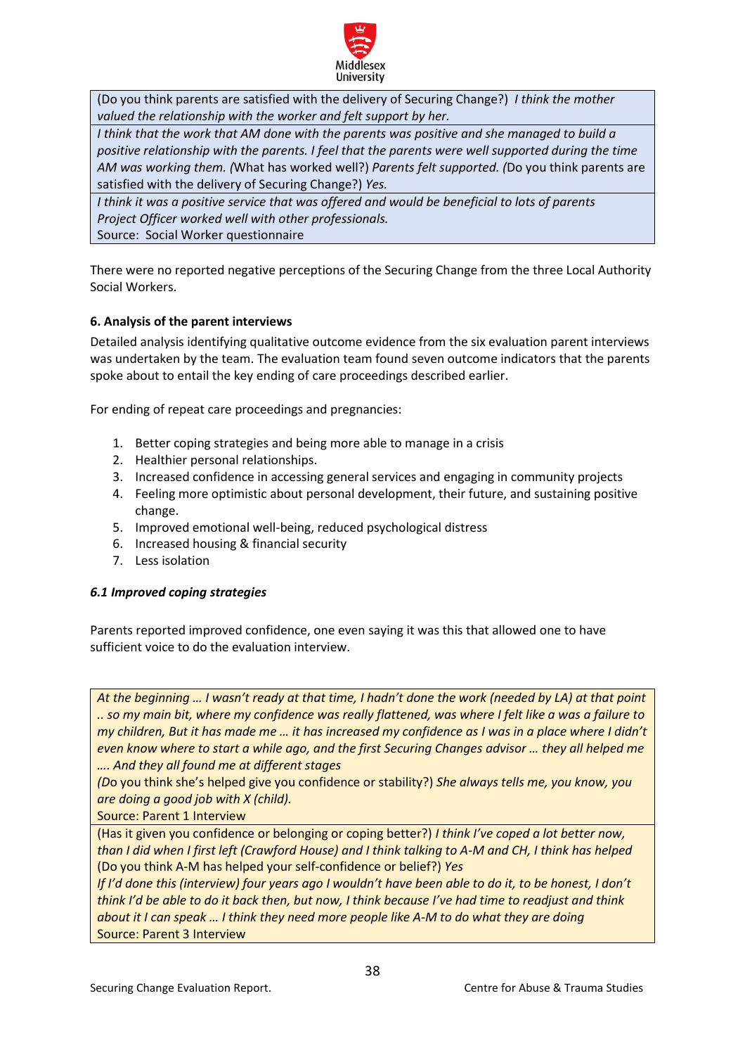(Do you think parents are satisfied with the delivery of Securing Change?) *I think the mother valued the relationship with the worker and felt support by her.*

*I think that the work that AM done with the parents was positive and she managed to build a positive relationship with the parents. I feel that the parents were well supported during the time AM was working them. (*What has worked well?) *Parents felt supported. (*Do you think parents are satisfied with the delivery of Securing Change?) *Yes.*

*I think it was a positive service that was offered and would be beneficial to lots of parents*
*Project Officer worked well with other professionals.*
Source: Social Worker questionnaire

There were no reported negative perceptions of the Securing Change from the three Local Authority Social Workers.

### 6. Analysis of the parent interviews

Detailed analysis identifying qualitative outcome evidence from the six evaluation parent interviews was undertaken by the team. The evaluation team found seven outcome indicators that the parents spoke about to entail the key ending of care proceedings described earlier.

For ending of repeat care proceedings and pregnancies:

1. Better coping strategies and being more able to manage in a crisis
2. Healthier personal relationships.
3. Increased confidence in accessing general services and engaging in community projects
4. Feeling more optimistic about personal development, their future, and sustaining positive change.
5. Improved emotional well-being, reduced psychological distress
6. Increased housing & financial security
7. Less isolation

#### *6.1 Improved coping strategies*

Parents reported improved confidence, one even saying it was this that allowed one to have sufficient voice to do the evaluation interview.

*At the beginning … I wasn't ready at that time, I hadn't done the work (needed by LA) at that point .. so my main bit, where my confidence was really flattened, was where I felt like a was a failure to my children, But it has made me … it has increased my confidence as I was in a place where I didn't even know where to start a while ago, and the first Securing Changes advisor … they all helped me …. And they all found me at different stages*
*(D*o you think she's helped give you confidence or stability?) *She always tells me, you know, you are doing a good job with X (child).*
Source: Parent 1 Interview

(Has it given you confidence or belonging or coping better?) *I think I've coped a lot better now, than I did when I first left (Crawford House) and I think talking to A-M and CH, I think has helped* (Do you think A-M has helped your self-confidence or belief?) *Yes*
*If I'd done this (interview) four years ago I wouldn't have been able to do it, to be honest, I don't think I'd be able to do it back then, but now, I think because I've had time to readjust and think about it I can speak … I think they need more people like A-M to do what they are doing*
Source: Parent 3 Interview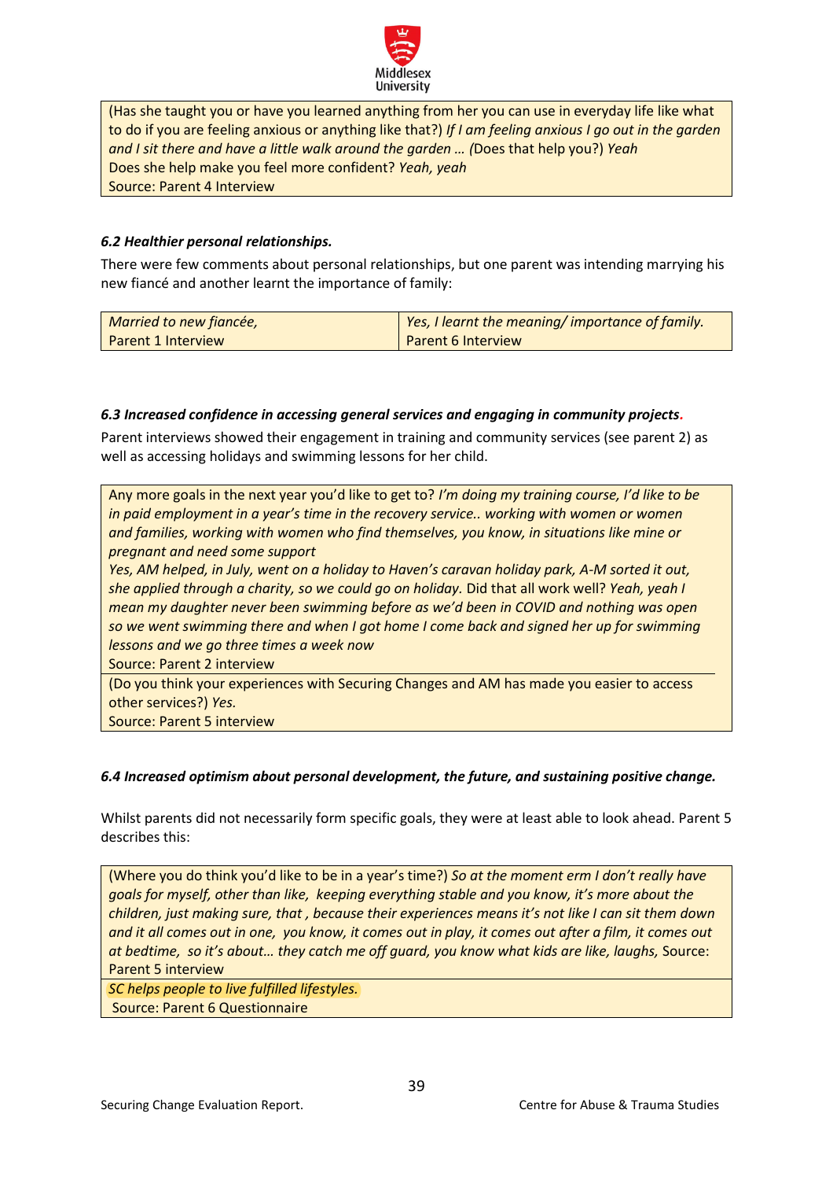(Has she taught you or have you learned anything from her you can use in everyday life like what to do if you are feeling anxious or anything like that?) *If I am feeling anxious I go out in the garden and I sit there and have a little walk around the garden …* (Does that help you?) *Yeah*
Does she help make you feel more confident? *Yeah, yeah*
Source: Parent 4 Interview

### *6.2 Healthier personal relationships.*

There were few comments about personal relationships, but one parent was intending marrying his new fiancé and another learnt the importance of family:

| *Married to new fiancée,* Parent 1 Interview | *Yes, I learnt the meaning/ importance of family.* Parent 6 Interview |
|---|---|

### *6.3 Increased confidence in accessing general services and engaging in community projects.*

Parent interviews showed their engagement in training and community services (see parent 2) as well as accessing holidays and swimming lessons for her child.

Any more goals in the next year you'd like to get to? *I'm doing my training course, I'd like to be in paid employment in a year's time in the recovery service.. working with women or women and families, working with women who find themselves, you know, in situations like mine or pregnant and need some support*
*Yes, AM helped, in July, went on a holiday to Haven's caravan holiday park, A-M sorted it out, she applied through a charity, so we could go on holiday.* Did that all work well? *Yeah, yeah I mean my daughter never been swimming before as we'd been in COVID and nothing was open so we went swimming there and when I got home I come back and signed her up for swimming lessons and we go three times a week now*
Source: Parent 2 interview

(Do you think your experiences with Securing Changes and AM has made you easier to access other services?) *Yes.*
Source: Parent 5 interview

### *6.4 Increased optimism about personal development, the future, and sustaining positive change.*

Whilst parents did not necessarily form specific goals, they were at least able to look ahead. Parent 5 describes this:

(Where you do think you'd like to be in a year's time?) *So at the moment erm I don't really have goals for myself, other than like, keeping everything stable and you know, it's more about the children, just making sure, that , because their experiences means it's not like I can sit them down and it all comes out in one, you know, it comes out in play, it comes out after a film, it comes out at bedtime, so it's about… they catch me off guard, you know what kids are like, laughs,* Source: Parent 5 interview

*SC helps people to live fulfilled lifestyles.*
Source: Parent 6 Questionnaire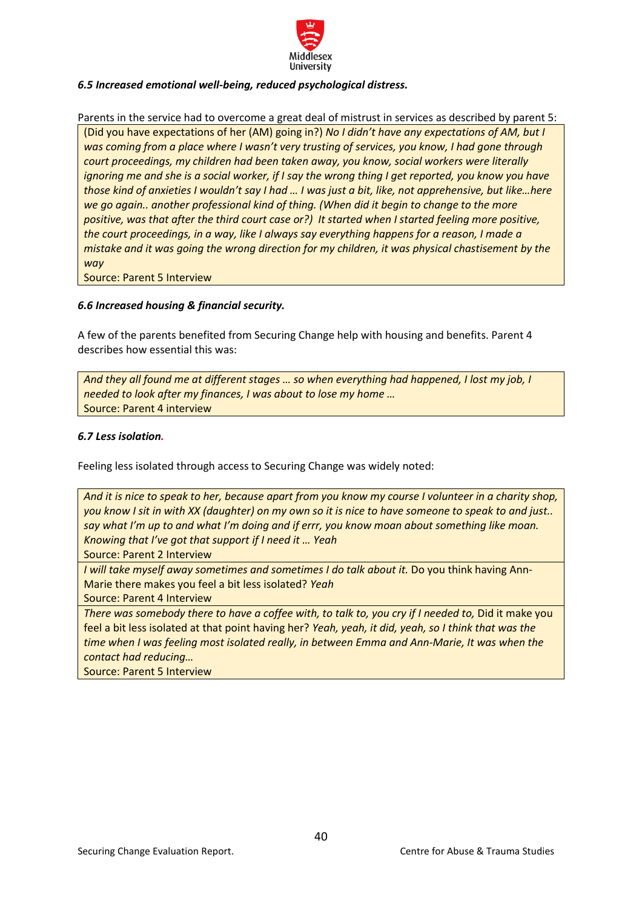### *6.5 Increased emotional well-being, reduced psychological distress.*

Parents in the service had to overcome a great deal of mistrust in services as described by parent 5:

> (Did you have expectations of her (AM) going in?) *No I didn't have any expectations of AM, but I was coming from a place where I wasn't very trusting of services, you know, I had gone through court proceedings, my children had been taken away, you know, social workers were literally ignoring me and she is a social worker, if I say the wrong thing I get reported, you know you have those kind of anxieties I wouldn't say I had … I was just a bit, like, not apprehensive, but like…here we go again.. another professional kind of thing. (When did it begin to change to the more positive, was that after the third court case or?) It started when I started feeling more positive, the court proceedings, in a way, like I always say everything happens for a reason, I made a mistake and it was going the wrong direction for my children, it was physical chastisement by the way*
>
> Source: Parent 5 Interview

### *6.6 Increased housing & financial security.*

A few of the parents benefited from Securing Change help with housing and benefits. Parent 4 describes how essential this was:

> *And they all found me at different stages … so when everything had happened, I lost my job, I needed to look after my finances, I was about to lose my home …*
>
> Source: Parent 4 interview

### *6.7 Less isolation.*

Feeling less isolated through access to Securing Change was widely noted:

> *And it is nice to speak to her, because apart from you know my course I volunteer in a charity shop, you know I sit in with XX (daughter) on my own so it is nice to have someone to speak to and just.. say what I'm up to and what I'm doing and if errr, you know moan about something like moan. Knowing that I've got that support if I need it … Yeah*
>
> Source: Parent 2 Interview

> *I will take myself away sometimes and sometimes I do talk about it.* Do you think having Ann-Marie there makes you feel a bit less isolated? *Yeah*
>
> Source: Parent 4 Interview

> *There was somebody there to have a coffee with, to talk to, you cry if I needed to,* Did it make you feel a bit less isolated at that point having her? *Yeah, yeah, it did, yeah, so I think that was the time when I was feeling most isolated really, in between Emma and Ann-Marie, It was when the contact had reducing…*
>
> Source: Parent 5 Interview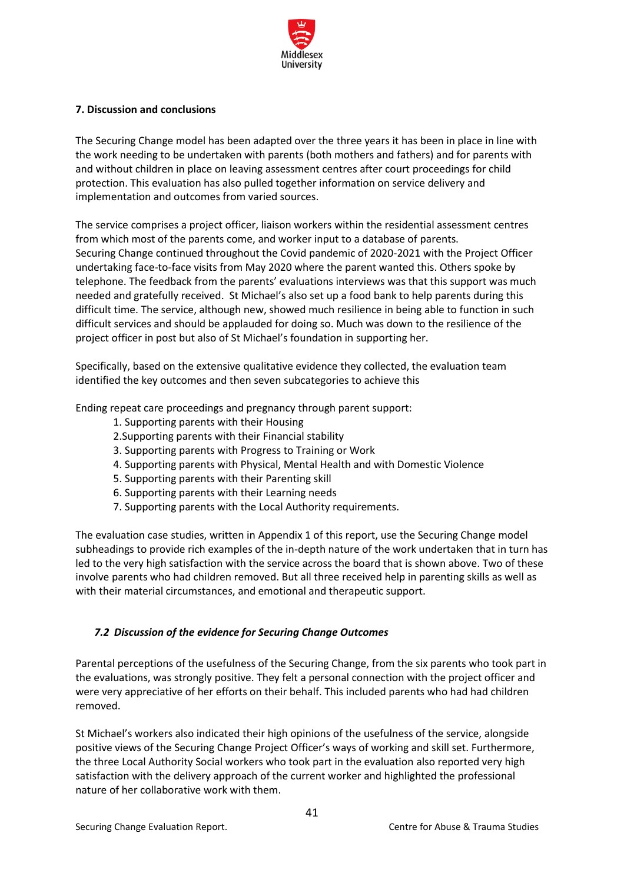## 7. Discussion and conclusions

The Securing Change model has been adapted over the three years it has been in place in line with the work needing to be undertaken with parents (both mothers and fathers) and for parents with and without children in place on leaving assessment centres after court proceedings for child protection. This evaluation has also pulled together information on service delivery and implementation and outcomes from varied sources.

The service comprises a project officer, liaison workers within the residential assessment centres from which most of the parents come, and worker input to a database of parents.
Securing Change continued throughout the Covid pandemic of 2020-2021 with the Project Officer undertaking face-to-face visits from May 2020 where the parent wanted this. Others spoke by telephone. The feedback from the parents' evaluations interviews was that this support was much needed and gratefully received. St Michael's also set up a food bank to help parents during this difficult time. The service, although new, showed much resilience in being able to function in such difficult services and should be applauded for doing so. Much was down to the resilience of the project officer in post but also of St Michael's foundation in supporting her.

Specifically, based on the extensive qualitative evidence they collected, the evaluation team identified the key outcomes and then seven subcategories to achieve this

Ending repeat care proceedings and pregnancy through parent support:

1. Supporting parents with their Housing
2. Supporting parents with their Financial stability
3. Supporting parents with Progress to Training or Work
4. Supporting parents with Physical, Mental Health and with Domestic Violence
5. Supporting parents with their Parenting skill
6. Supporting parents with their Learning needs
7. Supporting parents with the Local Authority requirements.

The evaluation case studies, written in Appendix 1 of this report, use the Securing Change model subheadings to provide rich examples of the in-depth nature of the work undertaken that in turn has led to the very high satisfaction with the service across the board that is shown above. Two of these involve parents who had children removed. But all three received help in parenting skills as well as with their material circumstances, and emotional and therapeutic support.

### *7.2 Discussion of the evidence for Securing Change Outcomes*

Parental perceptions of the usefulness of the Securing Change, from the six parents who took part in the evaluations, was strongly positive. They felt a personal connection with the project officer and were very appreciative of her efforts on their behalf. This included parents who had had children removed.

St Michael's workers also indicated their high opinions of the usefulness of the service, alongside positive views of the Securing Change Project Officer's ways of working and skill set. Furthermore, the three Local Authority Social workers who took part in the evaluation also reported very high satisfaction with the delivery approach of the current worker and highlighted the professional nature of her collaborative work with them.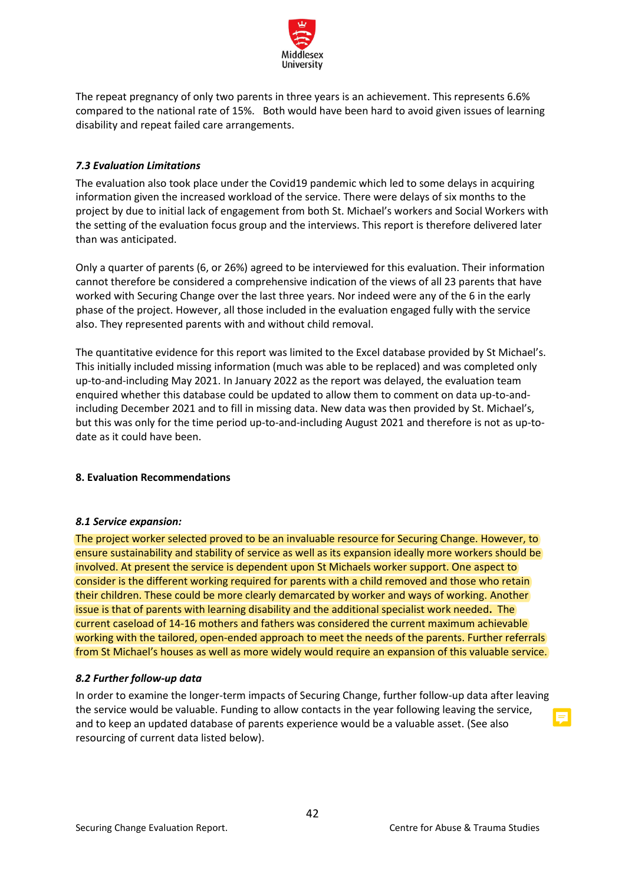The repeat pregnancy of only two parents in three years is an achievement. This represents 6.6% compared to the national rate of 15%. Both would have been hard to avoid given issues of learning disability and repeat failed care arrangements.

### *7.3 Evaluation Limitations*

The evaluation also took place under the Covid19 pandemic which led to some delays in acquiring information given the increased workload of the service. There were delays of six months to the project by due to initial lack of engagement from both St. Michael's workers and Social Workers with the setting of the evaluation focus group and the interviews. This report is therefore delivered later than was anticipated.

Only a quarter of parents (6, or 26%) agreed to be interviewed for this evaluation. Their information cannot therefore be considered a comprehensive indication of the views of all 23 parents that have worked with Securing Change over the last three years. Nor indeed were any of the 6 in the early phase of the project. However, all those included in the evaluation engaged fully with the service also. They represented parents with and without child removal.

The quantitative evidence for this report was limited to the Excel database provided by St Michael's. This initially included missing information (much was able to be replaced) and was completed only up-to-and-including May 2021. In January 2022 as the report was delayed, the evaluation team enquired whether this database could be updated to allow them to comment on data up-to-and-including December 2021 and to fill in missing data. New data was then provided by St. Michael's, but this was only for the time period up-to-and-including August 2021 and therefore is not as up-to-date as it could have been.

## 8. Evaluation Recommendations

### *8.1 Service expansion:*

The project worker selected proved to be an invaluable resource for Securing Change. However, to ensure sustainability and stability of service as well as its expansion ideally more workers should be involved. At present the service is dependent upon St Michaels worker support. One aspect to consider is the different working required for parents with a child removed and those who retain their children. These could be more clearly demarcated by worker and ways of working. Another issue is that of parents with learning disability and the additional specialist work needed**.** The current caseload of 14-16 mothers and fathers was considered the current maximum achievable working with the tailored, open-ended approach to meet the needs of the parents. Further referrals from St Michael's houses as well as more widely would require an expansion of this valuable service.

### *8.2 Further follow-up data*

In order to examine the longer-term impacts of Securing Change, further follow-up data after leaving the service would be valuable. Funding to allow contacts in the year following leaving the service, and to keep an updated database of parents experience would be a valuable asset. (See also resourcing of current data listed below).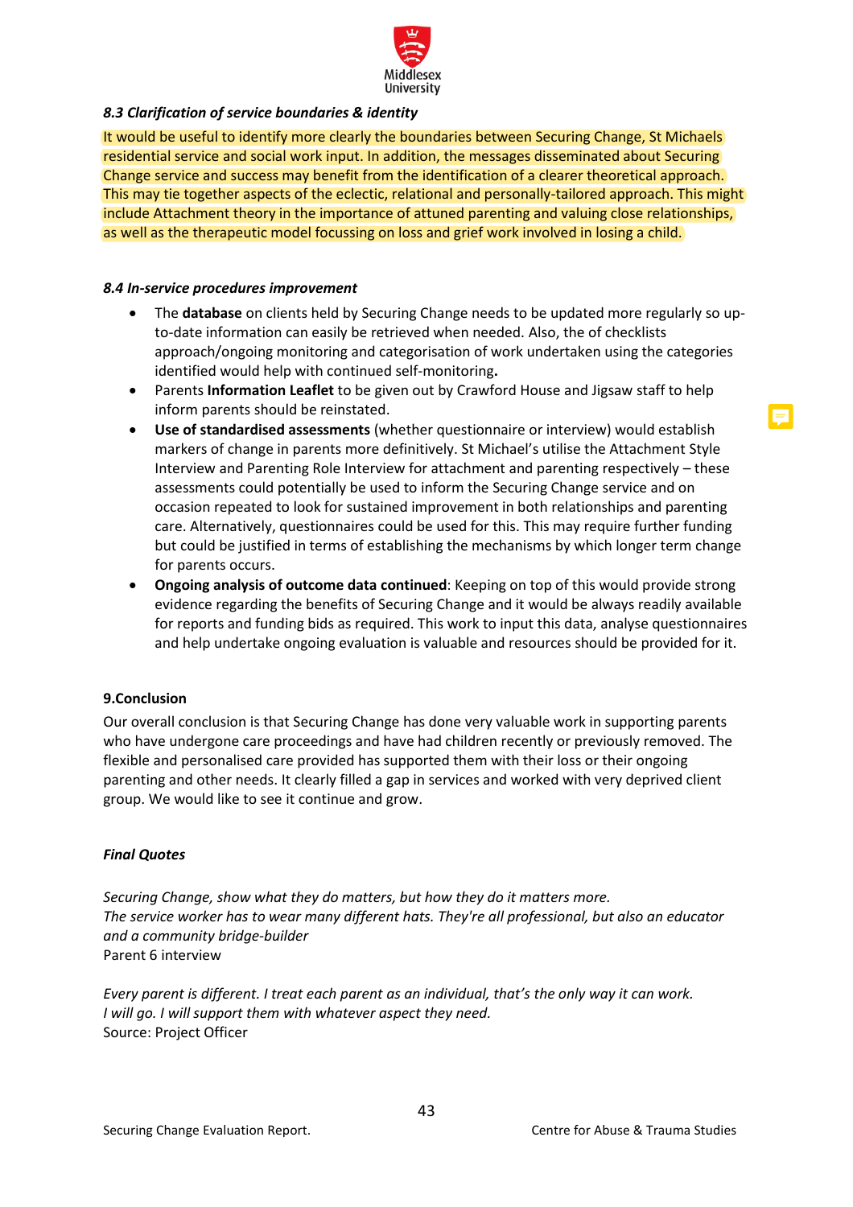### *8.3 Clarification of service boundaries & identity*

It would be useful to identify more clearly the boundaries between Securing Change, St Michaels residential service and social work input. In addition, the messages disseminated about Securing Change service and success may benefit from the identification of a clearer theoretical approach. This may tie together aspects of the eclectic, relational and personally-tailored approach. This might include Attachment theory in the importance of attuned parenting and valuing close relationships, as well as the therapeutic model focussing on loss and grief work involved in losing a child.

### *8.4 In-service procedures improvement*

- The **database** on clients held by Securing Change needs to be updated more regularly so up-to-date information can easily be retrieved when needed. Also, the of checklists approach/ongoing monitoring and categorisation of work undertaken using the categories identified would help with continued self-monitoring**.**
- Parents **Information Leaflet** to be given out by Crawford House and Jigsaw staff to help inform parents should be reinstated.
- **Use of standardised assessments** (whether questionnaire or interview) would establish markers of change in parents more definitively. St Michael's utilise the Attachment Style Interview and Parenting Role Interview for attachment and parenting respectively – these assessments could potentially be used to inform the Securing Change service and on occasion repeated to look for sustained improvement in both relationships and parenting care. Alternatively, questionnaires could be used for this. This may require further funding but could be justified in terms of establishing the mechanisms by which longer term change for parents occurs.
- **Ongoing analysis of outcome data continued**: Keeping on top of this would provide strong evidence regarding the benefits of Securing Change and it would be always readily available for reports and funding bids as required. This work to input this data, analyse questionnaires and help undertake ongoing evaluation is valuable and resources should be provided for it.

## 9.Conclusion

Our overall conclusion is that Securing Change has done very valuable work in supporting parents who have undergone care proceedings and have had children recently or previously removed. The flexible and personalised care provided has supported them with their loss or their ongoing parenting and other needs. It clearly filled a gap in services and worked with very deprived client group. We would like to see it continue and grow.

### *Final Quotes*

*Securing Change, show what they do matters, but how they do it matters more.*
*The service worker has to wear many different hats. They're all professional, but also an educator and a community bridge-builder*
Parent 6 interview

*Every parent is different. I treat each parent as an individual, that's the only way it can work.*
*I will go. I will support them with whatever aspect they need.*
Source: Project Officer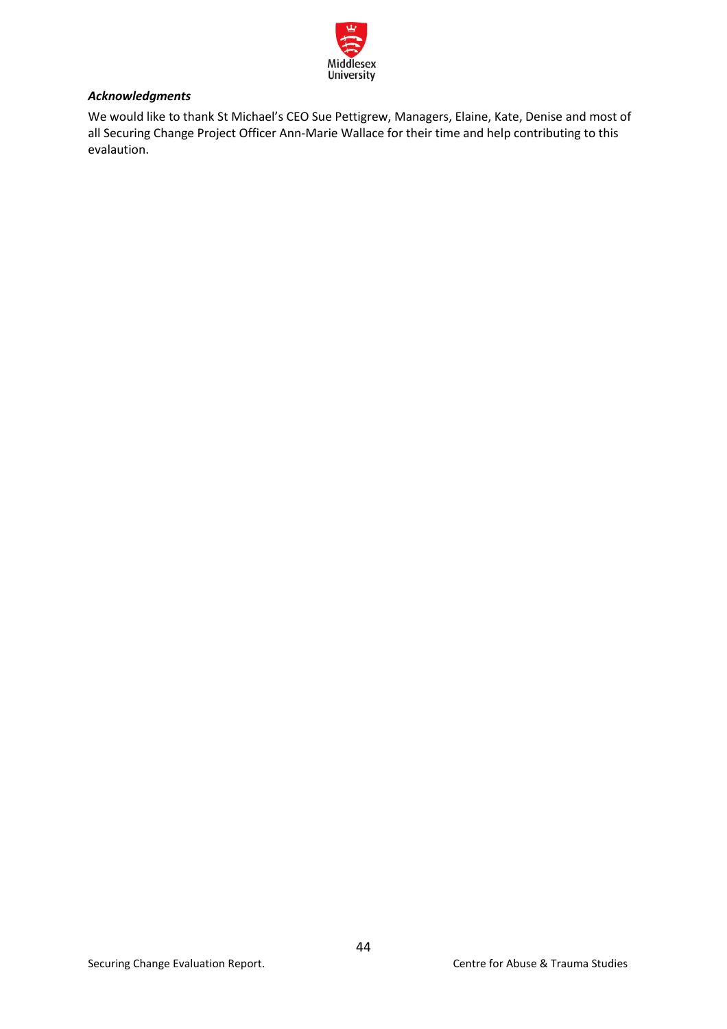***Acknowledgments***

We would like to thank St Michael's CEO Sue Pettigrew, Managers, Elaine, Kate, Denise and most of all Securing Change Project Officer Ann-Marie Wallace for their time and help contributing to this evalaution.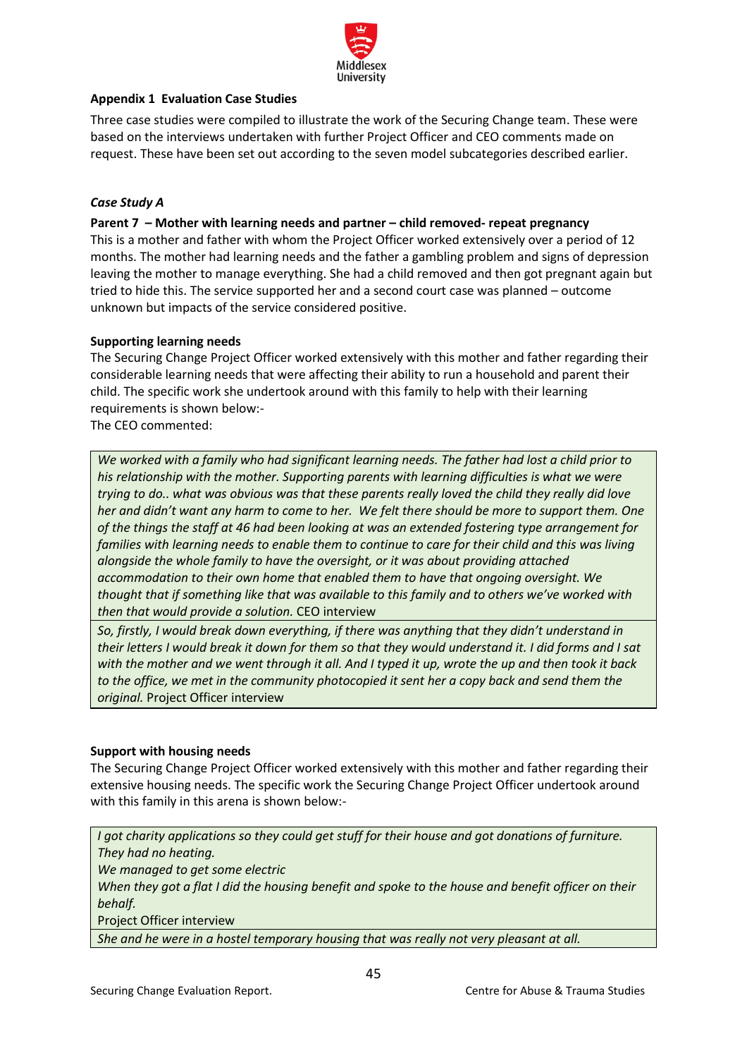## Appendix 1 Evaluation Case Studies

Three case studies were compiled to illustrate the work of the Securing Change team. These were based on the interviews undertaken with further Project Officer and CEO comments made on request. These have been set out according to the seven model subcategories described earlier.

### *Case Study A*

**Parent 7 – Mother with learning needs and partner – child removed- repeat pregnancy**

This is a mother and father with whom the Project Officer worked extensively over a period of 12 months. The mother had learning needs and the father a gambling problem and signs of depression leaving the mother to manage everything. She had a child removed and then got pregnant again but tried to hide this. The service supported her and a second court case was planned – outcome unknown but impacts of the service considered positive.

**Supporting learning needs**

The Securing Change Project Officer worked extensively with this mother and father regarding their considerable learning needs that were affecting their ability to run a household and parent their child. The specific work she undertook around with this family to help with their learning requirements is shown below:-

The CEO commented:

| |
|---|
| *We worked with a family who had significant learning needs. The father had lost a child prior to his relationship with the mother. Supporting parents with learning difficulties is what we were trying to do.. what was obvious was that these parents really loved the child they really did love her and didn't want any harm to come to her. We felt there should be more to support them. One of the things the staff at 46 had been looking at was an extended fostering type arrangement for families with learning needs to enable them to continue to care for their child and this was living alongside the whole family to have the oversight, or it was about providing attached accommodation to their own home that enabled them to have that ongoing oversight. We thought that if something like that was available to this family and to others we've worked with then that would provide a solution.* CEO interview |
| *So, firstly, I would break down everything, if there was anything that they didn't understand in their letters I would break it down for them so that they would understand it. I did forms and I sat with the mother and we went through it all. And I typed it up, wrote the up and then took it back to the office, we met in the community photocopied it sent her a copy back and send them the original.* Project Officer interview |

**Support with housing needs**

The Securing Change Project Officer worked extensively with this mother and father regarding their extensive housing needs. The specific work the Securing Change Project Officer undertook around with this family in this arena is shown below:-

| |
|---|
| *I got charity applications so they could get stuff for their house and got donations of furniture. They had no heating.*<br>*We managed to get some electric*<br>*When they got a flat I did the housing benefit and spoke to the house and benefit officer on their behalf.*<br>Project Officer interview |
| *She and he were in a hostel temporary housing that was really not very pleasant at all.* |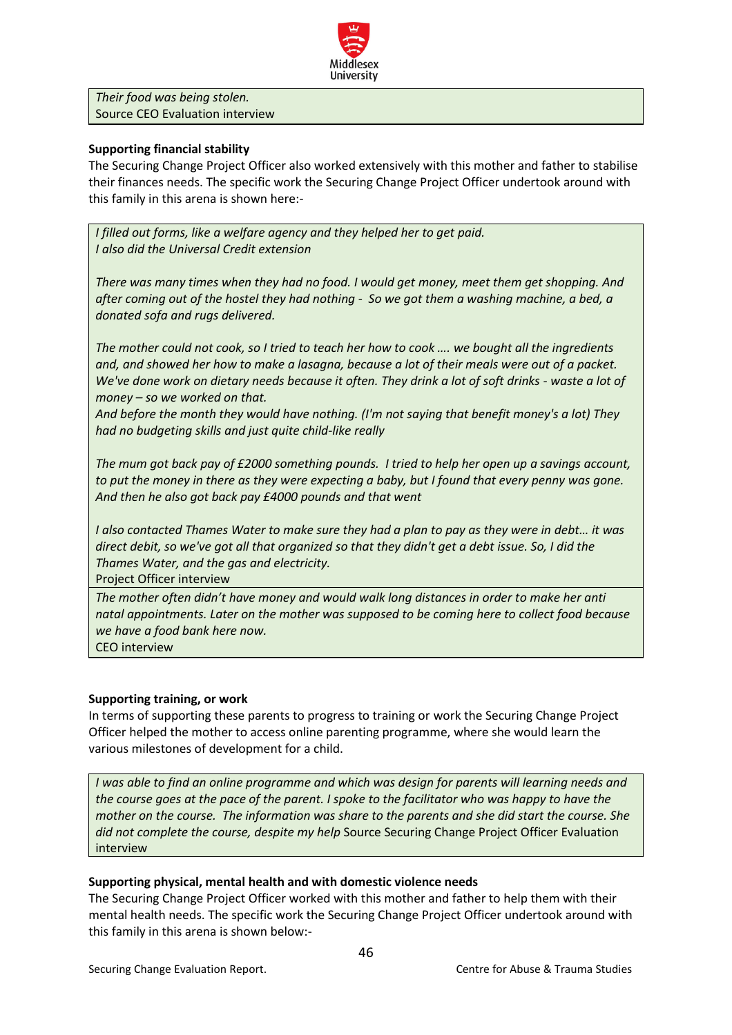> *Their food was being stolen.*
> Source CEO Evaluation interview

**Supporting financial stability**

The Securing Change Project Officer also worked extensively with this mother and father to stabilise their finances needs. The specific work the Securing Change Project Officer undertook around with this family in this arena is shown here:-

> *I filled out forms, like a welfare agency and they helped her to get paid.*
> *I also did the Universal Credit extension*
>
> *There was many times when they had no food. I would get money, meet them get shopping. And after coming out of the hostel they had nothing - So we got them a washing machine, a bed, a donated sofa and rugs delivered.*
>
> *The mother could not cook, so I tried to teach her how to cook …. we bought all the ingredients and, and showed her how to make a lasagna, because a lot of their meals were out of a packet. We've done work on dietary needs because it often. They drink a lot of soft drinks - waste a lot of money – so we worked on that.*
> *And before the month they would have nothing. (I'm not saying that benefit money's a lot) They had no budgeting skills and just quite child-like really*
>
> *The mum got back pay of £2000 something pounds. I tried to help her open up a savings account, to put the money in there as they were expecting a baby, but I found that every penny was gone. And then he also got back pay £4000 pounds and that went*
>
> *I also contacted Thames Water to make sure they had a plan to pay as they were in debt… it was direct debit, so we've got all that organized so that they didn't get a debt issue. So, I did the Thames Water, and the gas and electricity.*
> Project Officer interview

> *The mother often didn't have money and would walk long distances in order to make her anti natal appointments. Later on the mother was supposed to be coming here to collect food because we have a food bank here now.*
> CEO interview

**Supporting training, or work**

In terms of supporting these parents to progress to training or work the Securing Change Project Officer helped the mother to access online parenting programme, where she would learn the various milestones of development for a child.

> *I was able to find an online programme and which was design for parents will learning needs and the course goes at the pace of the parent. I spoke to the facilitator who was happy to have the mother on the course. The information was share to the parents and she did start the course. She did not complete the course, despite my help* Source Securing Change Project Officer Evaluation interview

**Supporting physical, mental health and with domestic violence needs**

The Securing Change Project Officer worked with this mother and father to help them with their mental health needs. The specific work the Securing Change Project Officer undertook around with this family in this arena is shown below:-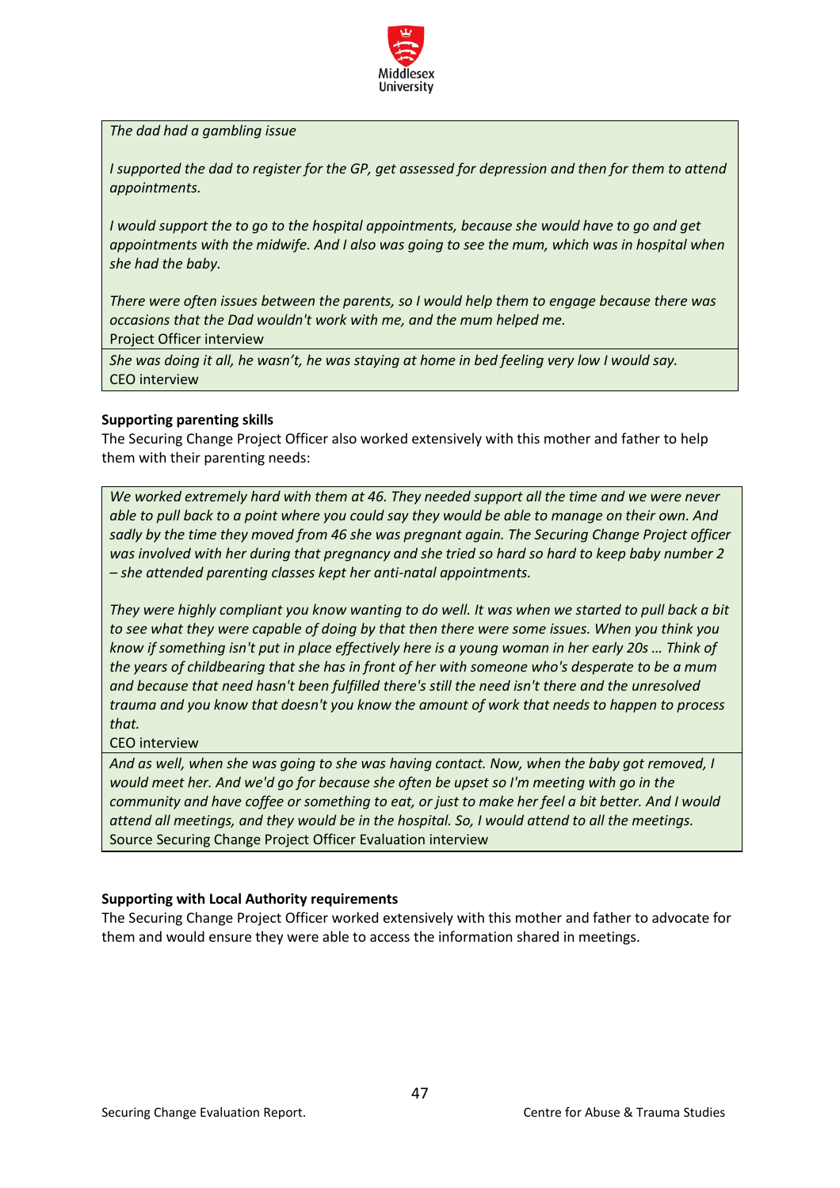> *The dad had a gambling issue*
>
> *I supported the dad to register for the GP, get assessed for depression and then for them to attend appointments.*
>
> *I would support the to go to the hospital appointments, because she would have to go and get appointments with the midwife. And I also was going to see the mum, which was in hospital when she had the baby.*
>
> *There were often issues between the parents, so I would help them to engage because there was occasions that the Dad wouldn't work with me, and the mum helped me.*
>
> Project Officer interview

> *She was doing it all, he wasn't, he was staying at home in bed feeling very low I would say.*
>
> CEO interview

**Supporting parenting skills**

The Securing Change Project Officer also worked extensively with this mother and father to help them with their parenting needs:

> *We worked extremely hard with them at 46. They needed support all the time and we were never able to pull back to a point where you could say they would be able to manage on their own. And sadly by the time they moved from 46 she was pregnant again. The Securing Change Project officer was involved with her during that pregnancy and she tried so hard so hard to keep baby number 2 – she attended parenting classes kept her anti-natal appointments.*
>
> *They were highly compliant you know wanting to do well. It was when we started to pull back a bit to see what they were capable of doing by that then there were some issues. When you think you know if something isn't put in place effectively here is a young woman in her early 20s … Think of the years of childbearing that she has in front of her with someone who's desperate to be a mum and because that need hasn't been fulfilled there's still the need isn't there and the unresolved trauma and you know that doesn't you know the amount of work that needs to happen to process that.*
>
> CEO interview

> *And as well, when she was going to she was having contact. Now, when the baby got removed, I would meet her. And we'd go for because she often be upset so I'm meeting with go in the community and have coffee or something to eat, or just to make her feel a bit better. And I would attend all meetings, and they would be in the hospital. So, I would attend to all the meetings.*
>
> Source Securing Change Project Officer Evaluation interview

**Supporting with Local Authority requirements**

The Securing Change Project Officer worked extensively with this mother and father to advocate for them and would ensure they were able to access the information shared in meetings.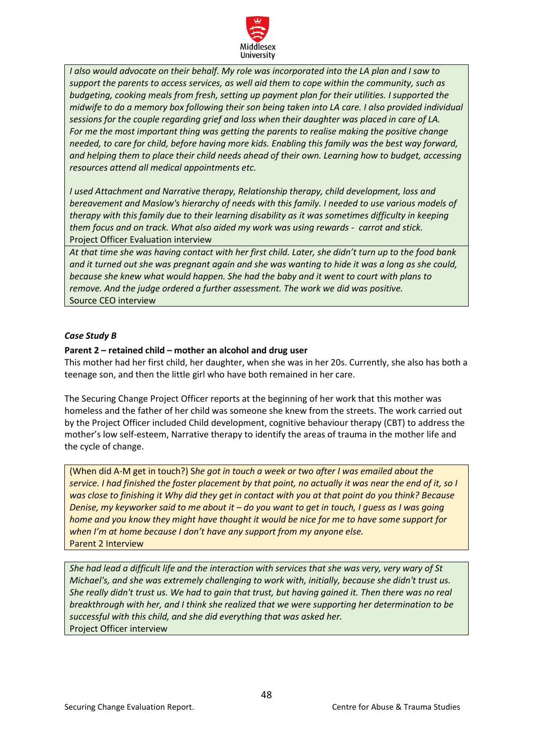*I also would advocate on their behalf. My role was incorporated into the LA plan and I saw to support the parents to access services, as well aid them to cope within the community, such as budgeting, cooking meals from fresh, setting up payment plan for their utilities. I supported the midwife to do a memory box following their son being taken into LA care. I also provided individual sessions for the couple regarding grief and loss when their daughter was placed in care of LA. For me the most important thing was getting the parents to realise making the positive change needed, to care for child, before having more kids. Enabling this family was the best way forward, and helping them to place their child needs ahead of their own. Learning how to budget, accessing resources attend all medical appointments etc.*

*I used Attachment and Narrative therapy, Relationship therapy, child development, loss and bereavement and Maslow's hierarchy of needs with this family. I needed to use various models of therapy with this family due to their learning disability as it was sometimes difficulty in keeping them focus and on track. What also aided my work was using rewards - carrot and stick.*
Project Officer Evaluation interview

*At that time she was having contact with her first child. Later, she didn't turn up to the food bank and it turned out she was pregnant again and she was wanting to hide it was a long as she could, because she knew what would happen. She had the baby and it went to court with plans to remove. And the judge ordered a further assessment. The work we did was positive.*
Source CEO interview

***Case Study B***

**Parent 2 – retained child – mother an alcohol and drug user**

This mother had her first child, her daughter, when she was in her 20s. Currently, she also has both a teenage son, and then the little girl who have both remained in her care.

The Securing Change Project Officer reports at the beginning of her work that this mother was homeless and the father of her child was someone she knew from the streets. The work carried out by the Project Officer included Child development, cognitive behaviour therapy (CBT) to address the mother's low self-esteem, Narrative therapy to identify the areas of trauma in the mother life and the cycle of change.

(When did A-M get in touch?) S*he got in touch a week or two after I was emailed about the service. I had finished the foster placement by that point, no actually it was near the end of it, so I was close to finishing it Why did they get in contact with you at that point do you think? Because Denise, my keyworker said to me about it – do you want to get in touch, I guess as I was going home and you know they might have thought it would be nice for me to have some support for when I'm at home because I don't have any support from my anyone else.*
Parent 2 Interview

*She had lead a difficult life and the interaction with services that she was very, very wary of St Michael's, and she was extremely challenging to work with, initially, because she didn't trust us. She really didn't trust us. We had to gain that trust, but having gained it. Then there was no real breakthrough with her, and I think she realized that we were supporting her determination to be successful with this child, and she did everything that was asked her.*
Project Officer interview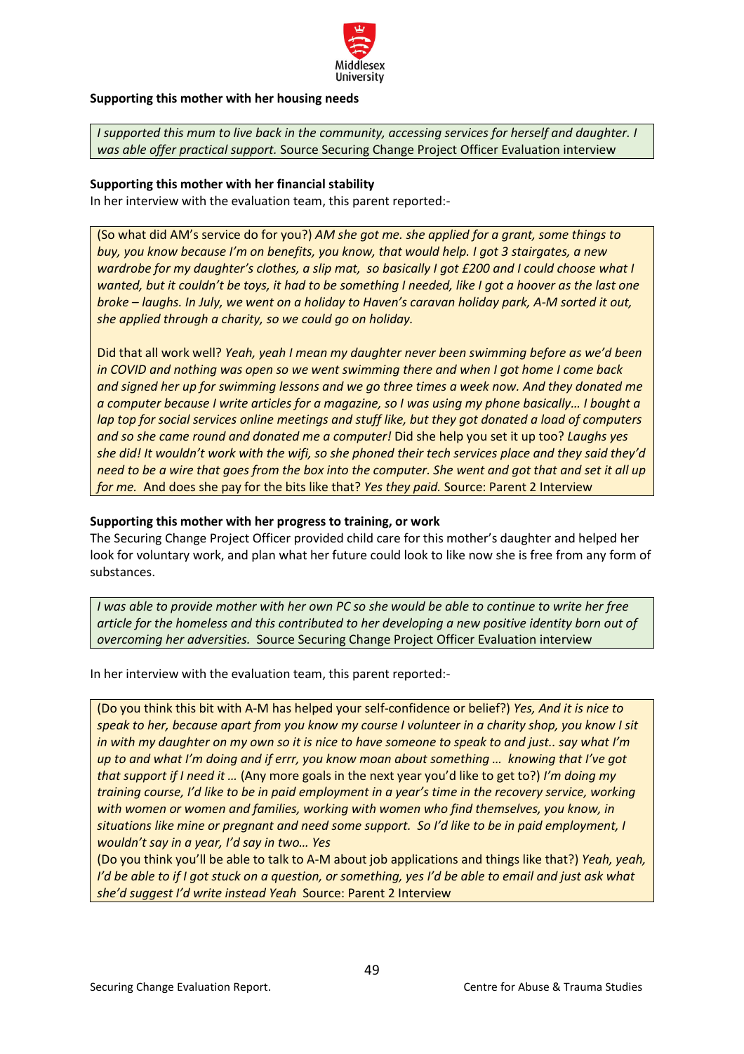**Supporting this mother with her housing needs**

> *I supported this mum to live back in the community, accessing services for herself and daughter. I was able offer practical support.* Source Securing Change Project Officer Evaluation interview

**Supporting this mother with her financial stability**

In her interview with the evaluation team, this parent reported:-

> (So what did AM's service do for you?) *AM she got me. she applied for a grant, some things to buy, you know because I'm on benefits, you know, that would help. I got 3 stairgates, a new wardrobe for my daughter's clothes, a slip mat, so basically I got £200 and I could choose what I wanted, but it couldn't be toys, it had to be something I needed, like I got a hoover as the last one broke – laughs. In July, we went on a holiday to Haven's caravan holiday park, A-M sorted it out, she applied through a charity, so we could go on holiday.*
>
> Did that all work well? *Yeah, yeah I mean my daughter never been swimming before as we'd been in COVID and nothing was open so we went swimming there and when I got home I come back and signed her up for swimming lessons and we go three times a week now. And they donated me a computer because I write articles for a magazine, so I was using my phone basically… I bought a lap top for social services online meetings and stuff like, but they got donated a load of computers and so she came round and donated me a computer!* Did she help you set it up too? *Laughs yes she did! It wouldn't work with the wifi, so she phoned their tech services place and they said they'd need to be a wire that goes from the box into the computer. She went and got that and set it all up for me.* And does she pay for the bits like that? *Yes they paid.* Source: Parent 2 Interview

**Supporting this mother with her progress to training, or work**

The Securing Change Project Officer provided child care for this mother's daughter and helped her look for voluntary work, and plan what her future could look to like now she is free from any form of substances.

> *I was able to provide mother with her own PC so she would be able to continue to write her free article for the homeless and this contributed to her developing a new positive identity born out of overcoming her adversities.* Source Securing Change Project Officer Evaluation interview

In her interview with the evaluation team, this parent reported:-

> (Do you think this bit with A-M has helped your self-confidence or belief?) *Yes, And it is nice to speak to her, because apart from you know my course I volunteer in a charity shop, you know I sit in with my daughter on my own so it is nice to have someone to speak to and just.. say what I'm up to and what I'm doing and if errr, you know moan about something … knowing that I've got that support if I need it …* (Any more goals in the next year you'd like to get to?) *I'm doing my training course, I'd like to be in paid employment in a year's time in the recovery service, working with women or women and families, working with women who find themselves, you know, in situations like mine or pregnant and need some support. So I'd like to be in paid employment, I wouldn't say in a year, I'd say in two… Yes*
>
> (Do you think you'll be able to talk to A-M about job applications and things like that?) *Yeah, yeah, I'd be able to if I got stuck on a question, or something, yes I'd be able to email and just ask what she'd suggest I'd write instead Yeah* Source: Parent 2 Interview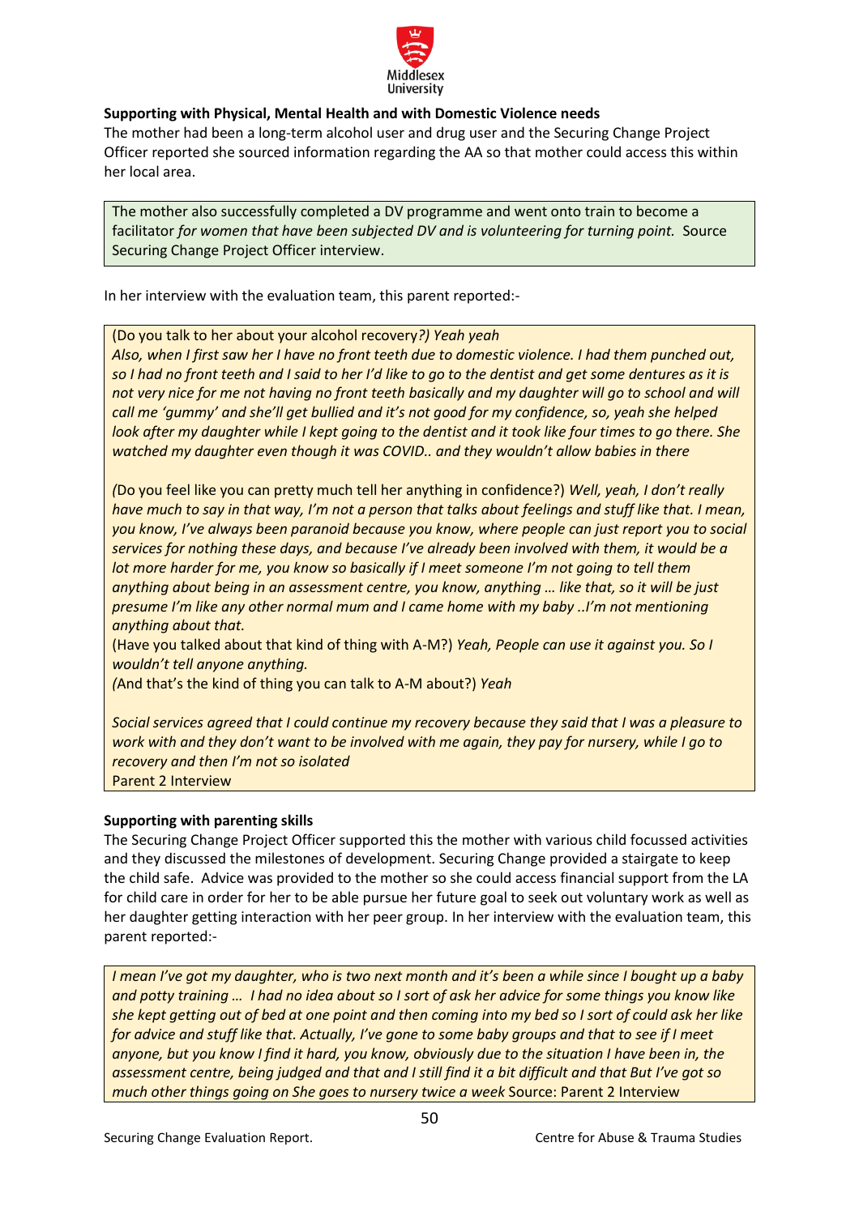**Supporting with Physical, Mental Health and with Domestic Violence needs**

The mother had been a long-term alcohol user and drug user and the Securing Change Project Officer reported she sourced information regarding the AA so that mother could access this within her local area.

> The mother also successfully completed a DV programme and went onto train to become a facilitator *for women that have been subjected DV and is volunteering for turning point.* Source Securing Change Project Officer interview.

In her interview with the evaluation team, this parent reported:-

> (Do you talk to her about your alcohol recovery*?) Yeah yeah*
> *Also, when I first saw her I have no front teeth due to domestic violence. I had them punched out, so I had no front teeth and I said to her I'd like to go to the dentist and get some dentures as it is not very nice for me not having no front teeth basically and my daughter will go to school and will call me 'gummy' and she'll get bullied and it's not good for my confidence, so, yeah she helped look after my daughter while I kept going to the dentist and it took like four times to go there. She watched my daughter even though it was COVID.. and they wouldn't allow babies in there*
>
> *(*Do you feel like you can pretty much tell her anything in confidence?) *Well, yeah, I don't really have much to say in that way, I'm not a person that talks about feelings and stuff like that. I mean, you know, I've always been paranoid because you know, where people can just report you to social services for nothing these days, and because I've already been involved with them, it would be a lot more harder for me, you know so basically if I meet someone I'm not going to tell them anything about being in an assessment centre, you know, anything … like that, so it will be just presume I'm like any other normal mum and I came home with my baby ..I'm not mentioning anything about that.*
> (Have you talked about that kind of thing with A-M?) *Yeah, People can use it against you. So I wouldn't tell anyone anything.*
> *(*And that's the kind of thing you can talk to A-M about?) *Yeah*
>
> *Social services agreed that I could continue my recovery because they said that I was a pleasure to work with and they don't want to be involved with me again, they pay for nursery, while I go to recovery and then I'm not so isolated*
> Parent 2 Interview

**Supporting with parenting skills**

The Securing Change Project Officer supported this the mother with various child focussed activities and they discussed the milestones of development. Securing Change provided a stairgate to keep the child safe. Advice was provided to the mother so she could access financial support from the LA for child care in order for her to be able pursue her future goal to seek out voluntary work as well as her daughter getting interaction with her peer group. In her interview with the evaluation team, this parent reported:-

> *I mean I've got my daughter, who is two next month and it's been a while since I bought up a baby and potty training … I had no idea about so I sort of ask her advice for some things you know like she kept getting out of bed at one point and then coming into my bed so I sort of could ask her like for advice and stuff like that. Actually, I've gone to some baby groups and that to see if I meet anyone, but you know I find it hard, you know, obviously due to the situation I have been in, the assessment centre, being judged and that and I still find it a bit difficult and that But I've got so much other things going on She goes to nursery twice a week* Source: Parent 2 Interview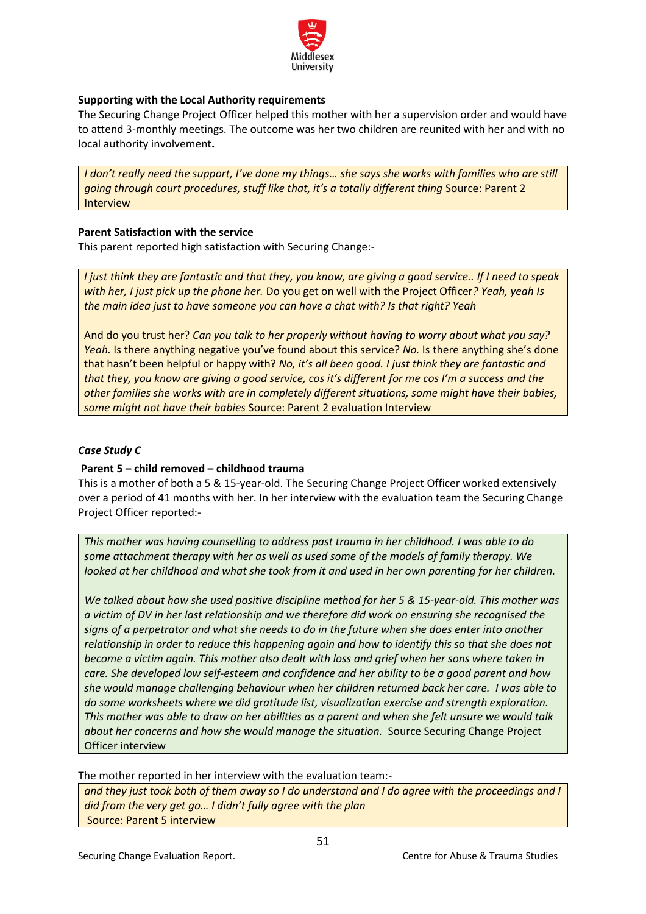**Supporting with the Local Authority requirements**

The Securing Change Project Officer helped this mother with her a supervision order and would have to attend 3-monthly meetings. The outcome was her two children are reunited with her and with no local authority involvement**.**

> *I don't really need the support, I've done my things… she says she works with families who are still going through court procedures, stuff like that, it's a totally different thing* Source: Parent 2 Interview

**Parent Satisfaction with the service**

This parent reported high satisfaction with Securing Change:-

> *I just think they are fantastic and that they, you know, are giving a good service.. If I need to speak with her, I just pick up the phone her.* Do you get on well with the Project Officer*? Yeah, yeah Is the main idea just to have someone you can have a chat with? Is that right? Yeah*
>
> And do you trust her? *Can you talk to her properly without having to worry about what you say? Yeah.* Is there anything negative you've found about this service? *No.* Is there anything she's done that hasn't been helpful or happy with? *No, it's all been good. I just think they are fantastic and that they, you know are giving a good service, cos it's different for me cos I'm a success and the other families she works with are in completely different situations, some might have their babies, some might not have their babies* Source: Parent 2 evaluation Interview

***Case Study C***

**Parent 5 – child removed – childhood trauma**

This is a mother of both a 5 & 15-year-old. The Securing Change Project Officer worked extensively over a period of 41 months with her. In her interview with the evaluation team the Securing Change Project Officer reported:-

> *This mother was having counselling to address past trauma in her childhood. I was able to do some attachment therapy with her as well as used some of the models of family therapy. We looked at her childhood and what she took from it and used in her own parenting for her children.*
>
> *We talked about how she used positive discipline method for her 5 & 15-year-old. This mother was a victim of DV in her last relationship and we therefore did work on ensuring she recognised the signs of a perpetrator and what she needs to do in the future when she does enter into another relationship in order to reduce this happening again and how to identify this so that she does not become a victim again. This mother also dealt with loss and grief when her sons where taken in care. She developed low self-esteem and confidence and her ability to be a good parent and how she would manage challenging behaviour when her children returned back her care. I was able to do some worksheets where we did gratitude list, visualization exercise and strength exploration. This mother was able to draw on her abilities as a parent and when she felt unsure we would talk about her concerns and how she would manage the situation.* Source Securing Change Project Officer interview

The mother reported in her interview with the evaluation team:-

> *and they just took both of them away so I do understand and I do agree with the proceedings and I did from the very get go… I didn't fully agree with the plan*
> Source: Parent 5 interview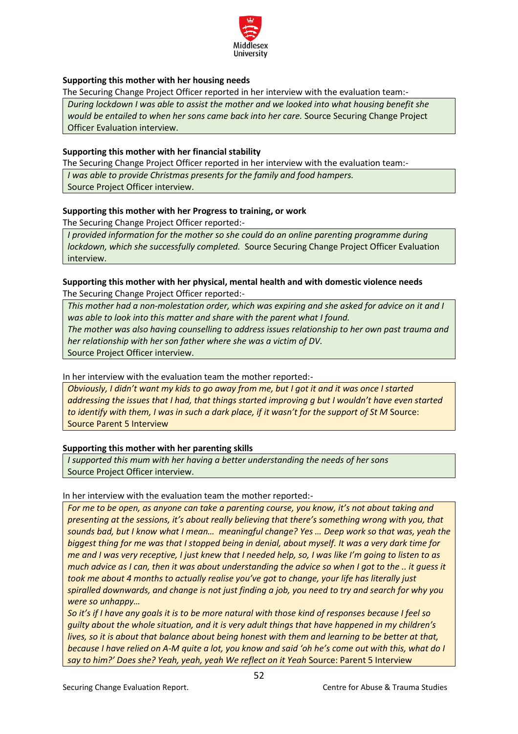**Supporting this mother with her housing needs**

The Securing Change Project Officer reported in her interview with the evaluation team:-

> *During lockdown I was able to assist the mother and we looked into what housing benefit she would be entailed to when her sons came back into her care.* Source Securing Change Project Officer Evaluation interview.

**Supporting this mother with her financial stability**

The Securing Change Project Officer reported in her interview with the evaluation team:-

> *I was able to provide Christmas presents for the family and food hampers.*
> Source Project Officer interview.

**Supporting this mother with her Progress to training, or work**

The Securing Change Project Officer reported:-

> *I provided information for the mother so she could do an online parenting programme during lockdown, which she successfully completed.* Source Securing Change Project Officer Evaluation interview.

**Supporting this mother with her physical, mental health and with domestic violence needs**

The Securing Change Project Officer reported:-

> *This mother had a non-molestation order, which was expiring and she asked for advice on it and I was able to look into this matter and share with the parent what I found.*
> *The mother was also having counselling to address issues relationship to her own past trauma and her relationship with her son father where she was a victim of DV.*
> Source Project Officer interview.

In her interview with the evaluation team the mother reported:-

> *Obviously, I didn't want my kids to go away from me, but I got it and it was once I started addressing the issues that I had, that things started improving g but I wouldn't have even started to identify with them, I was in such a dark place, if it wasn't for the support of St M* Source: Source Parent 5 Interview

**Supporting this mother with her parenting skills**

> *I supported this mum with her having a better understanding the needs of her sons*
> Source Project Officer interview.

In her interview with the evaluation team the mother reported:-

> *For me to be open, as anyone can take a parenting course, you know, it's not about taking and presenting at the sessions, it's about really believing that there's something wrong with you, that sounds bad, but I know what I mean… meaningful change? Yes … Deep work so that was, yeah the biggest thing for me was that I stopped being in denial, about myself. It was a very dark time for me and I was very receptive, I just knew that I needed help, so, I was like I'm going to listen to as much advice as I can, then it was about understanding the advice so when I got to the .. it guess it took me about 4 months to actually realise you've got to change, your life has literally just spiralled downwards, and change is not just finding a job, you need to try and search for why you were so unhappy…*
> *So it's if I have any goals it is to be more natural with those kind of responses because I feel so guilty about the whole situation, and it is very adult things that have happened in my children's lives, so it is about that balance about being honest with them and learning to be better at that, because I have relied on A-M quite a lot, you know and said 'oh he's come out with this, what do I say to him?' Does she? Yeah, yeah, yeah We reflect on it Yeah* Source: Parent 5 Interview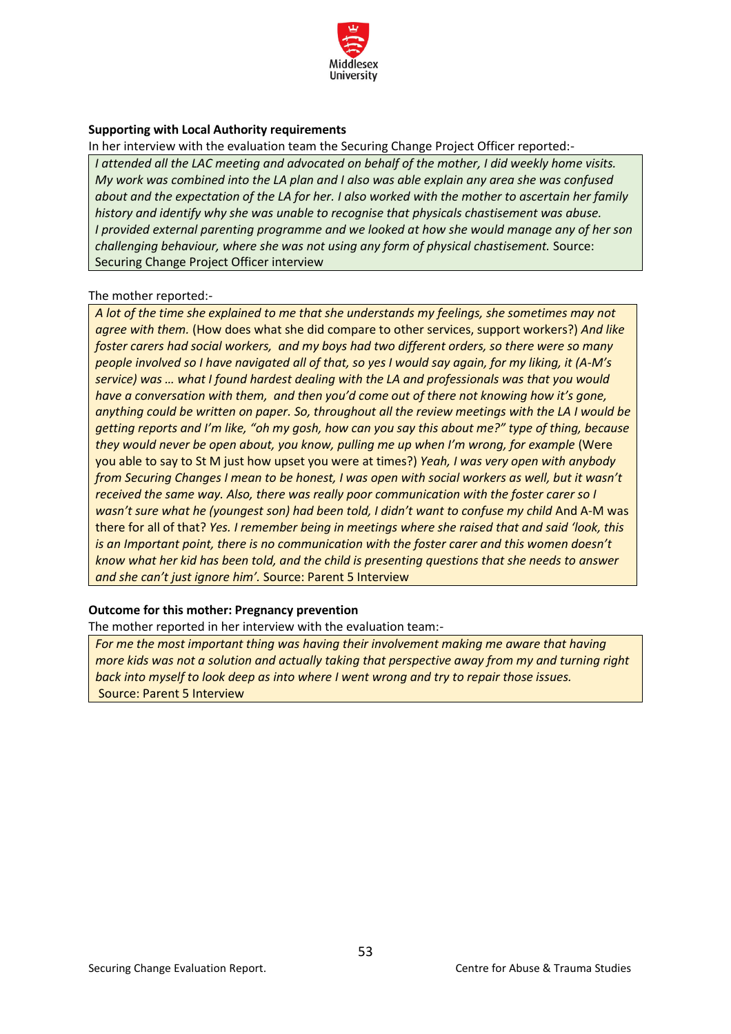**Supporting with Local Authority requirements**

In her interview with the evaluation team the Securing Change Project Officer reported:-

> *I attended all the LAC meeting and advocated on behalf of the mother, I did weekly home visits. My work was combined into the LA plan and I also was able explain any area she was confused about and the expectation of the LA plan for her. I also worked with the mother to ascertain her family history and identify why she was unable to recognise that physicals chastisement was abuse. I provided external parenting programme and we looked at how she would manage any of her son challenging behaviour, where she was not using any form of physical chastisement.* Source: Securing Change Project Officer interview

The mother reported:-

> *A lot of the time she explained to me that she understands my feelings, she sometimes may not agree with them.* (How does what she did compare to other services, support workers?) *And like foster carers had social workers, and my boys had two different orders, so there were so many people involved so I have navigated all of that, so yes I would say again, for my liking, it (A-M's service) was … what I found hardest dealing with the LA and professionals was that you would have a conversation with them, and then you'd come out of there not knowing how it's gone, anything could be written on paper. So, throughout all the review meetings with the LA I would be getting reports and I'm like, "oh my gosh, how can you say this about me?" type of thing, because they would never be open about, you know, pulling me up when I'm wrong, for example* (Were you able to say to St M just how upset you were at times?) *Yeah, I was very open with anybody from Securing Changes I mean to be honest, I was open with social workers as well, but it wasn't received the same way. Also, there was really poor communication with the foster carer so I wasn't sure what he (youngest son) had been told, I didn't want to confuse my child* And A-M was there for all of that? *Yes. I remember being in meetings where she raised that and said 'look, this is an Important point, there is no communication with the foster carer and this women doesn't know what her kid has been told, and the child is presenting questions that she needs to answer and she can't just ignore him'.* Source: Parent 5 Interview

**Outcome for this mother: Pregnancy prevention**

The mother reported in her interview with the evaluation team:-

> *For me the most important thing was having their involvement making me aware that having more kids was not a solution and actually taking that perspective away from my and turning right back into myself to look deep as into where I went wrong and try to repair those issues.*
> Source: Parent 5 Interview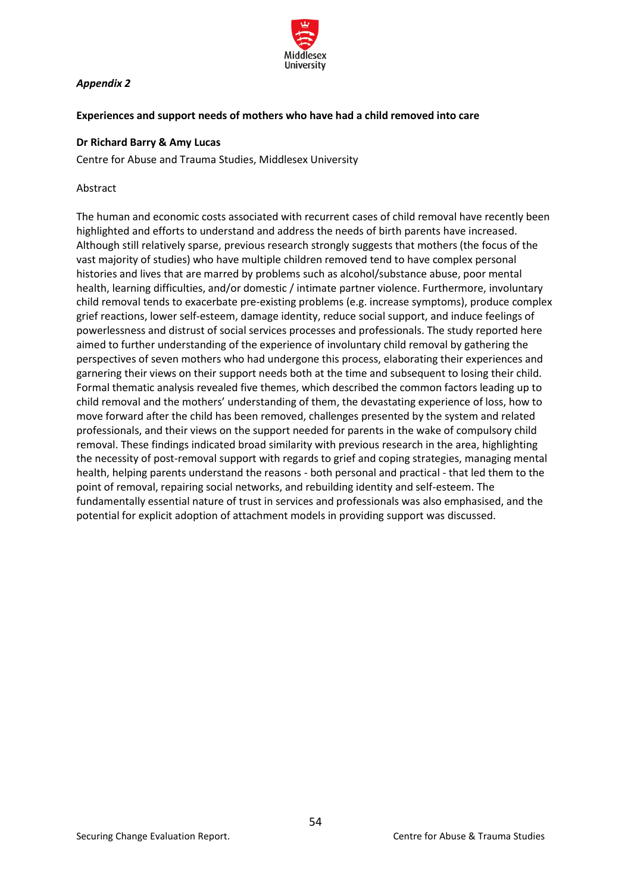*Appendix 2*

**Experiences and support needs of mothers who have had a child removed into care**

**Dr Richard Barry & Amy Lucas**

Centre for Abuse and Trauma Studies, Middlesex University

Abstract

The human and economic costs associated with recurrent cases of child removal have recently been highlighted and efforts to understand and address the needs of birth parents have increased. Although still relatively sparse, previous research strongly suggests that mothers (the focus of the vast majority of studies) who have multiple children removed tend to have complex personal histories and lives that are marred by problems such as alcohol/substance abuse, poor mental health, learning difficulties, and/or domestic / intimate partner violence. Furthermore, involuntary child removal tends to exacerbate pre-existing problems (e.g. increase symptoms), produce complex grief reactions, lower self-esteem, damage identity, reduce social support, and induce feelings of powerlessness and distrust of social services processes and professionals. The study reported here aimed to further understanding of the experience of involuntary child removal by gathering the perspectives of seven mothers who had undergone this process, elaborating their experiences and garnering their views on their support needs both at the time and subsequent to losing their child. Formal thematic analysis revealed five themes, which described the common factors leading up to child removal and the mothers' understanding of them, the devastating experience of loss, how to move forward after the child has been removed, challenges presented by the system and related professionals, and their views on the support needed for parents in the wake of compulsory child removal. These findings indicated broad similarity with previous research in the area, highlighting the necessity of post-removal support with regards to grief and coping strategies, managing mental health, helping parents understand the reasons - both personal and practical - that led them to the point of removal, repairing social networks, and rebuilding identity and self-esteem. The fundamentally essential nature of trust in services and professionals was also emphasised, and the potential for explicit adoption of attachment models in providing support was discussed.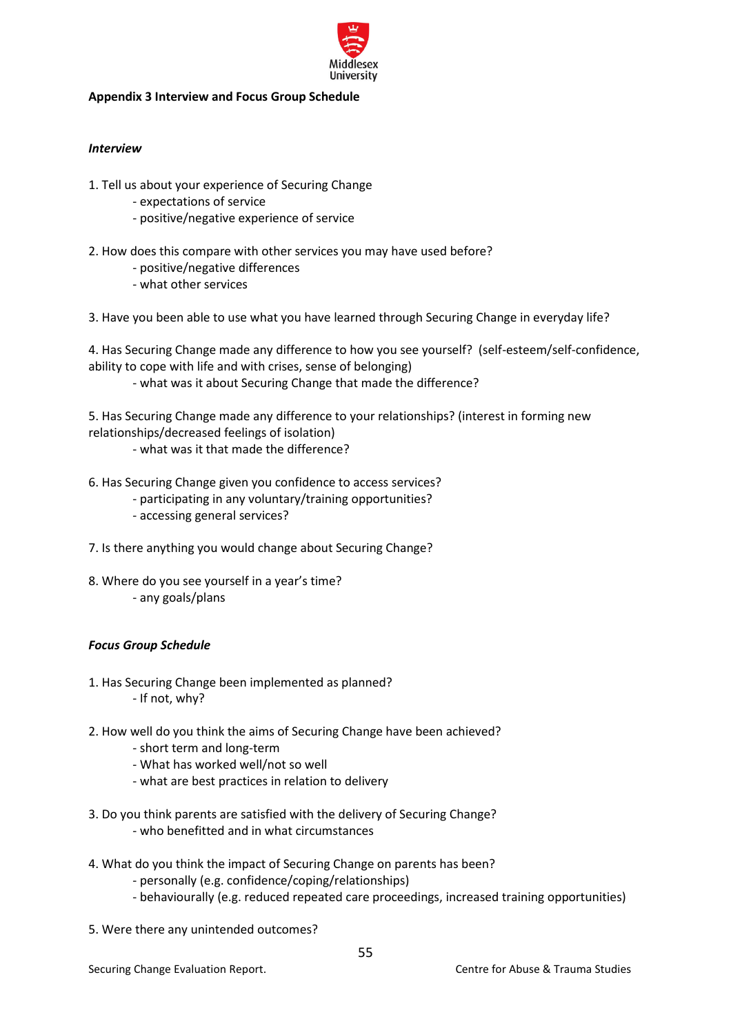**Appendix 3 Interview and Focus Group Schedule**

***Interview***

1. Tell us about your experience of Securing Change
   - expectations of service
   - positive/negative experience of service

2. How does this compare with other services you may have used before?
   - positive/negative differences
   - what other services

3. Have you been able to use what you have learned through Securing Change in everyday life?

4. Has Securing Change made any difference to how you see yourself? (self-esteem/self-confidence, ability to cope with life and with crises, sense of belonging)
   - what was it about Securing Change that made the difference?

5. Has Securing Change made any difference to your relationships? (interest in forming new relationships/decreased feelings of isolation)
   - what was it that made the difference?

6. Has Securing Change given you confidence to access services?
   - participating in any voluntary/training opportunities?
   - accessing general services?

7. Is there anything you would change about Securing Change?

8. Where do you see yourself in a year's time?
   - any goals/plans

***Focus Group Schedule***

1. Has Securing Change been implemented as planned?
   - If not, why?

2. How well do you think the aims of Securing Change have been achieved?
   - short term and long-term
   - What has worked well/not so well
   - what are best practices in relation to delivery

3. Do you think parents are satisfied with the delivery of Securing Change?
   - who benefitted and in what circumstances

4. What do you think the impact of Securing Change on parents has been?
   - personally (e.g. confidence/coping/relationships)
   - behaviourally (e.g. reduced repeated care proceedings, increased training opportunities)

5. Were there any unintended outcomes?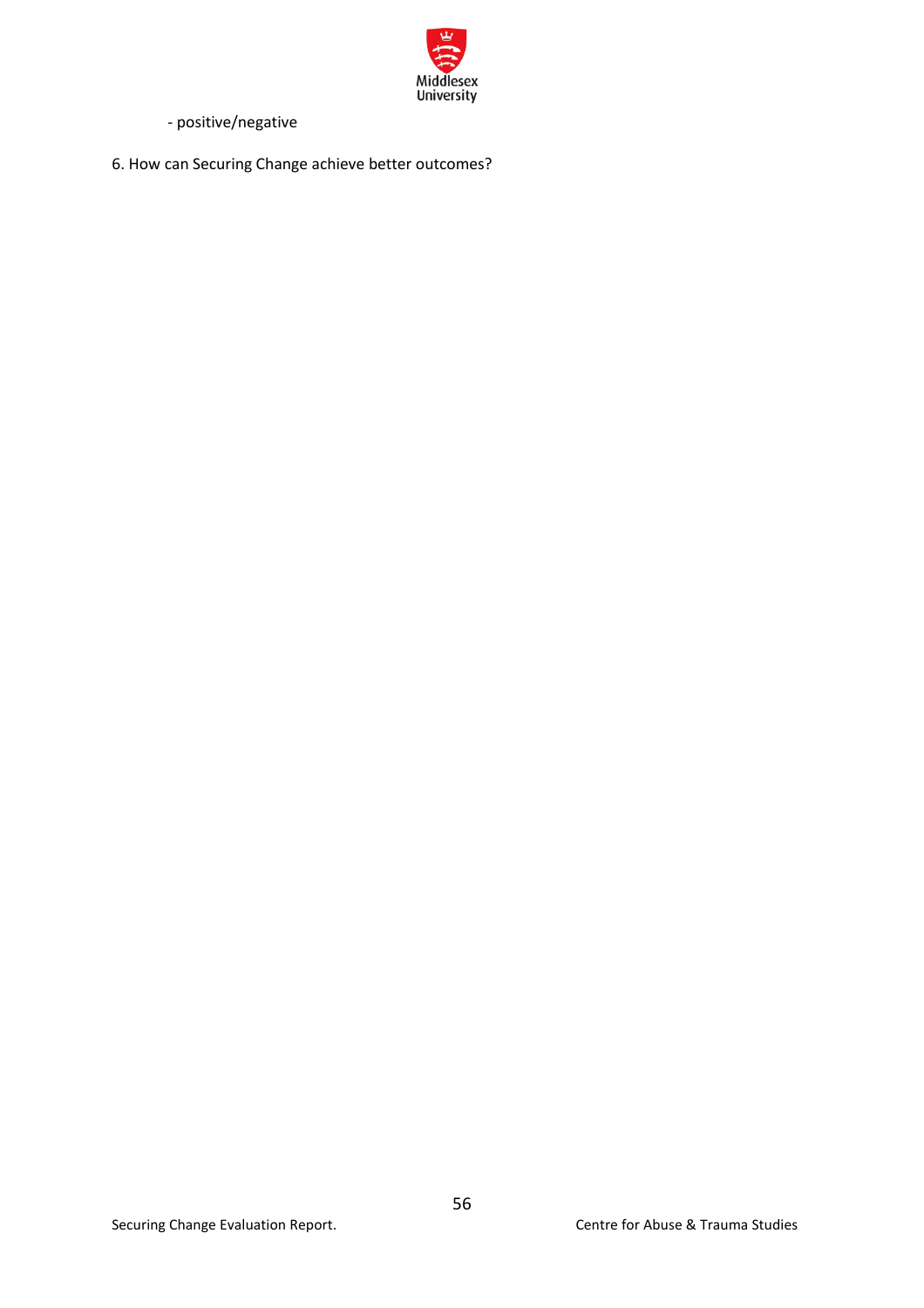- positive/negative

6. How can Securing Change achieve better outcomes?